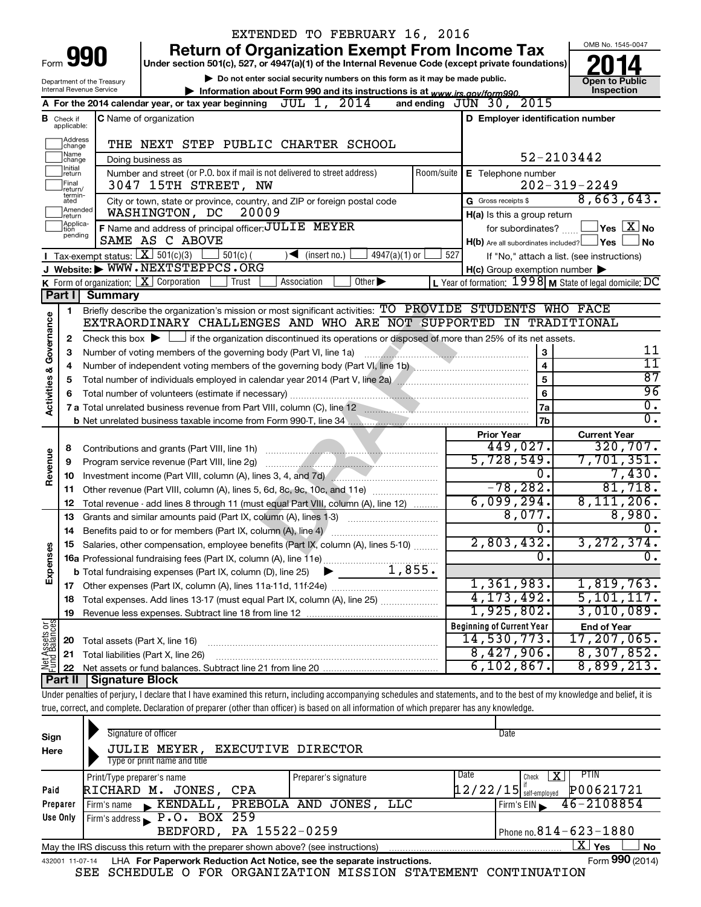EXTENDED TO FEBRUARY 16, 2016

# Form 990 — Return of Organization Exempt From Income Tax (2014)

Under section 501(c), 527, or 4947(a)(1) of the Internal Revenue Code (except private foundations)

▶ Do not enter social security numbers on this form as it may be made public.

▶ Information about Form 990 and its instructions is at www.irs.gov/form990.

Department of the Treasury
Internal Revenue Service

OMB No. 1545-0047

**Open to Public Inspection**

**A** For the 2014 calendar year, or tax year beginning JUL 1, 2014 and ending JUN 30, 2015

**B** Check if applicable: ☐ Address change ☐ Name change ☐ Initial return ☐ Final return/terminated ☐ Amended return ☐ Application pending

**C** Name of organization: THE NEXT STEP PUBLIC CHARTER SCHOOL

Doing business as

Number and street (or P.O. box if mail is not delivered to street address): 3047 15TH STREET, NW — Room/suite

City or town, state or province, country, and ZIP or foreign postal code: WASHINGTON, DC 20009

**D** Employer identification number: 52-2103442

**E** Telephone number: 202-319-2249

**G** Gross receipts $ 8,663,643.

**F** Name and address of principal officer: JULIE MEYER, SAME AS C ABOVE

**H(a)** Is this a group return for subordinates? ☐ Yes ☒ No

**H(b)** Are all subordinates included? ☐ Yes ☐ No — If "No," attach a list. (see instructions)

**H(c)** Group exemption number ▶

**I** Tax-exempt status: ☒ 501(c)(3) ☐ 501(c) ( ) ◀ (insert no.) ☐ 4947(a)(1) or ☐ 527

**J** Website: ▶ WWW.NEXTSTEPPCS.ORG

**K** Form of organization: ☒ Corporation ☐ Trust ☐ Association ☐ Other ▶

**L** Year of formation: 1998 **M** State of legal domicile: DC

## Part I Summary

**Activities & Governance**

1. Briefly describe the organization's mission or most significant activities: TO PROVIDE STUDENTS WHO FACE EXTRAORDINARY CHALLENGES AND WHO ARE NOT SUPPORTED IN TRADITIONAL
2. Check this box ▶ ☐ if the organization discontinued its operations or disposed of more than 25% of its net assets.

| | | Line | Value |
|---|---|---|---|
| 3 | Number of voting members of the governing body (Part VI, line 1a) | 3 | 11 |
| 4 | Number of independent voting members of the governing body (Part VI, line 1b) | 4 | 11 |
| 5 | Total number of individuals employed in calendar year 2014 (Part V, line 2a) | 5 | 87 |
| 6 | Total number of volunteers (estimate if necessary) | 6 | 96 |
| 7a | Total unrelated business revenue from Part VIII, column (C), line 12 | 7a | 0. |
| b | Net unrelated business taxable income from Form 990-T, line 34 | 7b | 0. |

| | | Prior Year | Current Year |
|---|---|---|---|
| **Revenue** | | | |
| 8 | Contributions and grants (Part VIII, line 1h) | 449,027. | 320,707. |
| 9 | Program service revenue (Part VIII, line 2g) | 5,728,549. | 7,701,351. |
| 10 | Investment income (Part VIII, column (A), lines 3, 4, and 7d) | 0. | 7,430. |
| 11 | Other revenue (Part VIII, column (A), lines 5, 6d, 8c, 9c, 10c, and 11e) | -78,282. | 81,718. |
| 12 | Total revenue - add lines 8 through 11 (must equal Part VIII, column (A), line 12) | 6,099,294. | 8,111,206. |
| **Expenses** | | | |
| 13 | Grants and similar amounts paid (Part IX, column (A), lines 1-3) | 8,077. | 8,980. |
| 14 | Benefits paid to or for members (Part IX, column (A), line 4) | 0. | 0. |
| 15 | Salaries, other compensation, employee benefits (Part IX, column (A), lines 5-10) | 2,803,432. | 3,272,374. |
| 16a | Professional fundraising fees (Part IX, column (A), line 11e) | 0. | 0. |
| b | Total fundraising expenses (Part IX, column (D), line 25) ▶ 1,855. | | |
| 17 | Other expenses (Part IX, column (A), lines 11a-11d, 11f-24e) | 1,361,983. | 1,819,763. |
| 18 | Total expenses. Add lines 13-17 (must equal Part IX, column (A), line 25) | 4,173,492. | 5,101,117. |
| 19 | Revenue less expenses. Subtract line 18 from line 12 | 1,925,802. | 3,010,089. |
| **Net Assets or Fund Balances** | | **Beginning of Current Year** | **End of Year** |
| 20 | Total assets (Part X, line 16) | 14,530,773. | 17,207,065. |
| 21 | Total liabilities (Part X, line 26) | 8,427,906. | 8,307,852. |
| 22 | Net assets or fund balances. Subtract line 21 from line 20 | 6,102,867. | 8,899,213. |

## Part II Signature Block

Under penalties of perjury, I declare that I have examined this return, including accompanying schedules and statements, and to the best of my knowledge and belief, it is true, correct, and complete. Declaration of preparer (other than officer) is based on all information of which preparer has any knowledge.

**Sign Here**

Signature of officer — Date

JULIE MEYER, EXECUTIVE DIRECTOR

Type or print name and title

**Paid Preparer Use Only**

| Print/Type preparer's name | Preparer's signature | Date | Check ☒ if self-employed | PTIN |
|---|---|---|---|---|
| RICHARD M. JONES, CPA | | 12/22/15 | | P00621721 |

Firm's name ▶ KENDALL, PREBOLA AND JONES, LLC — Firm's EIN ▶ 46-2108854

Firm's address ▶ P.O. BOX 259, BEDFORD, PA 15522-0259 — Phone no. 814-623-1880

May the IRS discuss this return with the preparer shown above? (see instructions) ☒ Yes ☐ No

432001 11-07-14 LHA For Paperwork Reduction Act Notice, see the separate instructions. Form 990 (2014)

SEE SCHEDULE O FOR ORGANIZATION MISSION STATEMENT CONTINUATION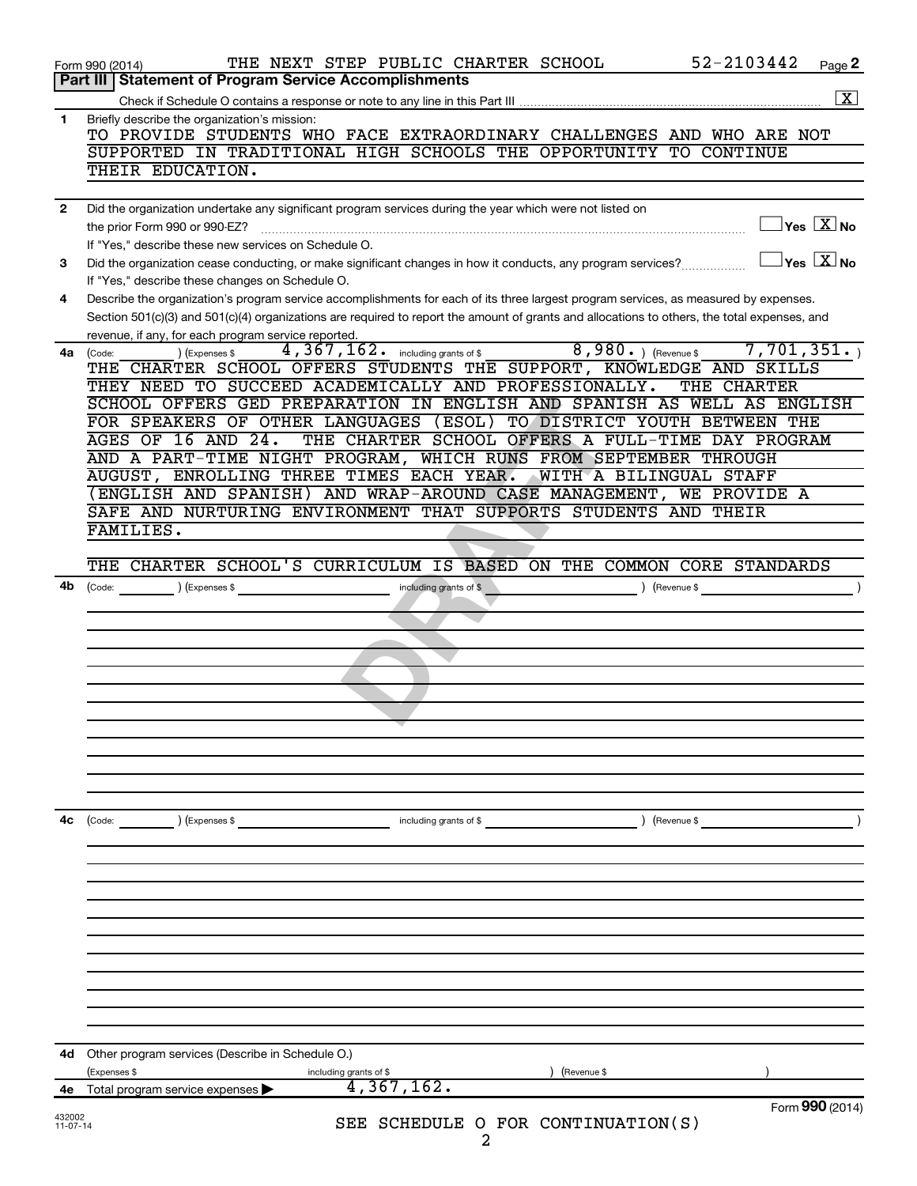Form 990 (2014) THE NEXT STEP PUBLIC CHARTER SCHOOL 52-2103442 Page 2

## Part III | Statement of Program Service Accomplishments

Check if Schedule O contains a response or note to any line in this Part III [X]

**1** Briefly describe the organization's mission:

TO PROVIDE STUDENTS WHO FACE EXTRAORDINARY CHALLENGES AND WHO ARE NOT SUPPORTED IN TRADITIONAL HIGH SCHOOLS THE OPPORTUNITY TO CONTINUE THEIR EDUCATION.

**2** Did the organization undertake any significant program services during the year which were not listed on the prior Form 990 or 990-EZ? [ ] Yes [X] No

If "Yes," describe these new services on Schedule O.

**3** Did the organization cease conducting, or make significant changes in how it conducts, any program services? [ ] Yes [X] No

If "Yes," describe these changes on Schedule O.

**4** Describe the organization's program service accomplishments for each of its three largest program services, as measured by expenses. Section 501(c)(3) and 501(c)(4) organizations are required to report the amount of grants and allocations to others, the total expenses, and revenue, if any, for each program service reported.

**4a** (Code: ) (Expenses $ 4,367,162. including grants of $ 8,980. ) (Revenue $ 7,701,351. )

THE CHARTER SCHOOL OFFERS STUDENTS THE SUPPORT, KNOWLEDGE AND SKILLS THEY NEED TO SUCCEED ACADEMICALLY AND PROFESSIONALLY. THE CHARTER SCHOOL OFFERS GED PREPARATION IN ENGLISH AND SPANISH AS WELL AS ENGLISH FOR SPEAKERS OF OTHER LANGUAGES (ESOL) TO DISTRICT YOUTH BETWEEN THE AGES OF 16 AND 24. THE CHARTER SCHOOL OFFERS A FULL-TIME DAY PROGRAM AND A PART-TIME NIGHT PROGRAM, WHICH RUNS FROM SEPTEMBER THROUGH AUGUST, ENROLLING THREE TIMES EACH YEAR. WITH A BILINGUAL STAFF (ENGLISH AND SPANISH) AND WRAP-AROUND CASE MANAGEMENT, WE PROVIDE A SAFE AND NURTURING ENVIRONMENT THAT SUPPORTS STUDENTS AND THEIR FAMILIES.

THE CHARTER SCHOOL'S CURRICULUM IS BASED ON THE COMMON CORE STANDARDS

**4b** (Code: ) (Expenses $ including grants of $ ) (Revenue $ )

**4c** (Code: ) (Expenses $ including grants of $ ) (Revenue $ )

**4d** Other program services (Describe in Schedule O.)

(Expenses $ including grants of $ ) (Revenue $ )

**4e** Total program service expenses ▶ 4,367,162.

Form 990 (2014)

SEE SCHEDULE O FOR CONTINUATION(S)

DRAFT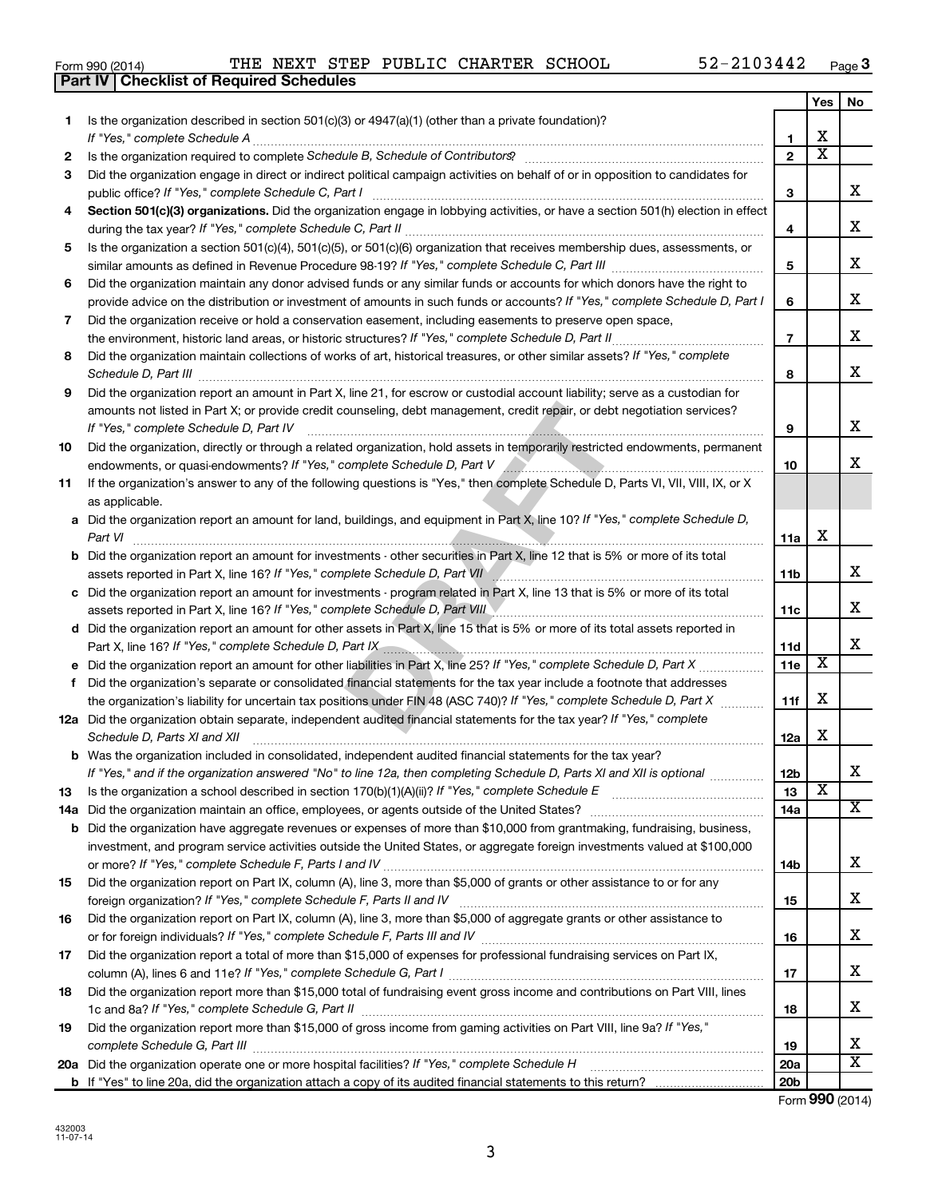Form 990 (2014) THE NEXT STEP PUBLIC CHARTER SCHOOL 52-2103442 Page **3**

## Part IV | Checklist of Required Schedules

| | | | Yes | No |
|---|---|---|---|---|
| 1 | Is the organization described in section 501(c)(3) or 4947(a)(1) (other than a private foundation)? *If "Yes," complete Schedule A* | 1 | X | |
| 2 | Is the organization required to complete *Schedule B, Schedule of Contributors*? | 2 | X | |
| 3 | Did the organization engage in direct or indirect political campaign activities on behalf of or in opposition to candidates for public office? *If "Yes," complete Schedule C, Part I* | 3 | | X |
| 4 | **Section 501(c)(3) organizations.** Did the organization engage in lobbying activities, or have a section 501(h) election in effect during the tax year? *If "Yes," complete Schedule C, Part II* | 4 | | X |
| 5 | Is the organization a section 501(c)(4), 501(c)(5), or 501(c)(6) organization that receives membership dues, assessments, or similar amounts as defined in Revenue Procedure 98-19? *If "Yes," complete Schedule C, Part III* | 5 | | X |
| 6 | Did the organization maintain any donor advised funds or any similar funds or accounts for which donors have the right to provide advice on the distribution or investment of amounts in such funds or accounts? *If "Yes," complete Schedule D, Part I* | 6 | | X |
| 7 | Did the organization receive or hold a conservation easement, including easements to preserve open space, the environment, historic land areas, or historic structures? *If "Yes," complete Schedule D, Part II* | 7 | | X |
| 8 | Did the organization maintain collections of works of art, historical treasures, or other similar assets? *If "Yes," complete Schedule D, Part III* | 8 | | X |
| 9 | Did the organization report an amount in Part X, line 21, for escrow or custodial account liability; serve as a custodian for amounts not listed in Part X; or provide credit counseling, debt management, credit repair, or debt negotiation services? *If "Yes," complete Schedule D, Part IV* | 9 | | X |
| 10 | Did the organization, directly or through a related organization, hold assets in temporarily restricted endowments, permanent endowments, or quasi-endowments? *If "Yes," complete Schedule D, Part V* | 10 | | X |
| 11 | If the organization's answer to any of the following questions is "Yes," then complete Schedule D, Parts VI, VII, VIII, IX, or X as applicable. | | | |
| a | Did the organization report an amount for land, buildings, and equipment in Part X, line 10? *If "Yes," complete Schedule D, Part VI* | 11a | X | |
| b | Did the organization report an amount for investments - other securities in Part X, line 12 that is 5% or more of its total assets reported in Part X, line 16? *If "Yes," complete Schedule D, Part VII* | 11b | | X |
| c | Did the organization report an amount for investments - program related in Part X, line 13 that is 5% or more of its total assets reported in Part X, line 16? *If "Yes," complete Schedule D, Part VIII* | 11c | | X |
| d | Did the organization report an amount for other assets in Part X, line 15 that is 5% or more of its total assets reported in Part X, line 16? *If "Yes," complete Schedule D, Part IX* | 11d | | X |
| e | Did the organization report an amount for other liabilities in Part X, line 25? *If "Yes," complete Schedule D, Part X* | 11e | X | |
| f | Did the organization's separate or consolidated financial statements for the tax year include a footnote that addresses the organization's liability for uncertain tax positions under FIN 48 (ASC 740)? *If "Yes," complete Schedule D, Part X* | 11f | X | |
| 12a | Did the organization obtain separate, independent audited financial statements for the tax year? *If "Yes," complete Schedule D, Parts XI and XII* | 12a | X | |
| b | Was the organization included in consolidated, independent audited financial statements for the tax year? *If "Yes," and if the organization answered "No" to line 12a, then completing Schedule D, Parts XI and XII is optional* | 12b | | X |
| 13 | Is the organization a school described in section 170(b)(1)(A)(ii)? *If "Yes," complete Schedule E* | 13 | X | |
| 14a | Did the organization maintain an office, employees, or agents outside of the United States? | 14a | | X |
| b | Did the organization have aggregate revenues or expenses of more than $10,000 from grantmaking, fundraising, business, investment, and program service activities outside the United States, or aggregate foreign investments valued at $100,000 or more? *If "Yes," complete Schedule F, Parts I and IV* | 14b | | X |
| 15 | Did the organization report on Part IX, column (A), line 3, more than $5,000 of grants or other assistance to or for any foreign organization? *If "Yes," complete Schedule F, Parts II and IV* | 15 | | X |
| 16 | Did the organization report on Part IX, column (A), line 3, more than $5,000 of aggregate grants or other assistance to or for foreign individuals? *If "Yes," complete Schedule F, Parts III and IV* | 16 | | X |
| 17 | Did the organization report a total of more than $15,000 of expenses for professional fundraising services on Part IX, column (A), lines 6 and 11e? *If "Yes," complete Schedule G, Part I* | 17 | | X |
| 18 | Did the organization report more than $15,000 total of fundraising event gross income and contributions on Part VIII, lines 1c and 8a? *If "Yes," complete Schedule G, Part II* | 18 | | X |
| 19 | Did the organization report more than $15,000 of gross income from gaming activities on Part VIII, line 9a? *If "Yes," complete Schedule G, Part III* | 19 | | X |
| 20a | Did the organization operate one or more hospital facilities? *If "Yes," complete Schedule H* | 20a | | X |
| b | If "Yes" to line 20a, did the organization attach a copy of its audited financial statements to this return? | 20b | | |

DRAFT

432003 11-07-14

Form **990** (2014)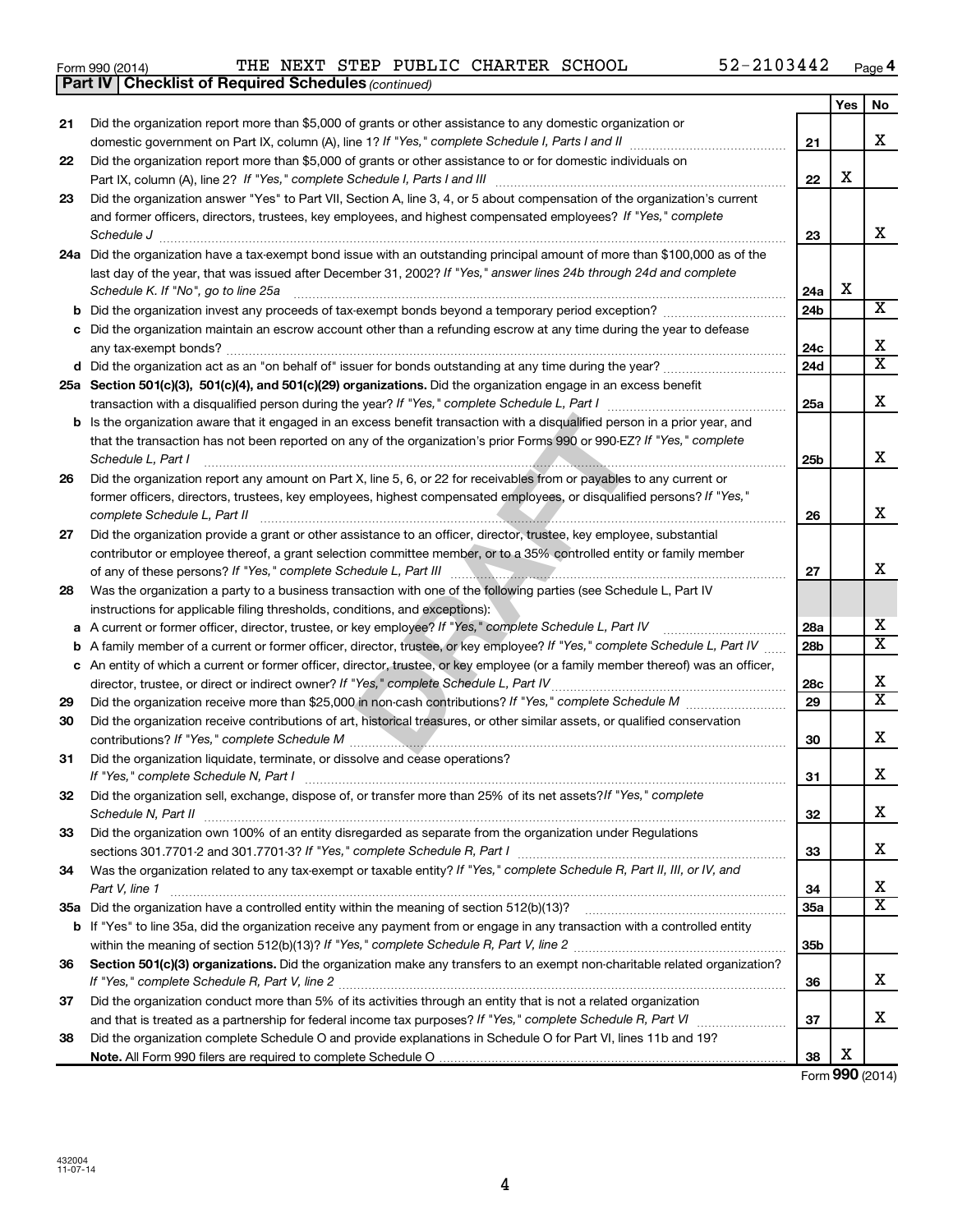Form 990 (2014) THE NEXT STEP PUBLIC CHARTER SCHOOL 52-2103442 Page **4**

**Part IV | Checklist of Required Schedules** *(continued)*

| | | | Yes | No |
|---|---|---|---|---|
| **21** | Did the organization report more than $5,000 of grants or other assistance to any domestic organization or domestic government on Part IX, column (A), line 1? *If "Yes," complete Schedule I, Parts I and II* | **21** | | X |
| **22** | Did the organization report more than $5,000 of grants or other assistance to or for domestic individuals on Part IX, column (A), line 2? *If "Yes," complete Schedule I, Parts I and III* | **22** | X | |
| **23** | Did the organization answer "Yes" to Part VII, Section A, line 3, 4, or 5 about compensation of the organization's current and former officers, directors, trustees, key employees, and highest compensated employees? *If "Yes," complete Schedule J* | **23** | | X |
| **24a** | Did the organization have a tax-exempt bond issue with an outstanding principal amount of more than $100,000 as of the last day of the year, that was issued after December 31, 2002? *If "Yes," answer lines 24b through 24d and complete Schedule K. If "No", go to line 25a* | **24a** | X | |
| **b** | Did the organization invest any proceeds of tax-exempt bonds beyond a temporary period exception? | **24b** | | X |
| **c** | Did the organization maintain an escrow account other than a refunding escrow at any time during the year to defease any tax-exempt bonds? | **24c** | | X |
| **d** | Did the organization act as an "on behalf of" issuer for bonds outstanding at any time during the year? | **24d** | | X |
| **25a** | **Section 501(c)(3), 501(c)(4), and 501(c)(29) organizations.** Did the organization engage in an excess benefit transaction with a disqualified person during the year? *If "Yes," complete Schedule L, Part I* | **25a** | | X |
| **b** | Is the organization aware that it engaged in an excess benefit transaction with a disqualified person in a prior year, and that the transaction has not been reported on any of the organization's prior Forms 990 or 990-EZ? *If "Yes," complete Schedule L, Part I* | **25b** | | X |
| **26** | Did the organization report any amount on Part X, line 5, 6, or 22 for receivables from or payables to any current or former officers, directors, trustees, key employees, highest compensated employees, or disqualified persons? *If "Yes," complete Schedule L, Part II* | **26** | | X |
| **27** | Did the organization provide a grant or other assistance to an officer, director, trustee, key employee, substantial contributor or employee thereof, a grant selection committee member, or to a 35% controlled entity or family member of any of these persons? *If "Yes," complete Schedule L, Part III* | **27** | | X |
| **28** | Was the organization a party to a business transaction with one of the following parties (see Schedule L, Part IV instructions for applicable filing thresholds, conditions, and exceptions): | | | |
| **a** | A current or former officer, director, trustee, or key employee? *If "Yes," complete Schedule L, Part IV* | **28a** | | X |
| **b** | A family member of a current or former officer, director, trustee, or key employee? *If "Yes," complete Schedule L, Part IV* | **28b** | | X |
| **c** | An entity of which a current or former officer, director, trustee, or key employee (or a family member thereof) was an officer, director, trustee, or direct or indirect owner? *If "Yes," complete Schedule L, Part IV* | **28c** | | X |
| **29** | Did the organization receive more than $25,000 in non-cash contributions? *If "Yes," complete Schedule M* | **29** | | X |
| **30** | Did the organization receive contributions of art, historical treasures, or other similar assets, or qualified conservation contributions? *If "Yes," complete Schedule M* | **30** | | X |
| **31** | Did the organization liquidate, terminate, or dissolve and cease operations? *If "Yes," complete Schedule N, Part I* | **31** | | X |
| **32** | Did the organization sell, exchange, dispose of, or transfer more than 25% of its net assets? *If "Yes," complete Schedule N, Part II* | **32** | | X |
| **33** | Did the organization own 100% of an entity disregarded as separate from the organization under Regulations sections 301.7701-2 and 301.7701-3? *If "Yes," complete Schedule R, Part I* | **33** | | X |
| **34** | Was the organization related to any tax-exempt or taxable entity? *If "Yes," complete Schedule R, Part II, III, or IV, and Part V, line 1* | **34** | | X |
| **35a** | Did the organization have a controlled entity within the meaning of section 512(b)(13)? | **35a** | | X |
| **b** | If "Yes" to line 35a, did the organization receive any payment from or engage in any transaction with a controlled entity within the meaning of section 512(b)(13)? *If "Yes," complete Schedule R, Part V, line 2* | **35b** | | |
| **36** | **Section 501(c)(3) organizations.** Did the organization make any transfers to an exempt non-charitable related organization? *If "Yes," complete Schedule R, Part V, line 2* | **36** | | X |
| **37** | Did the organization conduct more than 5% of its activities through an entity that is not a related organization and that is treated as a partnership for federal income tax purposes? *If "Yes," complete Schedule R, Part VI* | **37** | | X |
| **38** | Did the organization complete Schedule O and provide explanations in Schedule O for Part VI, lines 11b and 19? **Note.** All Form 990 filers are required to complete Schedule O | **38** | X | |

Form **990** (2014)

432004
11-07-14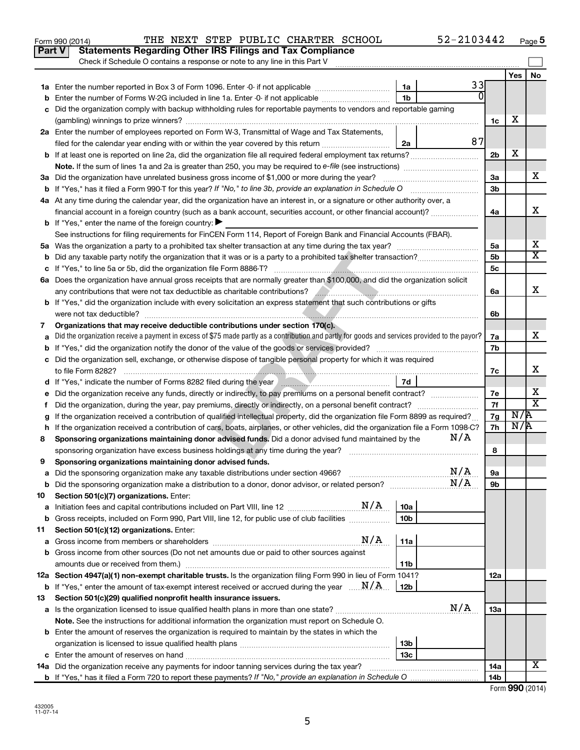Form 990 (2014) THE NEXT STEP PUBLIC CHARTER SCHOOL 52-2103442 Page 5

## Part V Statements Regarding Other IRS Filings and Tax Compliance

Check if Schedule O contains a response or note to any line in this Part V

| | | | | | Yes | No |
|---|---|---|---|---|---|---|
| **1a** | Enter the number reported in Box 3 of Form 1096. Enter -0- if not applicable | 1a | 33 | | | |
| **b** | Enter the number of Forms W-2G included in line 1a. Enter -0- if not applicable | 1b | 0 | | | |
| **c** | Did the organization comply with backup withholding rules for reportable payments to vendors and reportable gaming (gambling) winnings to prize winners? | | | 1c | X | |
| **2a** | Enter the number of employees reported on Form W-3, Transmittal of Wage and Tax Statements, filed for the calendar year ending with or within the year covered by this return | 2a | 87 | | | |
| **b** | If at least one is reported on line 2a, did the organization file all required federal employment tax returns? | | | 2b | X | |
| | **Note.** If the sum of lines 1a and 2a is greater than 250, you may be required to *e-file* (see instructions) | | | | | |
| **3a** | Did the organization have unrelated business gross income of $1,000 or more during the year? | | | 3a | | X |
| **b** | If "Yes," has it filed a Form 990-T for this year? *If "No," to line 3b, provide an explanation in Schedule O* | | | 3b | | |
| **4a** | At any time during the calendar year, did the organization have an interest in, or a signature or other authority over, a financial account in a foreign country (such as a bank account, securities account, or other financial account)? | | | 4a | | X |
| **b** | If "Yes," enter the name of the foreign country: ▶ | | | | | |
| | See instructions for filing requirements for FinCEN Form 114, Report of Foreign Bank and Financial Accounts (FBAR). | | | | | |
| **5a** | Was the organization a party to a prohibited tax shelter transaction at any time during the tax year? | | | 5a | | X |
| **b** | Did any taxable party notify the organization that it was or is a party to a prohibited tax shelter transaction? | | | 5b | | X |
| **c** | If "Yes," to line 5a or 5b, did the organization file Form 8886-T? | | | 5c | | |
| **6a** | Does the organization have annual gross receipts that are normally greater than $100,000, and did the organization solicit any contributions that were not tax deductible as charitable contributions? | | | 6a | | X |
| **b** | If "Yes," did the organization include with every solicitation an express statement that such contributions or gifts were not tax deductible? | | | 6b | | |
| **7** | **Organizations that may receive deductible contributions under section 170(c).** | | | | | |
| **a** | Did the organization receive a payment in excess of $75 made partly as a contribution and partly for goods and services provided to the payor? | | | 7a | | X |
| **b** | If "Yes," did the organization notify the donor of the value of the goods or services provided? | | | 7b | | |
| **c** | Did the organization sell, exchange, or otherwise dispose of tangible personal property for which it was required to file Form 8282? | | | 7c | | X |
| **d** | If "Yes," indicate the number of Forms 8282 filed during the year | 7d | | | | |
| **e** | Did the organization receive any funds, directly or indirectly, to pay premiums on a personal benefit contract? | | | 7e | | X |
| **f** | Did the organization, during the year, pay premiums, directly or indirectly, on a personal benefit contract? | | | 7f | | X |
| **g** | If the organization received a contribution of qualified intellectual property, did the organization file Form 8899 as required? | | | 7g | N/A | |
| **h** | If the organization received a contribution of cars, boats, airplanes, or other vehicles, did the organization file a Form 1098-C? | | | 7h | N/A | |
| **8** | **Sponsoring organizations maintaining donor advised funds.** Did a donor advised fund maintained by the sponsoring organization have excess business holdings at any time during the year? N/A | | | 8 | | |
| **9** | **Sponsoring organizations maintaining donor advised funds.** | | | | | |
| **a** | Did the sponsoring organization make any taxable distributions under section 4966? N/A | | | 9a | | |
| **b** | Did the sponsoring organization make a distribution to a donor, donor advisor, or related person? N/A | | | 9b | | |
| **10** | **Section 501(c)(7) organizations.** Enter: | | | | | |
| **a** | Initiation fees and capital contributions included on Part VIII, line 12 N/A | 10a | | | | |
| **b** | Gross receipts, included on Form 990, Part VIII, line 12, for public use of club facilities | 10b | | | | |
| **11** | **Section 501(c)(12) organizations.** Enter: | | | | | |
| **a** | Gross income from members or shareholders N/A | 11a | | | | |
| **b** | Gross income from other sources (Do not net amounts due or paid to other sources against amounts due or received from them.) | 11b | | | | |
| **12a** | **Section 4947(a)(1) non-exempt charitable trusts.** Is the organization filing Form 990 in lieu of Form 1041? | | | 12a | | |
| **b** | If "Yes," enter the amount of tax-exempt interest received or accrued during the year N/A | 12b | | | | |
| **13** | **Section 501(c)(29) qualified nonprofit health insurance issuers.** | | | | | |
| **a** | Is the organization licensed to issue qualified health plans in more than one state? N/A | | | 13a | | |
| | **Note.** See the instructions for additional information the organization must report on Schedule O. | | | | | |
| **b** | Enter the amount of reserves the organization is required to maintain by the states in which the organization is licensed to issue qualified health plans | 13b | | | | |
| **c** | Enter the amount of reserves on hand | 13c | | | | |
| **14a** | Did the organization receive any payments for indoor tanning services during the tax year? | | | 14a | | X |
| **b** | If "Yes," has it filed a Form 720 to report these payments? *If "No," provide an explanation in Schedule O* | | | 14b | | |

Form **990** (2014)

432005 11-07-14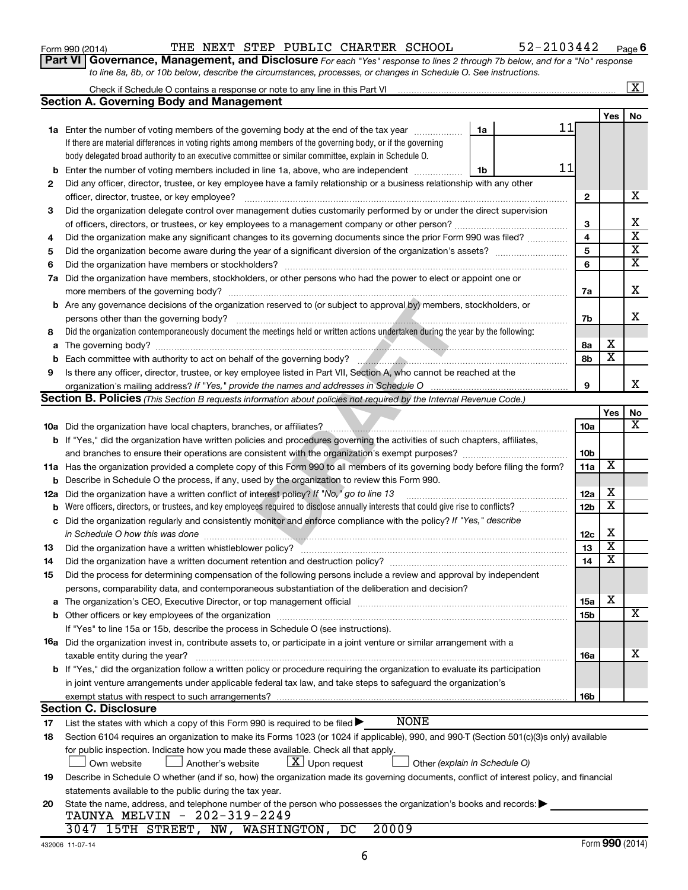Form 990 (2014) THE NEXT STEP PUBLIC CHARTER SCHOOL 52-2103442 Page 6

## Part VI Governance, Management, and Disclosure

*For each "Yes" response to lines 2 through 7b below, and for a "No" response to line 8a, 8b, or 10b below, describe the circumstances, processes, or changes in Schedule O. See instructions.*

Check if Schedule O contains a response or note to any line in this Part VI ..... [X]

### Section A. Governing Body and Management

| | | | | Yes | No |
|---|---|---|---|---|---|
| **1a** | Enter the number of voting members of the governing body at the end of the tax year ..... **1a** | 11 | | | |
| | If there are material differences in voting rights among members of the governing body, or if the governing body delegated broad authority to an executive committee or similar committee, explain in Schedule O. | | | | |
| **b** | Enter the number of voting members included in line 1a, above, who are independent ..... **1b** | 11 | | | |
| **2** | Did any officer, director, trustee, or key employee have a family relationship or a business relationship with any other officer, director, trustee, or key employee? | | 2 | | X |
| **3** | Did the organization delegate control over management duties customarily performed by or under the direct supervision of officers, directors, or trustees, or key employees to a management company or other person? | | 3 | | X |
| **4** | Did the organization make any significant changes to its governing documents since the prior Form 990 was filed? | | 4 | | X |
| **5** | Did the organization become aware during the year of a significant diversion of the organization's assets? | | 5 | | X |
| **6** | Did the organization have members or stockholders? | | 6 | | X |
| **7a** | Did the organization have members, stockholders, or other persons who had the power to elect or appoint one or more members of the governing body? | | 7a | | X |
| **b** | Are any governance decisions of the organization reserved to (or subject to approval by) members, stockholders, or persons other than the governing body? | | 7b | | X |
| **8** | Did the organization contemporaneously document the meetings held or written actions undertaken during the year by the following: | | | | |
| **a** | The governing body? | | 8a | X | |
| **b** | Each committee with authority to act on behalf of the governing body? | | 8b | X | |
| **9** | Is there any officer, director, trustee, or key employee listed in Part VII, Section A, who cannot be reached at the organization's mailing address? *If "Yes," provide the names and addresses in Schedule O* | | 9 | | X |

### Section B. Policies *(This Section B requests information about policies not required by the Internal Revenue Code.)*

| | | | Yes | No |
|---|---|---|---|---|
| **10a** | Did the organization have local chapters, branches, or affiliates? | 10a | | X |
| **b** | If "Yes," did the organization have written policies and procedures governing the activities of such chapters, affiliates, and branches to ensure their operations are consistent with the organization's exempt purposes? | 10b | | |
| **11a** | Has the organization provided a complete copy of this Form 990 to all members of its governing body before filing the form? | 11a | X | |
| **b** | Describe in Schedule O the process, if any, used by the organization to review this Form 990. | | | |
| **12a** | Did the organization have a written conflict of interest policy? *If "No," go to line 13* | 12a | X | |
| **b** | Were officers, directors, or trustees, and key employees required to disclose annually interests that could give rise to conflicts? | 12b | X | |
| **c** | Did the organization regularly and consistently monitor and enforce compliance with the policy? *If "Yes," describe in Schedule O how this was done* | 12c | X | |
| **13** | Did the organization have a written whistleblower policy? | 13 | X | |
| **14** | Did the organization have a written document retention and destruction policy? | 14 | X | |
| **15** | Did the process for determining compensation of the following persons include a review and approval by independent persons, comparability data, and contemporaneous substantiation of the deliberation and decision? | | | |
| **a** | The organization's CEO, Executive Director, or top management official | 15a | X | |
| **b** | Other officers or key employees of the organization | 15b | | X |
| | If "Yes" to line 15a or 15b, describe the process in Schedule O (see instructions). | | | |
| **16a** | Did the organization invest in, contribute assets to, or participate in a joint venture or similar arrangement with a taxable entity during the year? | 16a | | X |
| **b** | If "Yes," did the organization follow a written policy or procedure requiring the organization to evaluate its participation in joint venture arrangements under applicable federal tax law, and take steps to safeguard the organization's exempt status with respect to such arrangements? | 16b | | |

### Section C. Disclosure

**17** List the states with which a copy of this Form 990 is required to be filed ▶ NONE

**18** Section 6104 requires an organization to make its Forms 1023 (or 1024 if applicable), 990, and 990-T (Section 501(c)(3)s only) available for public inspection. Indicate how you made these available. Check all that apply.

[ ] Own website [ ] Another's website [X] Upon request [ ] Other *(explain in Schedule O)*

**19** Describe in Schedule O whether (and if so, how) the organization made its governing documents, conflict of interest policy, and financial statements available to the public during the tax year.

**20** State the name, address, and telephone number of the person who possesses the organization's books and records: ▶

TAUNYA MELVIN - 202-319-2249
3047 15TH STREET, NW, WASHINGTON, DC 20009

432006 11-07-14 Form **990** (2014)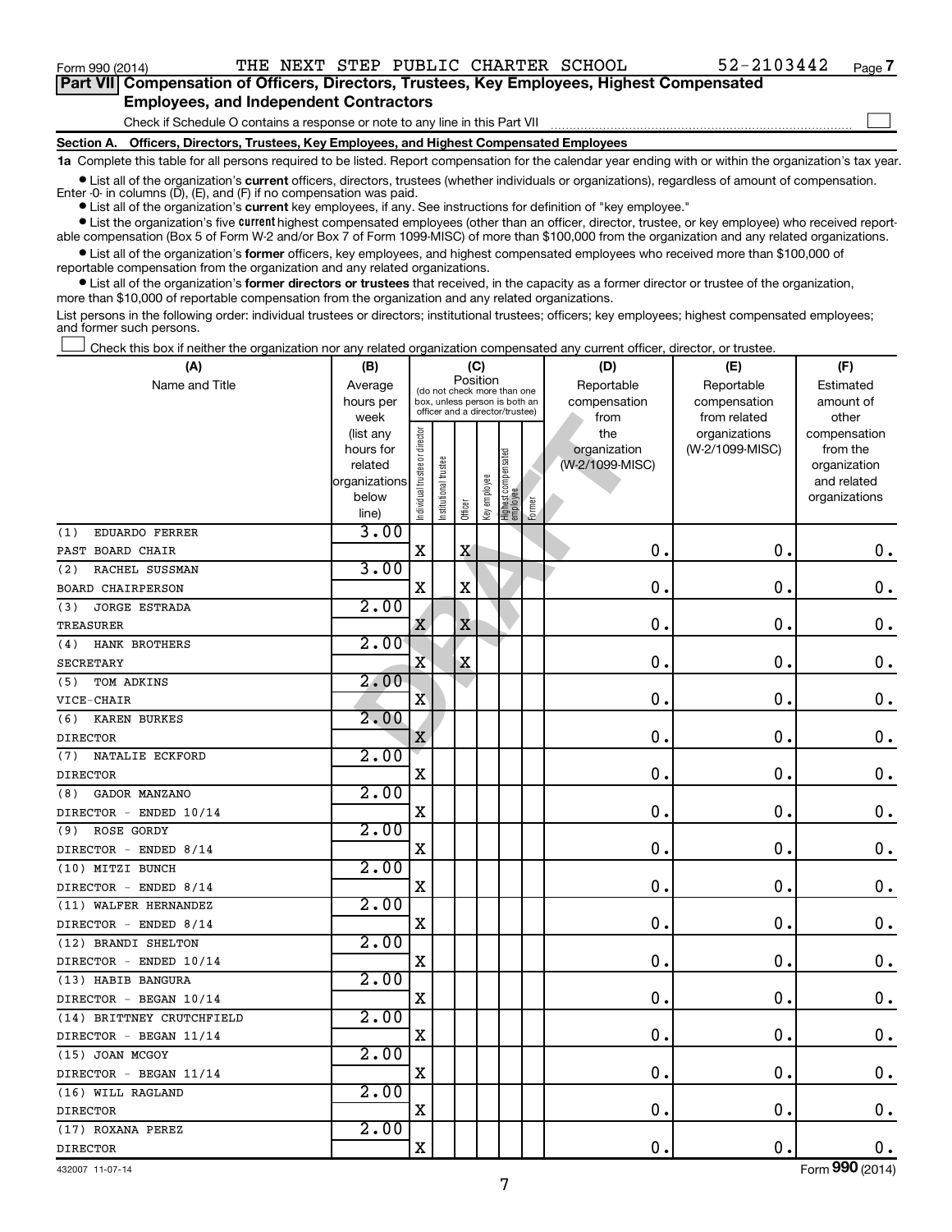Form 990 (2014) THE NEXT STEP PUBLIC CHARTER SCHOOL 52-2103442 Page 7

## Part VII Compensation of Officers, Directors, Trustees, Key Employees, Highest Compensated Employees, and Independent Contractors

Check if Schedule O contains a response or note to any line in this Part VII ☐

### Section A. Officers, Directors, Trustees, Key Employees, and Highest Compensated Employees

**1a** Complete this table for all persons required to be listed. Report compensation for the calendar year ending with or within the organization's tax year.

- List all of the organization's **current** officers, directors, trustees (whether individuals or organizations), regardless of amount of compensation. Enter -0- in columns (D), (E), and (F) if no compensation was paid.
- List all of the organization's **current** key employees, if any. See instructions for definition of "key employee."
- List the organization's five **current** highest compensated employees (other than an officer, director, trustee, or key employee) who received reportable compensation (Box 5 of Form W-2 and/or Box 7 of Form 1099-MISC) of more than $100,000 from the organization and any related organizations.
- List all of the organization's **former** officers, key employees, and highest compensated employees who received more than $100,000 of reportable compensation from the organization and any related organizations.
- List all of the organization's **former directors or trustees** that received, in the capacity as a former director or trustee of the organization, more than $10,000 of reportable compensation from the organization and any related organizations.

List persons in the following order: individual trustees or directors; institutional trustees; officers; key employees; highest compensated employees; and former such persons.

☐ Check this box if neither the organization nor any related organization compensated any current officer, director, or trustee.

| (A) Name and Title | (B) Average hours per week (list any hours for related organizations below line) | (C) Position: Individual trustee or director | Institutional trustee | Officer | Key employee | Highest compensated employee | Former | (D) Reportable compensation from the organization (W-2/1099-MISC) | (E) Reportable compensation from related organizations (W-2/1099-MISC) | (F) Estimated amount of other compensation from the organization and related organizations |
|---|---|---|---|---|---|---|---|---|---|---|
| (1) EDUARDO FERRER<br>PAST BOARD CHAIR | 3.00 | X | | X | | | | 0. | 0. | 0. |
| (2) RACHEL SUSSMAN<br>BOARD CHAIRPERSON | 3.00 | X | | X | | | | 0. | 0. | 0. |
| (3) JORGE ESTRADA<br>TREASURER | 2.00 | X | | X | | | | 0. | 0. | 0. |
| (4) HANK BROTHERS<br>SECRETARY | 2.00 | X | | X | | | | 0. | 0. | 0. |
| (5) TOM ADKINS<br>VICE-CHAIR | 2.00 | X | | | | | | 0. | 0. | 0. |
| (6) KAREN BURKES<br>DIRECTOR | 2.00 | X | | | | | | 0. | 0. | 0. |
| (7) NATALIE ECKFORD<br>DIRECTOR | 2.00 | X | | | | | | 0. | 0. | 0. |
| (8) GADOR MANZANO<br>DIRECTOR - ENDED 10/14 | 2.00 | X | | | | | | 0. | 0. | 0. |
| (9) ROSE GORDY<br>DIRECTOR - ENDED 8/14 | 2.00 | X | | | | | | 0. | 0. | 0. |
| (10) MITZI BUNCH<br>DIRECTOR - ENDED 8/14 | 2.00 | X | | | | | | 0. | 0. | 0. |
| (11) WALFER HERNANDEZ<br>DIRECTOR - ENDED 8/14 | 2.00 | X | | | | | | 0. | 0. | 0. |
| (12) BRANDI SHELTON<br>DIRECTOR - ENDED 10/14 | 2.00 | X | | | | | | 0. | 0. | 0. |
| (13) HABIB BANGURA<br>DIRECTOR - BEGAN 10/14 | 2.00 | X | | | | | | 0. | 0. | 0. |
| (14) BRITTNEY CRUTCHFIELD<br>DIRECTOR - BEGAN 11/14 | 2.00 | X | | | | | | 0. | 0. | 0. |
| (15) JOAN MCGOY<br>DIRECTOR - BEGAN 11/14 | 2.00 | X | | | | | | 0. | 0. | 0. |
| (16) WILL RAGLAND<br>DIRECTOR | 2.00 | X | | | | | | 0. | 0. | 0. |
| (17) ROXANA PEREZ<br>DIRECTOR | 2.00 | X | | | | | | 0. | 0. | 0. |

432007 11-07-14 Form **990** (2014)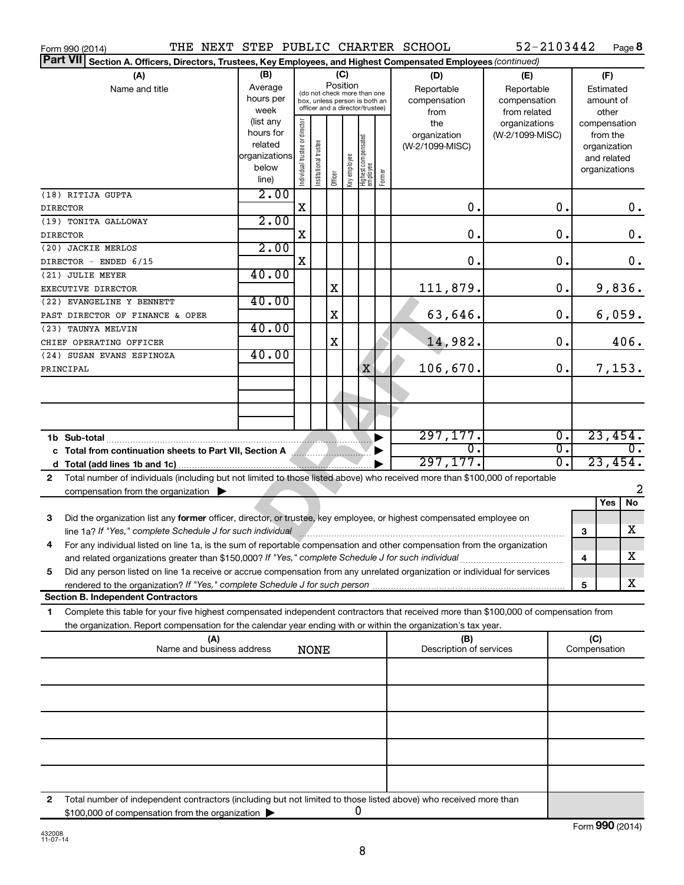Form 990 (2014) THE NEXT STEP PUBLIC CHARTER SCHOOL 52-2103442 Page **8**

**Part VII** Section A. Officers, Directors, Trustees, Key Employees, and Highest Compensated Employees *(continued)*

| (A) Name and title | (B) Average hours per week (list any hours for related organizations below line) | (C) Position: Individual trustee or director | Institutional trustee | Officer | Key employee | Highest compensated employee | Former | (D) Reportable compensation from the organization (W-2/1099-MISC) | (E) Reportable compensation from related organizations (W-2/1099-MISC) | (F) Estimated amount of other compensation from the organization and related organizations |
|---|---|---|---|---|---|---|---|---|---|---|
| (18) RITIJA GUPTA<br>DIRECTOR | 2.00 | X | | | | | | 0. | 0. | 0. |
| (19) TONITA GALLOWAY<br>DIRECTOR | 2.00 | X | | | | | | 0. | 0. | 0. |
| (20) JACKIE MERLOS<br>DIRECTOR - ENDED 6/15 | 2.00 | X | | | | | | 0. | 0. | 0. |
| (21) JULIE MEYER<br>EXECUTIVE DIRECTOR | 40.00 | | | X | | | | 111,879. | 0. | 9,836. |
| (22) EVANGELINE Y BENNETT<br>PAST DIRECTOR OF FINANCE & OPER | 40.00 | | | X | | | | 63,646. | 0. | 6,059. |
| (23) TAUNYA MELVIN<br>CHIEF OPERATING OFFICER | 40.00 | | | X | | | | 14,982. | 0. | 406. |
| (24) SUSAN EVANS ESPINOZA<br>PRINCIPAL | 40.00 | | | | | X | | 106,670. | 0. | 7,153. |
| | | | | | | | | | | |
| | | | | | | | | | | |
| **1b Sub-total** | | | | | | | | 297,177. | 0. | 23,454. |
| **c Total from continuation sheets to Part VII, Section A** | | | | | | | | 0. | 0. | 0. |
| **d Total (add lines 1b and 1c)** | | | | | | | | 297,177. | 0. | 23,454. |

**2** Total number of individuals (including but not limited to those listed above) who received more than $100,000 of reportable compensation from the organization ▶ 2

| | | | Yes | No |
|---|---|---|---|---|
| **3** | Did the organization list any **former** officer, director, or trustee, key employee, or highest compensated employee on line 1a? *If "Yes," complete Schedule J for such individual* | 3 | | X |
| **4** | For any individual listed on line 1a, is the sum of reportable compensation and other compensation from the organization and related organizations greater than $150,000? *If "Yes," complete Schedule J for such individual* | 4 | | X |
| **5** | Did any person listed on line 1a receive or accrue compensation from any unrelated organization or individual for services rendered to the organization? *If "Yes," complete Schedule J for such person* | 5 | | X |

**Section B. Independent Contractors**

**1** Complete this table for your five highest compensated independent contractors that received more than $100,000 of compensation from the organization. Report compensation for the calendar year ending with or within the organization's tax year.

| (A) Name and business address | (B) Description of services | (C) Compensation |
|---|---|---|
| NONE | | |
| | | |
| | | |
| | | |
| | | |

**2** Total number of independent contractors (including but not limited to those listed above) who received more than $100,000 of compensation from the organization ▶ 0

Form **990** (2014)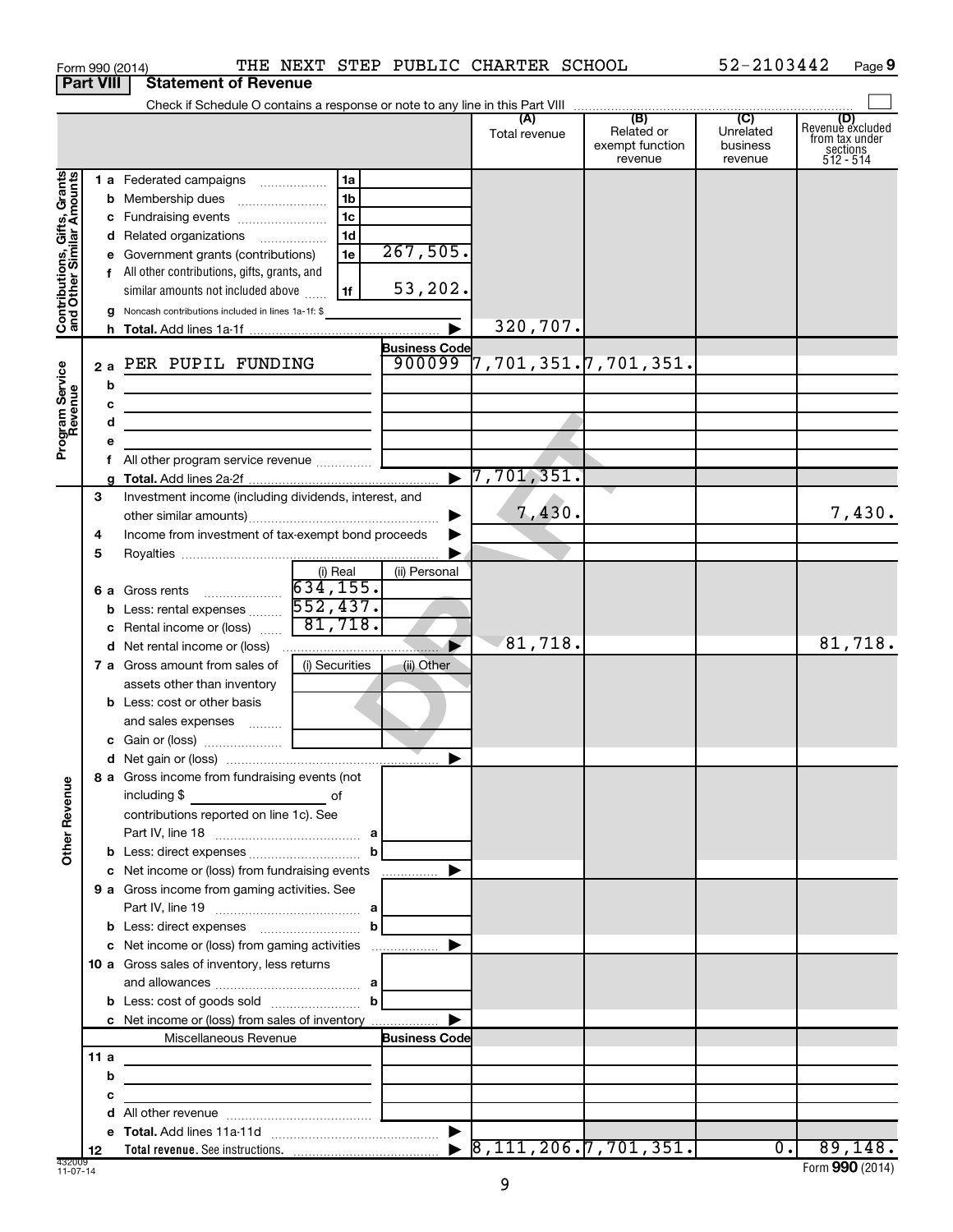Form 990 (2014) THE NEXT STEP PUBLIC CHARTER SCHOOL 52-2103442

## Part VIII Statement of Revenue

Check if Schedule O contains a response or note to any line in this Part VIII ☐

| | | | | (A) Total revenue | (B) Related or exempt function revenue | (C) Unrelated business revenue | (D) Revenue excluded from tax under sections 512 - 514 |
|---|---|---|---|---|---|---|---|
| **Contributions, Gifts, Grants and Other Similar Amounts** | 1a | Federated campaigns | 1a | | | | |
| | b | Membership dues | 1b | | | | |
| | c | Fundraising events | 1c | | | | |
| | d | Related organizations | 1d | | | | |
| | e | Government grants (contributions) | 1e 267,505. | | | | |
| | f | All other contributions, gifts, grants, and similar amounts not included above | 1f 53,202. | | | | |
| | g | Noncash contributions included in lines 1a-1f: $ | | | | | |
| | h | **Total.** Add lines 1a-1f | | 320,707. | | | |
| **Program Service Revenue** | | | **Business Code** | | | | |
| | 2a | PER PUPIL FUNDING | 900099 | 7,701,351. | 7,701,351. | | |
| | b | | | | | | |
| | c | | | | | | |
| | d | | | | | | |
| | e | | | | | | |
| | f | All other program service revenue | | | | | |
| | g | **Total.** Add lines 2a-2f | | 7,701,351. | | | |
| | 3 | Investment income (including dividends, interest, and other similar amounts) | | 7,430. | | | 7,430. |
| | 4 | Income from investment of tax-exempt bond proceeds | | | | | |
| | 5 | Royalties | | | | | |
| | | | (i) Real / (ii) Personal | | | | |
| | 6a | Gross rents | 634,155. / | | | | |
| | b | Less: rental expenses | 552,437. / | | | | |
| | c | Rental income or (loss) | 81,718. / | | | | |
| | d | Net rental income or (loss) | | 81,718. | | | 81,718. |
| | | | (i) Securities / (ii) Other | | | | |
| | 7a | Gross amount from sales of assets other than inventory | | | | | |
| | b | Less: cost or other basis and sales expenses | | | | | |
| | c | Gain or (loss) | | | | | |
| | d | Net gain or (loss) | | | | | |
| **Other Revenue** | 8a | Gross income from fundraising events (not including $ ______ of contributions reported on line 1c). See Part IV, line 18 | a | | | | |
| | b | Less: direct expenses | b | | | | |
| | c | Net income or (loss) from fundraising events | | | | | |
| | 9a | Gross income from gaming activities. See Part IV, line 19 | a | | | | |
| | b | Less: direct expenses | b | | | | |
| | c | Net income or (loss) from gaming activities | | | | | |
| | 10a | Gross sales of inventory, less returns and allowances | a | | | | |
| | b | Less: cost of goods sold | b | | | | |
| | c | Net income or (loss) from sales of inventory | | | | | |
| | | Miscellaneous Revenue | **Business Code** | | | | |
| | 11a | | | | | | |
| | b | | | | | | |
| | c | | | | | | |
| | d | All other revenue | | | | | |
| | e | **Total.** Add lines 11a-11d | | | | | |
| | 12 | **Total revenue.** See instructions. | | 8,111,206. | 7,701,351. | 0. | 89,148. |

Form **990** (2014)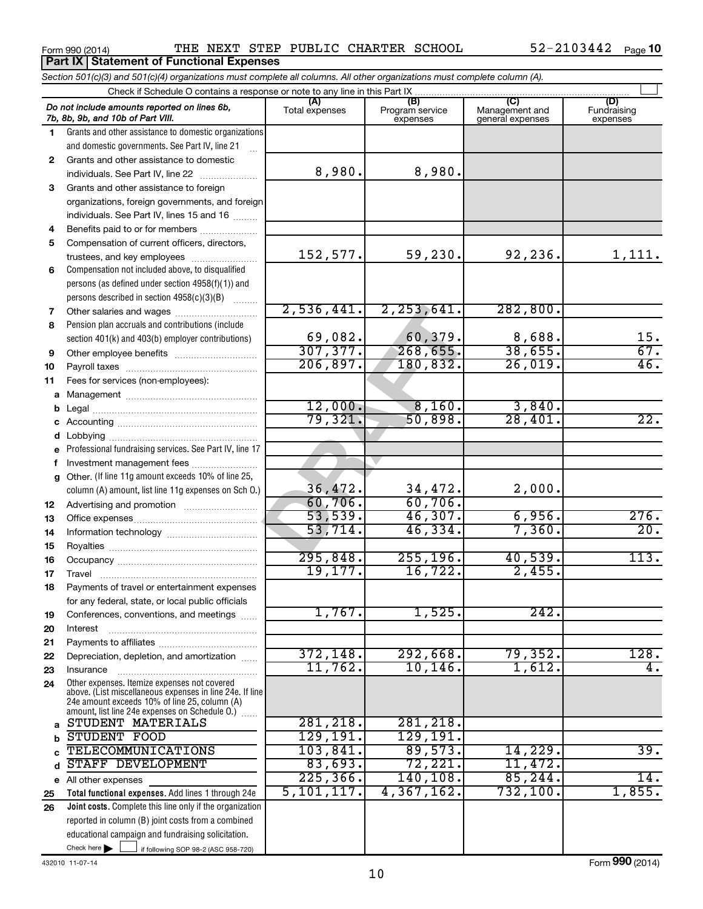Form 990 (2014) THE NEXT STEP PUBLIC CHARTER SCHOOL 52-2103442 Page 10

**Part IX Statement of Functional Expenses**

*Section 501(c)(3) and 501(c)(4) organizations must complete all columns. All other organizations must complete column (A).*

Check if Schedule O contains a response or note to any line in this Part IX

| *Do not include amounts reported on lines 6b, 7b, 8b, 9b, and 10b of Part VIII.* | (A) Total expenses | (B) Program service expenses | (C) Management and general expenses | (D) Fundraising expenses |
|---|---|---|---|---|
| 1 Grants and other assistance to domestic organizations and domestic governments. See Part IV, line 21 | | | | |
| 2 Grants and other assistance to domestic individuals. See Part IV, line 22 | 8,980. | 8,980. | | |
| 3 Grants and other assistance to foreign organizations, foreign governments, and foreign individuals. See Part IV, lines 15 and 16 | | | | |
| 4 Benefits paid to or for members | | | | |
| 5 Compensation of current officers, directors, trustees, and key employees | 152,577. | 59,230. | 92,236. | 1,111. |
| 6 Compensation not included above, to disqualified persons (as defined under section 4958(f)(1)) and persons described in section 4958(c)(3)(B) | | | | |
| 7 Other salaries and wages | 2,536,441. | 2,253,641. | 282,800. | |
| 8 Pension plan accruals and contributions (include section 401(k) and 403(b) employer contributions) | 69,082. | 60,379. | 8,688. | 15. |
| 9 Other employee benefits | 307,377. | 268,655. | 38,655. | 67. |
| 10 Payroll taxes | 206,897. | 180,832. | 26,019. | 46. |
| 11 Fees for services (non-employees): | | | | |
| a Management | | | | |
| b Legal | 12,000. | 8,160. | 3,840. | |
| c Accounting | 79,321. | 50,898. | 28,401. | 22. |
| d Lobbying | | | | |
| e Professional fundraising services. See Part IV, line 17 | | | | |
| f Investment management fees | | | | |
| g Other. (If line 11g amount exceeds 10% of line 25, column (A) amount, list line 11g expenses on Sch O.) | 36,472. | 34,472. | 2,000. | |
| 12 Advertising and promotion | 60,706. | 60,706. | | |
| 13 Office expenses | 53,539. | 46,307. | 6,956. | 276. |
| 14 Information technology | 53,714. | 46,334. | 7,360. | 20. |
| 15 Royalties | | | | |
| 16 Occupancy | 295,848. | 255,196. | 40,539. | 113. |
| 17 Travel | 19,177. | 16,722. | 2,455. | |
| 18 Payments of travel or entertainment expenses for any federal, state, or local public officials | | | | |
| 19 Conferences, conventions, and meetings | 1,767. | 1,525. | 242. | |
| 20 Interest | | | | |
| 21 Payments to affiliates | | | | |
| 22 Depreciation, depletion, and amortization | 372,148. | 292,668. | 79,352. | 128. |
| 23 Insurance | 11,762. | 10,146. | 1,612. | 4. |
| 24 Other expenses. Itemize expenses not covered above. (List miscellaneous expenses in line 24e. If line 24e amount exceeds 10% of line 25, column (A) amount, list line 24e expenses on Schedule O.) | | | | |
| a STUDENT MATERIALS | 281,218. | 281,218. | | |
| b STUDENT FOOD | 129,191. | 129,191. | | |
| c TELECOMMUNICATIONS | 103,841. | 89,573. | 14,229. | 39. |
| d STAFF DEVELOPMENT | 83,693. | 72,221. | 11,472. | |
| e All other expenses | 225,366. | 140,108. | 85,244. | 14. |
| 25 **Total functional expenses.** Add lines 1 through 24e | 5,101,117. | 4,367,162. | 732,100. | 1,855. |
| 26 **Joint costs.** Complete this line only if the organization reported in column (B) joint costs from a combined educational campaign and fundraising solicitation. Check here ☐ if following SOP 98-2 (ASC 958-720) | | | | |

432010 11-07-14

Form **990** (2014)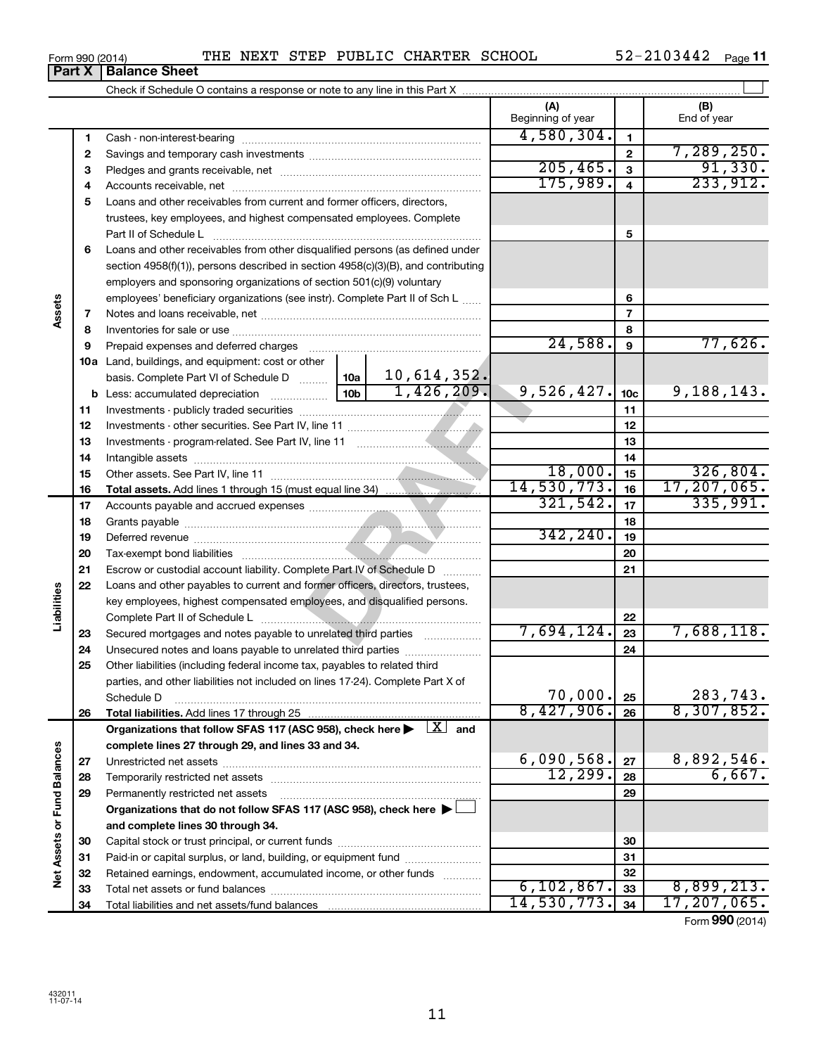Form 990 (2014) THE NEXT STEP PUBLIC CHARTER SCHOOL 52-2103442 Page 11

## Part X Balance Sheet

Check if Schedule O contains a response or note to any line in this Part X ☐

| | | | | (A) Beginning of year | | (B) End of year |
|---|---|---|---|---|---|---|
| **Assets** | 1 | Cash - non-interest-bearing | | 4,580,304. | 1 | |
| | 2 | Savings and temporary cash investments | | | 2 | 7,289,250. |
| | 3 | Pledges and grants receivable, net | | 205,465. | 3 | 91,330. |
| | 4 | Accounts receivable, net | | 175,989. | 4 | 233,912. |
| | 5 | Loans and other receivables from current and former officers, directors, trustees, key employees, and highest compensated employees. Complete Part II of Schedule L | | | 5 | |
| | 6 | Loans and other receivables from other disqualified persons (as defined under section 4958(f)(1)), persons described in section 4958(c)(3)(B), and contributing employers and sponsoring organizations of section 501(c)(9) voluntary employees' beneficiary organizations (see instr). Complete Part II of Sch L | | | 6 | |
| | 7 | Notes and loans receivable, net | | | 7 | |
| | 8 | Inventories for sale or use | | | 8 | |
| | 9 | Prepaid expenses and deferred charges | | 24,588. | 9 | 77,626. |
| | 10a | Land, buildings, and equipment: cost or other basis. Complete Part VI of Schedule D | 10a 10,614,352. | | | |
| | b | Less: accumulated depreciation | 10b 1,426,209. | 9,526,427. | 10c | 9,188,143. |
| | 11 | Investments - publicly traded securities | | | 11 | |
| | 12 | Investments - other securities. See Part IV, line 11 | | | 12 | |
| | 13 | Investments - program-related. See Part IV, line 11 | | | 13 | |
| | 14 | Intangible assets | | | 14 | |
| | 15 | Other assets. See Part IV, line 11 | | 18,000. | 15 | 326,804. |
| | 16 | **Total assets.** Add lines 1 through 15 (must equal line 34) | | 14,530,773. | 16 | 17,207,065. |
| **Liabilities** | 17 | Accounts payable and accrued expenses | | 321,542. | 17 | 335,991. |
| | 18 | Grants payable | | | 18 | |
| | 19 | Deferred revenue | | 342,240. | 19 | |
| | 20 | Tax-exempt bond liabilities | | | 20 | |
| | 21 | Escrow or custodial account liability. Complete Part IV of Schedule D | | | 21 | |
| | 22 | Loans and other payables to current and former officers, directors, trustees, key employees, highest compensated employees, and disqualified persons. Complete Part II of Schedule L | | | 22 | |
| | 23 | Secured mortgages and notes payable to unrelated third parties | | 7,694,124. | 23 | 7,688,118. |
| | 24 | Unsecured notes and loans payable to unrelated third parties | | | 24 | |
| | 25 | Other liabilities (including federal income tax, payables to related third parties, and other liabilities not included on lines 17-24). Complete Part X of Schedule D | | 70,000. | 25 | 283,743. |
| | 26 | **Total liabilities.** Add lines 17 through 25 | | 8,427,906. | 26 | 8,307,852. |
| **Net Assets or Fund Balances** | | **Organizations that follow SFAS 117 (ASC 958), check here ▶ ☒ and complete lines 27 through 29, and lines 33 and 34.** | | | | |
| | 27 | Unrestricted net assets | | 6,090,568. | 27 | 8,892,546. |
| | 28 | Temporarily restricted net assets | | 12,299. | 28 | 6,667. |
| | 29 | Permanently restricted net assets | | | 29 | |
| | | **Organizations that do not follow SFAS 117 (ASC 958), check here ▶ ☐ and complete lines 30 through 34.** | | | | |
| | 30 | Capital stock or trust principal, or current funds | | | 30 | |
| | 31 | Paid-in or capital surplus, or land, building, or equipment fund | | | 31 | |
| | 32 | Retained earnings, endowment, accumulated income, or other funds | | | 32 | |
| | 33 | Total net assets or fund balances | | 6,102,867. | 33 | 8,899,213. |
| | 34 | Total liabilities and net assets/fund balances | | 14,530,773. | 34 | 17,207,065. |

Form **990** (2014)

432011
11-07-14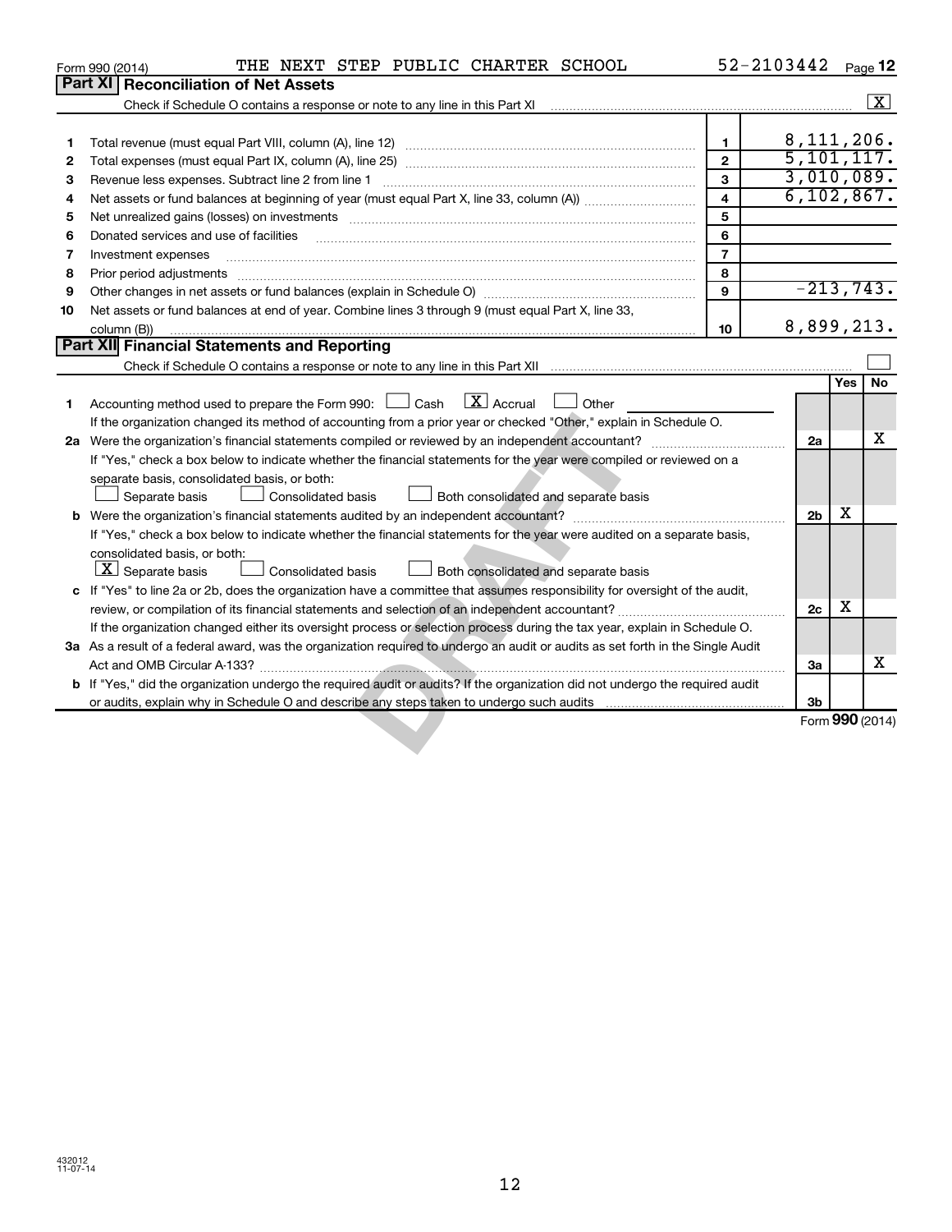Form 990 (2014) THE NEXT STEP PUBLIC CHARTER SCHOOL 52-2103442 Page **12**

## Part XI Reconciliation of Net Assets

Check if Schedule O contains a response or note to any line in this Part XI ... [X]

| | | | |
|---|---|---|---|
| 1 | Total revenue (must equal Part VIII, column (A), line 12) | 1 | 8,111,206. |
| 2 | Total expenses (must equal Part IX, column (A), line 25) | 2 | 5,101,117. |
| 3 | Revenue less expenses. Subtract line 2 from line 1 | 3 | 3,010,089. |
| 4 | Net assets or fund balances at beginning of year (must equal Part X, line 33, column (A)) | 4 | 6,102,867. |
| 5 | Net unrealized gains (losses) on investments | 5 | |
| 6 | Donated services and use of facilities | 6 | |
| 7 | Investment expenses | 7 | |
| 8 | Prior period adjustments | 8 | |
| 9 | Other changes in net assets or fund balances (explain in Schedule O) | 9 | -213,743. |
| 10 | Net assets or fund balances at end of year. Combine lines 3 through 9 (must equal Part X, line 33, column (B)) | 10 | 8,899,213. |

## Part XII Financial Statements and Reporting

Check if Schedule O contains a response or note to any line in this Part XII ... [ ]

| | | | Yes | No |
|---|---|---|---|---|
| 1 | Accounting method used to prepare the Form 990: [ ] Cash [X] Accrual [ ] Other ______ <br> If the organization changed its method of accounting from a prior year or checked "Other," explain in Schedule O. | | | |
| 2a | Were the organization's financial statements compiled or reviewed by an independent accountant? | 2a | | X |
| | If "Yes," check a box below to indicate whether the financial statements for the year were compiled or reviewed on a separate basis, consolidated basis, or both: <br> [ ] Separate basis [ ] Consolidated basis [ ] Both consolidated and separate basis | | | |
| b | Were the organization's financial statements audited by an independent accountant? | 2b | X | |
| | If "Yes," check a box below to indicate whether the financial statements for the year were audited on a separate basis, consolidated basis, or both: <br> [X] Separate basis [ ] Consolidated basis [ ] Both consolidated and separate basis | | | |
| c | If "Yes" to line 2a or 2b, does the organization have a committee that assumes responsibility for oversight of the audit, review, or compilation of its financial statements and selection of an independent accountant? | 2c | X | |
| | If the organization changed either its oversight process or selection process during the tax year, explain in Schedule O. | | | |
| 3a | As a result of a federal award, was the organization required to undergo an audit or audits as set forth in the Single Audit Act and OMB Circular A-133? | 3a | | X |
| b | If "Yes," did the organization undergo the required audit or audits? If the organization did not undergo the required audit or audits, explain why in Schedule O and describe any steps taken to undergo such audits | 3b | | |

Form **990** (2014)

432012 11-07-14

DRAFT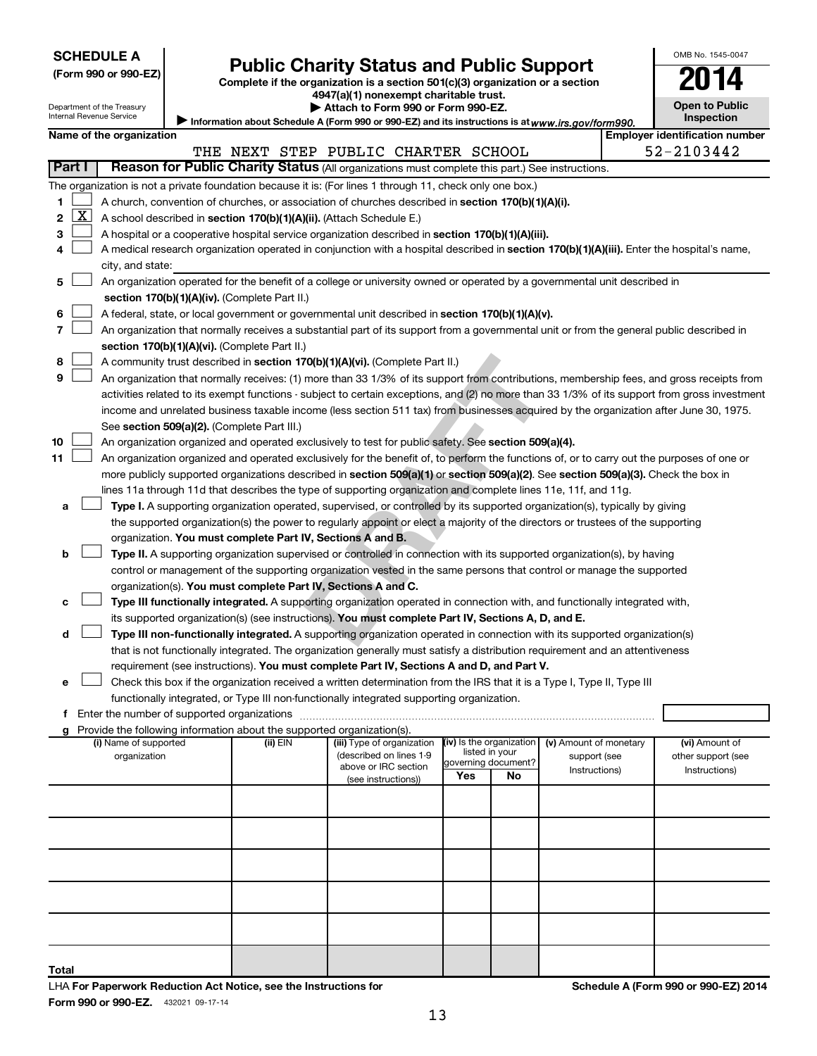**SCHEDULE A**
**(Form 990 or 990-EZ)**

Department of the Treasury
Internal Revenue Service

# Public Charity Status and Public Support

**Complete if the organization is a section 501(c)(3) organization or a section 4947(a)(1) nonexempt charitable trust.**
**▶ Attach to Form 990 or Form 990-EZ.**
▶ Information about Schedule A (Form 990 or 990-EZ) and its instructions is at *www.irs.gov/form990.*

OMB No. 1545-0047

**2014**

**Open to Public Inspection**

| Name of the organization | Employer identification number |
|---|---|
| THE NEXT STEP PUBLIC CHARTER SCHOOL | 52-2103442 |

## Part I — Reason for Public Charity Status (All organizations must complete this part.) See instructions.

The organization is not a private foundation because it is: (For lines 1 through 11, check only one box.)

1. [ ] A church, convention of churches, or association of churches described in **section 170(b)(1)(A)(i).**
2. [X] A school described in **section 170(b)(1)(A)(ii).** (Attach Schedule E.)
3. [ ] A hospital or a cooperative hospital service organization described in **section 170(b)(1)(A)(iii).**
4. [ ] A medical research organization operated in conjunction with a hospital described in **section 170(b)(1)(A)(iii).** Enter the hospital's name, city, and state:
5. [ ] An organization operated for the benefit of a college or university owned or operated by a governmental unit described in **section 170(b)(1)(A)(iv).** (Complete Part II.)
6. [ ] A federal, state, or local government or governmental unit described in **section 170(b)(1)(A)(v).**
7. [ ] An organization that normally receives a substantial part of its support from a governmental unit or from the general public described in **section 170(b)(1)(A)(vi).** (Complete Part II.)
8. [ ] A community trust described in **section 170(b)(1)(A)(vi).** (Complete Part II.)
9. [ ] An organization that normally receives: (1) more than 33 1/3% of its support from contributions, membership fees, and gross receipts from activities related to its exempt functions - subject to certain exceptions, and (2) no more than 33 1/3% of its support from gross investment income and unrelated business taxable income (less section 511 tax) from businesses acquired by the organization after June 30, 1975. See **section 509(a)(2).** (Complete Part III.)
10. [ ] An organization organized and operated exclusively to test for public safety. See **section 509(a)(4).**
11. [ ] An organization organized and operated exclusively for the benefit of, to perform the functions of, or to carry out the purposes of one or more publicly supported organizations described in **section 509(a)(1)** or **section 509(a)(2)**. See **section 509(a)(3).** Check the box in lines 11a through 11d that describes the type of supporting organization and complete lines 11e, 11f, and 11g.
    - **a** [ ] **Type I.** A supporting organization operated, supervised, or controlled by its supported organization(s), typically by giving the supported organization(s) the power to regularly appoint or elect a majority of the directors or trustees of the supporting organization. **You must complete Part IV, Sections A and B.**
    - **b** [ ] **Type II.** A supporting organization supervised or controlled in connection with its supported organization(s), by having control or management of the supporting organization vested in the same persons that control or manage the supported organization(s). **You must complete Part IV, Sections A and C.**
    - **c** [ ] **Type III functionally integrated.** A supporting organization operated in connection with, and functionally integrated with, its supported organization(s) (see instructions). **You must complete Part IV, Sections A, D, and E.**
    - **d** [ ] **Type III non-functionally integrated.** A supporting organization operated in connection with its supported organization(s) that is not functionally integrated. The organization generally must satisfy a distribution requirement and an attentiveness requirement (see instructions). **You must complete Part IV, Sections A and D, and Part V.**
    - **e** [ ] Check this box if the organization received a written determination from the IRS that it is a Type I, Type II, Type III functionally integrated, or Type III non-functionally integrated supporting organization.
    - **f** Enter the number of supported organizations
    - **g** Provide the following information about the supported organization(s).

| (i) Name of supported organization | (ii) EIN | (iii) Type of organization (described on lines 1-9 above or IRC section (see instructions)) | (iv) Is the organization listed in your governing document? Yes | No | (v) Amount of monetary support (see Instructions) | (vi) Amount of other support (see Instructions) |
|---|---|---|---|---|---|---|
| | | | | | | |
| | | | | | | |
| | | | | | | |
| | | | | | | |
| | | | | | | |
| | | | | | | |
| **Total** | | | | | | |

LHA **For Paperwork Reduction Act Notice, see the Instructions for Form 990 or 990-EZ.** 432021 09-17-14

**Schedule A (Form 990 or 990-EZ) 2014**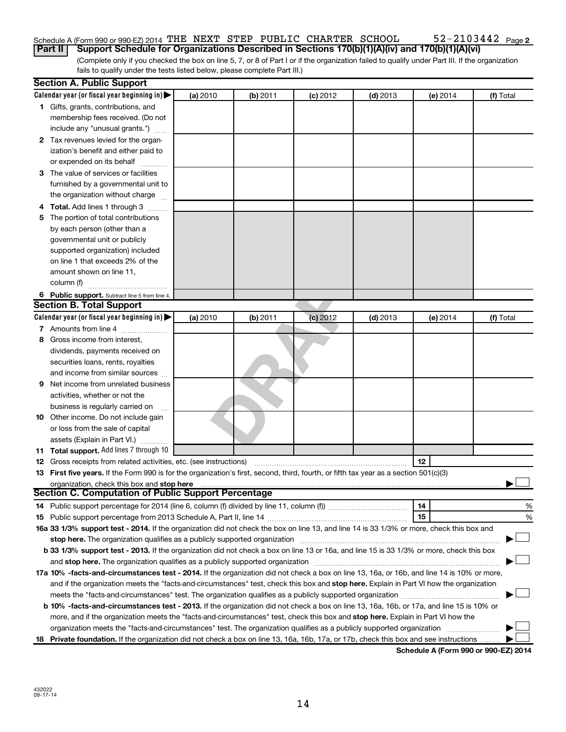Schedule A (Form 990 or 990-EZ) 2014 THE NEXT STEP PUBLIC CHARTER SCHOOL 52-2103442 Page **2**

**Part II | Support Schedule for Organizations Described in Sections 170(b)(1)(A)(iv) and 170(b)(1)(A)(vi)**

(Complete only if you checked the box on line 5, 7, or 8 of Part I or if the organization failed to qualify under Part III. If the organization fails to qualify under the tests listed below, please complete Part III.)

## Section A. Public Support

| Calendar year (or fiscal year beginning in) ▶ | (a) 2010 | (b) 2011 | (c) 2012 | (d) 2013 | (e) 2014 | (f) Total |
|---|---|---|---|---|---|---|
| **1** Gifts, grants, contributions, and membership fees received. (Do not include any "unusual grants.") | | | | | | |
| **2** Tax revenues levied for the organization's benefit and either paid to or expended on its behalf | | | | | | |
| **3** The value of services or facilities furnished by a governmental unit to the organization without charge | | | | | | |
| **4 Total.** Add lines 1 through 3 | | | | | | |
| **5** The portion of total contributions by each person (other than a governmental unit or publicly supported organization) included on line 1 that exceeds 2% of the amount shown on line 11, column (f) | | | | | | |
| **6 Public support.** Subtract line 5 from line 4. | | | | | | |

## Section B. Total Support

| Calendar year (or fiscal year beginning in) ▶ | (a) 2010 | (b) 2011 | (c) 2012 | (d) 2013 | (e) 2014 | (f) Total |
|---|---|---|---|---|---|---|
| **7** Amounts from line 4 | | | | | | |
| **8** Gross income from interest, dividends, payments received on securities loans, rents, royalties and income from similar sources | | | | | | |
| **9** Net income from unrelated business activities, whether or not the business is regularly carried on | | | | | | |
| **10** Other income. Do not include gain or loss from the sale of capital assets (Explain in Part VI.) | | | | | | |
| **11 Total support.** Add lines 7 through 10 | | | | | | |

**12** Gross receipts from related activities, etc. (see instructions) | **12** |

**13 First five years.** If the Form 990 is for the organization's first, second, third, fourth, or fifth tax year as a section 501(c)(3) organization, check this box and **stop here** ▶ ☐

## Section C. Computation of Public Support Percentage

**14** Public support percentage for 2014 (line 6, column (f) divided by line 11, column (f)) | **14** | %

**15** Public support percentage from 2013 Schedule A, Part II, line 14 | **15** | %

**16a 33 1/3% support test - 2014.** If the organization did not check the box on line 13, and line 14 is 33 1/3% or more, check this box and **stop here.** The organization qualifies as a publicly supported organization ▶ ☐

**b 33 1/3% support test - 2013.** If the organization did not check a box on line 13 or 16a, and line 15 is 33 1/3% or more, check this box and **stop here.** The organization qualifies as a publicly supported organization ▶ ☐

**17a 10% -facts-and-circumstances test - 2014.** If the organization did not check a box on line 13, 16a, or 16b, and line 14 is 10% or more, and if the organization meets the "facts-and-circumstances" test, check this box and **stop here.** Explain in Part VI how the organization meets the "facts-and-circumstances" test. The organization qualifies as a publicly supported organization ▶ ☐

**b 10% -facts-and-circumstances test - 2013.** If the organization did not check a box on line 13, 16a, 16b, or 17a, and line 15 is 10% or more, and if the organization meets the "facts-and-circumstances" test, check this box and **stop here.** Explain in Part VI how the organization meets the "facts-and-circumstances" test. The organization qualifies as a publicly supported organization ▶ ☐

**18 Private foundation.** If the organization did not check a box on line 13, 16a, 16b, 17a, or 17b, check this box and see instructions ▶ ☐

**Schedule A (Form 990 or 990-EZ) 2014**

432022
09-17-14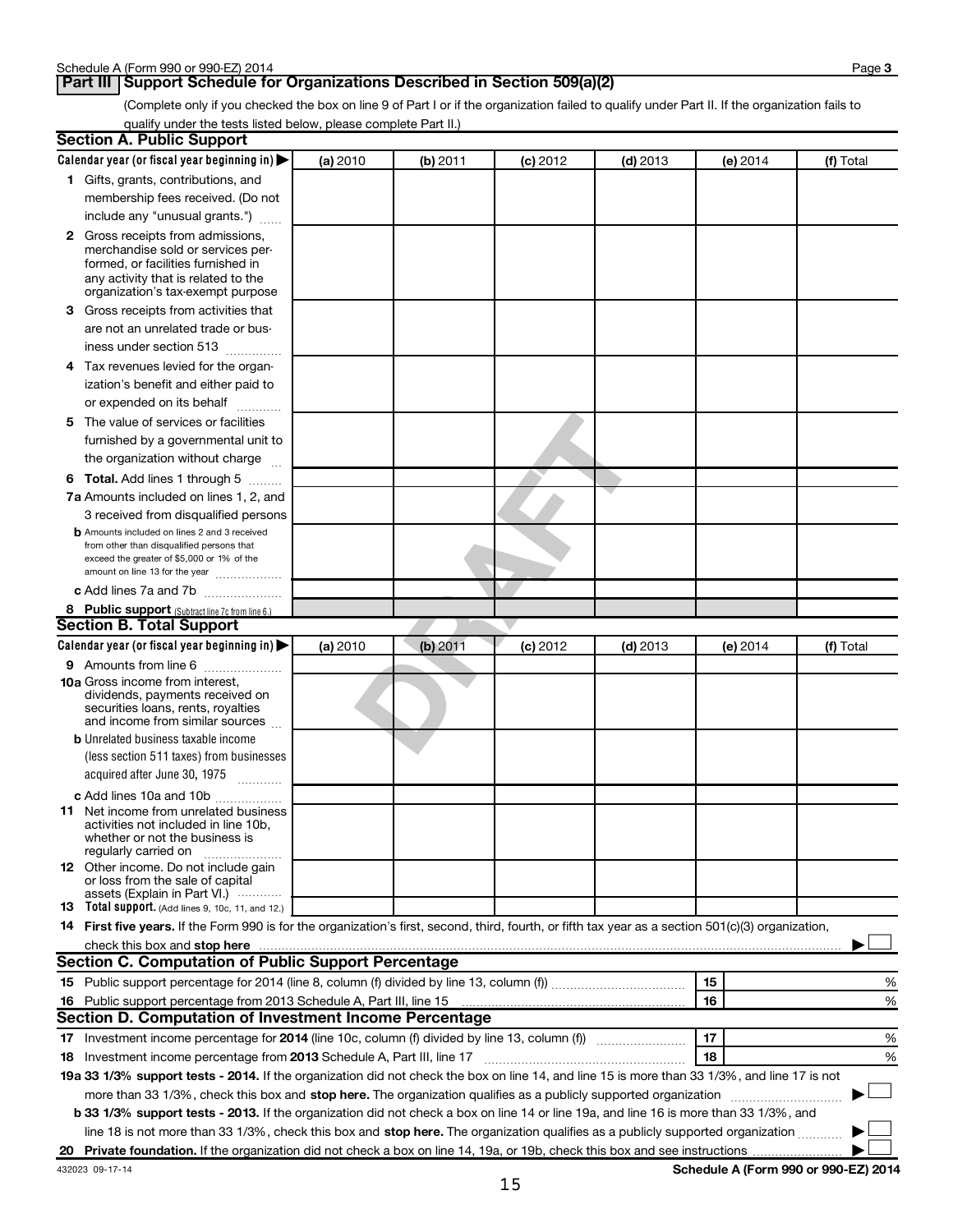## Part III Support Schedule for Organizations Described in Section 509(a)(2)

(Complete only if you checked the box on line 9 of Part I or if the organization failed to qualify under Part II. If the organization fails to qualify under the tests listed below, please complete Part II.)

### Section A. Public Support

| Calendar year (or fiscal year beginning in) ▶ | (a) 2010 | (b) 2011 | (c) 2012 | (d) 2013 | (e) 2014 | (f) Total |
|---|---|---|---|---|---|---|
| **1** Gifts, grants, contributions, and membership fees received. (Do not include any "unusual grants.") | | | | | | |
| **2** Gross receipts from admissions, merchandise sold or services performed, or facilities furnished in any activity that is related to the organization's tax-exempt purpose | | | | | | |
| **3** Gross receipts from activities that are not an unrelated trade or business under section 513 | | | | | | |
| **4** Tax revenues levied for the organization's benefit and either paid to or expended on its behalf | | | | | | |
| **5** The value of services or facilities furnished by a governmental unit to the organization without charge | | | | | | |
| **6 Total.** Add lines 1 through 5 | | | | | | |
| **7a** Amounts included on lines 1, 2, and 3 received from disqualified persons | | | | | | |
| **b** Amounts included on lines 2 and 3 received from other than disqualified persons that exceed the greater of $5,000 or 1% of the amount on line 13 for the year | | | | | | |
| **c** Add lines 7a and 7b | | | | | | |
| **8 Public support** (Subtract line 7c from line 6.) | | | | | | |

### Section B. Total Support

| Calendar year (or fiscal year beginning in) ▶ | (a) 2010 | (b) 2011 | (c) 2012 | (d) 2013 | (e) 2014 | (f) Total |
|---|---|---|---|---|---|---|
| **9** Amounts from line 6 | | | | | | |
| **10a** Gross income from interest, dividends, payments received on securities loans, rents, royalties and income from similar sources | | | | | | |
| **b** Unrelated business taxable income (less section 511 taxes) from businesses acquired after June 30, 1975 | | | | | | |
| **c** Add lines 10a and 10b | | | | | | |
| **11** Net income from unrelated business activities not included in line 10b, whether or not the business is regularly carried on | | | | | | |
| **12** Other income. Do not include gain or loss from the sale of capital assets (Explain in Part VI.) | | | | | | |
| **13 Total support.** (Add lines 9, 10c, 11, and 12.) | | | | | | |

**14 First five years.** If the Form 990 is for the organization's first, second, third, fourth, or fifth tax year as a section 501(c)(3) organization, check this box and **stop here** ▶ ☐

### Section C. Computation of Public Support Percentage

| | | |
|---|---|---|
| **15** Public support percentage for 2014 (line 8, column (f) divided by line 13, column (f)) | 15 | % |
| **16** Public support percentage from 2013 Schedule A, Part III, line 15 | 16 | % |

### Section D. Computation of Investment Income Percentage

| | | |
|---|---|---|
| **17** Investment income percentage for **2014** (line 10c, column (f) divided by line 13, column (f)) | 17 | % |
| **18** Investment income percentage from **2013** Schedule A, Part III, line 17 | 18 | % |

**19a 33 1/3% support tests - 2014.** If the organization did not check the box on line 14, and line 15 is more than 33 1/3%, and line 17 is not more than 33 1/3%, check this box and **stop here.** The organization qualifies as a publicly supported organization ▶ ☐

**b 33 1/3% support tests - 2013.** If the organization did not check a box on line 14 or line 19a, and line 16 is more than 33 1/3%, and line 18 is not more than 33 1/3%, check this box and **stop here.** The organization qualifies as a publicly supported organization ▶ ☐

**20 Private foundation.** If the organization did not check a box on line 14, 19a, or 19b, check this box and see instructions ▶ ☐

432023 09-17-14

**Schedule A (Form 990 or 990-EZ) 2014**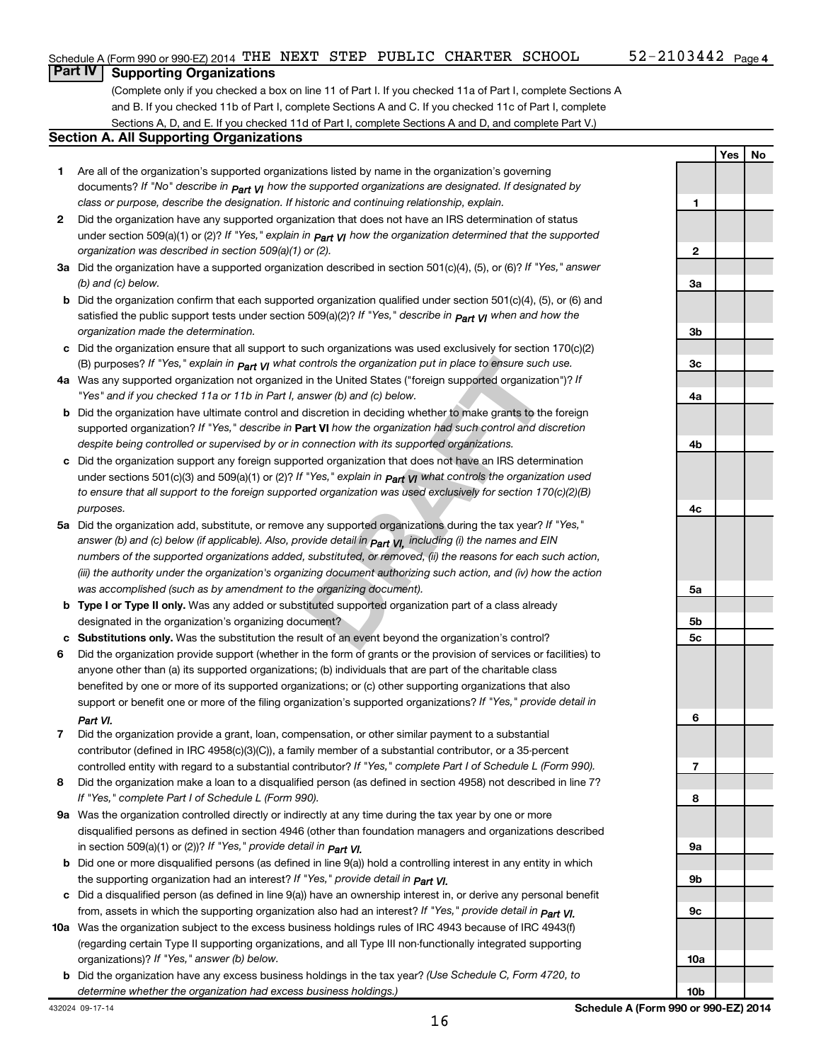Schedule A (Form 990 or 990-EZ) 2014 THE NEXT STEP PUBLIC CHARTER SCHOOL 52-2103442 Page 4

## Part IV Supporting Organizations

(Complete only if you checked a box on line 11 of Part I. If you checked 11a of Part I, complete Sections A and B. If you checked 11b of Part I, complete Sections A and C. If you checked 11c of Part I, complete Sections A, D, and E. If you checked 11d of Part I, complete Sections A and D, and complete Part V.)

### Section A. All Supporting Organizations

| | | | Yes | No |
|---|---|---|---|---|
| **1** | Are all of the organization's supported organizations listed by name in the organization's governing documents? *If "No" describe in **Part VI** how the supported organizations are designated. If designated by class or purpose, describe the designation. If historic and continuing relationship, explain.* | 1 | | |
| **2** | Did the organization have any supported organization that does not have an IRS determination of status under section 509(a)(1) or (2)? *If "Yes," explain in **Part VI** how the organization determined that the supported organization was described in section 509(a)(1) or (2).* | 2 | | |
| **3a** | Did the organization have a supported organization described in section 501(c)(4), (5), or (6)? *If "Yes," answer (b) and (c) below.* | 3a | | |
| **b** | Did the organization confirm that each supported organization qualified under section 501(c)(4), (5), or (6) and satisfied the public support tests under section 509(a)(2)? *If "Yes," describe in **Part VI** when and how the organization made the determination.* | 3b | | |
| **c** | Did the organization ensure that all support to such organizations was used exclusively for section 170(c)(2)(B) purposes? *If "Yes," explain in **Part VI** what controls the organization put in place to ensure such use.* | 3c | | |
| **4a** | Was any supported organization not organized in the United States ("foreign supported organization")? *If "Yes" and if you checked 11a or 11b in Part I, answer (b) and (c) below.* | 4a | | |
| **b** | Did the organization have ultimate control and discretion in deciding whether to make grants to the foreign supported organization? *If "Yes," describe in **Part VI** how the organization had such control and discretion despite being controlled or supervised by or in connection with its supported organizations.* | 4b | | |
| **c** | Did the organization support any foreign supported organization that does not have an IRS determination under sections 501(c)(3) and 509(a)(1) or (2)? *If "Yes," explain in **Part VI** what controls the organization used to ensure that all support to the foreign supported organization was used exclusively for section 170(c)(2)(B) purposes.* | 4c | | |
| **5a** | Did the organization add, substitute, or remove any supported organizations during the tax year? *If "Yes," answer (b) and (c) below (if applicable). Also, provide detail in **Part VI**, including (i) the names and EIN numbers of the supported organizations added, substituted, or removed, (ii) the reasons for each such action, (iii) the authority under the organization's organizing document authorizing such action, and (iv) how the action was accomplished (such as by amendment to the organizing document).* | 5a | | |
| **b** | **Type I or Type II only.** Was any added or substituted supported organization part of a class already designated in the organization's organizing document? | 5b | | |
| **c** | **Substitutions only.** Was the substitution the result of an event beyond the organization's control? | 5c | | |
| **6** | Did the organization provide support (whether in the form of grants or the provision of services or facilities) to anyone other than (a) its supported organizations; (b) individuals that are part of the charitable class benefited by one or more of its supported organizations; or (c) other supporting organizations that also support or benefit one or more of the filing organization's supported organizations? *If "Yes," provide detail in **Part VI**.* | 6 | | |
| **7** | Did the organization provide a grant, loan, compensation, or other similar payment to a substantial contributor (defined in IRC 4958(c)(3)(C)), a family member of a substantial contributor, or a 35-percent controlled entity with regard to a substantial contributor? *If "Yes," complete Part I of Schedule L (Form 990).* | 7 | | |
| **8** | Did the organization make a loan to a disqualified person (as defined in section 4958) not described in line 7? *If "Yes," complete Part I of Schedule L (Form 990).* | 8 | | |
| **9a** | Was the organization controlled directly or indirectly at any time during the tax year by one or more disqualified persons as defined in section 4946 (other than foundation managers and organizations described in section 509(a)(1) or (2))? *If "Yes," provide detail in **Part VI**.* | 9a | | |
| **b** | Did one or more disqualified persons (as defined in line 9(a)) hold a controlling interest in any entity in which the supporting organization had an interest? *If "Yes," provide detail in **Part VI**.* | 9b | | |
| **c** | Did a disqualified person (as defined in line 9(a)) have an ownership interest in, or derive any personal benefit from, assets in which the supporting organization also had an interest? *If "Yes," provide detail in **Part VI**.* | 9c | | |
| **10a** | Was the organization subject to the excess business holdings rules of IRC 4943 because of IRC 4943(f) (regarding certain Type II supporting organizations, and all Type III non-functionally integrated supporting organizations)? *If "Yes," answer (b) below.* | 10a | | |
| **b** | Did the organization have any excess business holdings in the tax year? *(Use Schedule C, Form 4720, to determine whether the organization had excess business holdings.)* | 10b | | |

432024 09-17-14 **Schedule A (Form 990 or 990-EZ) 2014**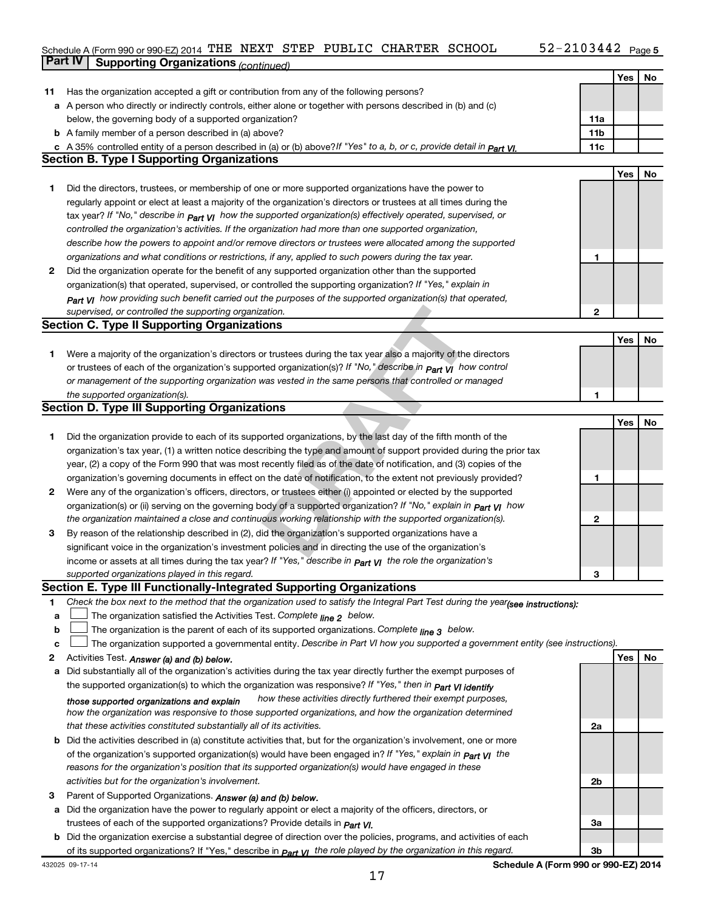Schedule A (Form 990 or 990-EZ) 2014 THE NEXT STEP PUBLIC CHARTER SCHOOL 52-2103442 Page 5

## Part IV Supporting Organizations *(continued)*

| | | | Yes | No |
|---|---|---|---|---|
| 11 | Has the organization accepted a gift or contribution from any of the following persons? | | | |
| a | A person who directly or indirectly controls, either alone or together with persons described in (b) and (c) below, the governing body of a supported organization? | 11a | | |
| b | A family member of a person described in (a) above? | 11b | | |
| c | A 35% controlled entity of a person described in (a) or (b) above? *If "Yes" to a, b, or c, provide detail in Part VI.* | 11c | | |

### Section B. Type I Supporting Organizations

| | | | Yes | No |
|---|---|---|---|---|
| 1 | Did the directors, trustees, or membership of one or more supported organizations have the power to regularly appoint or elect at least a majority of the organization's directors or trustees at all times during the tax year? *If "No," describe in Part VI how the supported organization(s) effectively operated, supervised, or controlled the organization's activities. If the organization had more than one supported organization, describe how the powers to appoint and/or remove directors or trustees were allocated among the supported organizations and what conditions or restrictions, if any, applied to such powers during the tax year.* | 1 | | |
| 2 | Did the organization operate for the benefit of any supported organization other than the supported organization(s) that operated, supervised, or controlled the supporting organization? *If "Yes," explain in Part VI how providing such benefit carried out the purposes of the supported organization(s) that operated, supervised, or controlled the supporting organization.* | 2 | | |

### Section C. Type II Supporting Organizations

| | | | Yes | No |
|---|---|---|---|---|
| 1 | Were a majority of the organization's directors or trustees during the tax year also a majority of the directors or trustees of each of the organization's supported organization(s)? *If "No," describe in Part VI how control or management of the supporting organization was vested in the same persons that controlled or managed the supported organization(s).* | 1 | | |

### Section D. Type III Supporting Organizations

| | | | Yes | No |
|---|---|---|---|---|
| 1 | Did the organization provide to each of its supported organizations, by the last day of the fifth month of the organization's tax year, (1) a written notice describing the type and amount of support provided during the prior tax year, (2) a copy of the Form 990 that was most recently filed as of the date of notification, and (3) copies of the organization's governing documents in effect on the date of notification, to the extent not previously provided? | 1 | | |
| 2 | Were any of the organization's officers, directors, or trustees either (i) appointed or elected by the supported organization(s) or (ii) serving on the governing body of a supported organization? *If "No," explain in Part VI how the organization maintained a close and continuous working relationship with the supported organization(s).* | 2 | | |
| 3 | By reason of the relationship described in (2), did the organization's supported organizations have a significant voice in the organization's investment policies and in directing the use of the organization's income or assets at all times during the tax year? *If "Yes," describe in Part VI the role the organization's supported organizations played in this regard.* | 3 | | |

### Section E. Type III Functionally-Integrated Supporting Organizations

1 *Check the box next to the method that the organization used to satisfy the Integral Part Test during the year* ***(see instructions):***

a ☐ The organization satisfied the Activities Test. *Complete line 2 below.*

b ☐ The organization is the parent of each of its supported organizations. *Complete line 3 below.*

c ☐ The organization supported a governmental entity. *Describe in Part VI how you supported a government entity (see instructions).*

| | | | Yes | No |
|---|---|---|---|---|
| 2 | Activities Test. ***Answer (a) and (b) below.*** | | | |
| a | Did substantially all of the organization's activities during the tax year directly further the exempt purposes of the supported organization(s) to which the organization was responsive? *If "Yes," then in Part VI identify those supported organizations and explain how these activities directly furthered their exempt purposes, how the organization was responsive to those supported organizations, and how the organization determined that these activities constituted substantially all of its activities.* | 2a | | |
| b | Did the activities described in (a) constitute activities that, but for the organization's involvement, one or more of the organization's supported organization(s) would have been engaged in? *If "Yes," explain in Part VI the reasons for the organization's position that its supported organization(s) would have engaged in these activities but for the organization's involvement.* | 2b | | |
| 3 | Parent of Supported Organizations. ***Answer (a) and (b) below.*** | | | |
| a | Did the organization have the power to regularly appoint or elect a majority of the officers, directors, or trustees of each of the supported organizations? *Provide details in Part VI.* | 3a | | |
| b | Did the organization exercise a substantial degree of direction over the policies, programs, and activities of each of its supported organizations? If "Yes," describe in *Part VI the role played by the organization in this regard.* | 3b | | |

432025 09-17-14 **Schedule A (Form 990 or 990-EZ) 2014**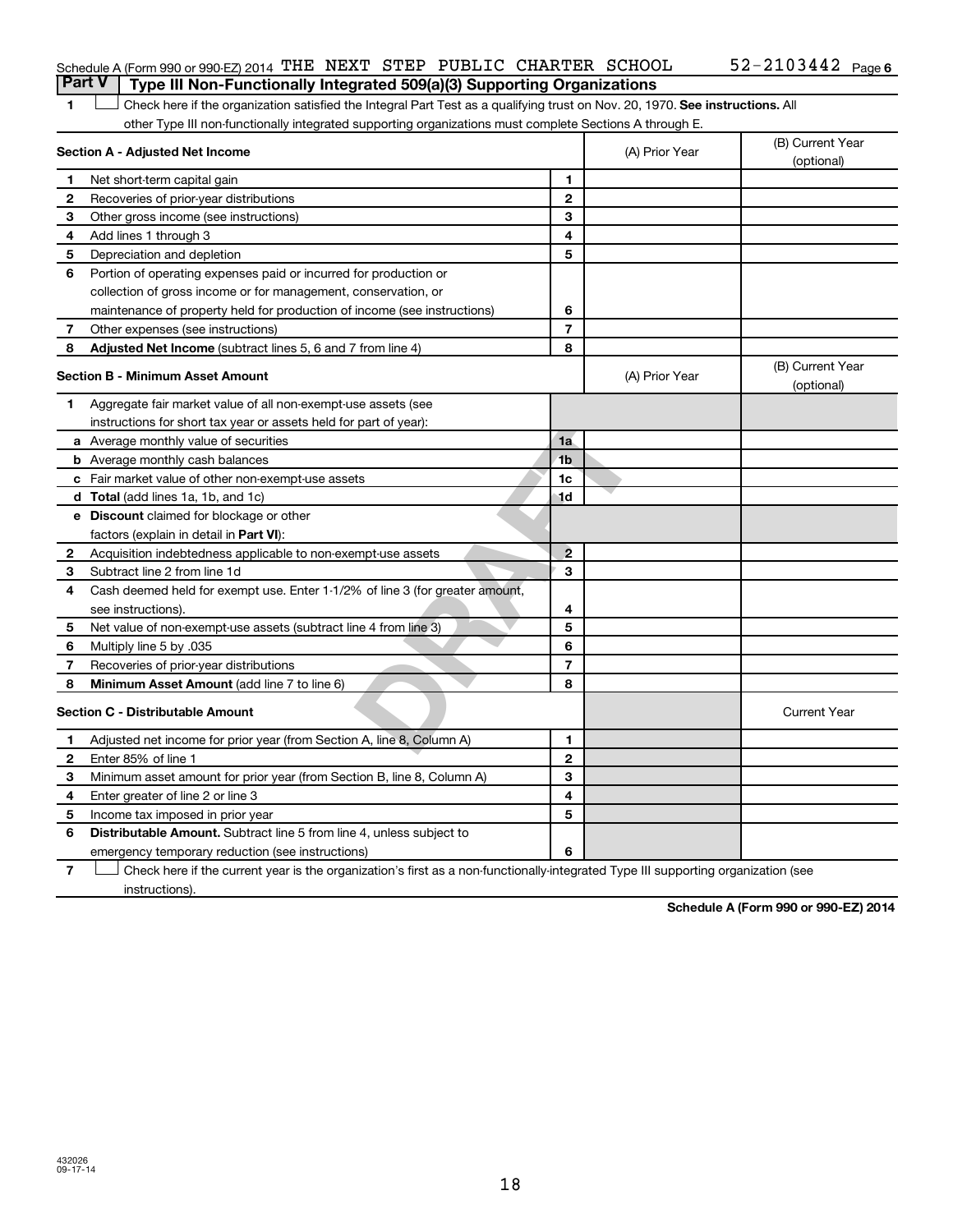Schedule A (Form 990 or 990-EZ) 2014 THE NEXT STEP PUBLIC CHARTER SCHOOL 52-2103442 Page 6

## Part V Type III Non-Functionally Integrated 509(a)(3) Supporting Organizations

1 ☐ Check here if the organization satisfied the Integral Part Test as a qualifying trust on Nov. 20, 1970. **See instructions.** All other Type III non-functionally integrated supporting organizations must complete Sections A through E.

| **Section A - Adjusted Net Income** | | | (A) Prior Year | (B) Current Year (optional) |
|---|---|---|---|---|
| 1 | Net short-term capital gain | 1 | | |
| 2 | Recoveries of prior-year distributions | 2 | | |
| 3 | Other gross income (see instructions) | 3 | | |
| 4 | Add lines 1 through 3 | 4 | | |
| 5 | Depreciation and depletion | 5 | | |
| 6 | Portion of operating expenses paid or incurred for production or collection of gross income or for management, conservation, or maintenance of property held for production of income (see instructions) | 6 | | |
| 7 | Other expenses (see instructions) | 7 | | |
| 8 | **Adjusted Net Income** (subtract lines 5, 6 and 7 from line 4) | 8 | | |

| **Section B - Minimum Asset Amount** | | | (A) Prior Year | (B) Current Year (optional) |
|---|---|---|---|---|
| 1 | Aggregate fair market value of all non-exempt-use assets (see instructions for short tax year or assets held for part of year): | | | |
| a | Average monthly value of securities | 1a | | |
| b | Average monthly cash balances | 1b | | |
| c | Fair market value of other non-exempt-use assets | 1c | | |
| d | **Total** (add lines 1a, 1b, and 1c) | 1d | | |
| e | **Discount** claimed for blockage or other factors (explain in detail in **Part VI**): | | | |
| 2 | Acquisition indebtedness applicable to non-exempt-use assets | 2 | | |
| 3 | Subtract line 2 from line 1d | 3 | | |
| 4 | Cash deemed held for exempt use. Enter 1-1/2% of line 3 (for greater amount, see instructions). | 4 | | |
| 5 | Net value of non-exempt-use assets (subtract line 4 from line 3) | 5 | | |
| 6 | Multiply line 5 by .035 | 6 | | |
| 7 | Recoveries of prior-year distributions | 7 | | |
| 8 | **Minimum Asset Amount** (add line 7 to line 6) | 8 | | |

| **Section C - Distributable Amount** | | | | Current Year |
|---|---|---|---|---|
| 1 | Adjusted net income for prior year (from Section A, line 8, Column A) | 1 | | |
| 2 | Enter 85% of line 1 | 2 | | |
| 3 | Minimum asset amount for prior year (from Section B, line 8, Column A) | 3 | | |
| 4 | Enter greater of line 2 or line 3 | 4 | | |
| 5 | Income tax imposed in prior year | 5 | | |
| 6 | **Distributable Amount.** Subtract line 5 from line 4, unless subject to emergency temporary reduction (see instructions) | 6 | | |

7 ☐ Check here if the current year is the organization's first as a non-functionally-integrated Type III supporting organization (see instructions).

**Schedule A (Form 990 or 990-EZ) 2014**

432026 09-17-14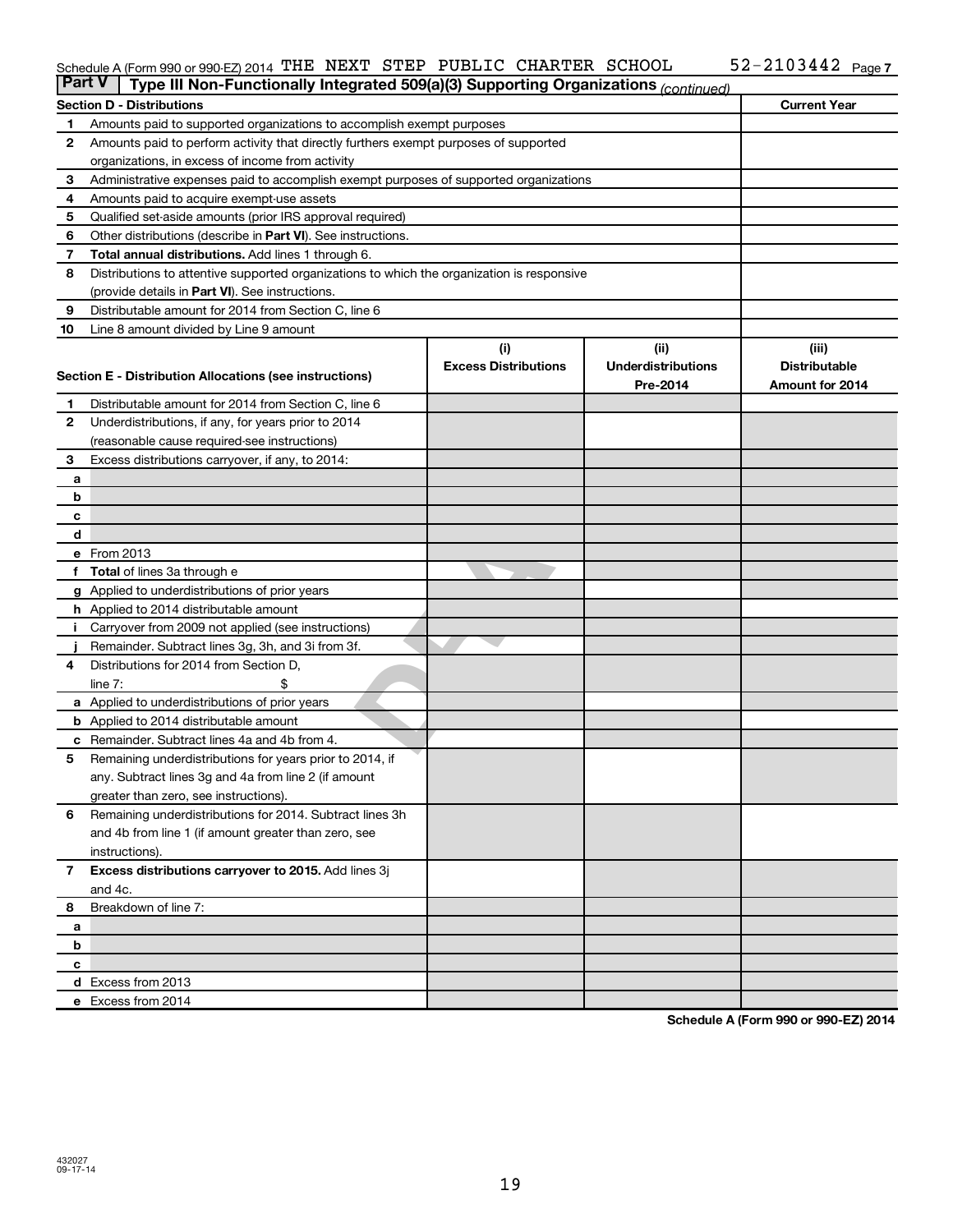Schedule A (Form 990 or 990-EZ) 2014 THE NEXT STEP PUBLIC CHARTER SCHOOL 52-2103442 Page 7

**Part V | Type III Non-Functionally Integrated 509(a)(3) Supporting Organizations** *(continued)*

| | **Section D - Distributions** | **Current Year** |
|---|---|---|
| 1 | Amounts paid to supported organizations to accomplish exempt purposes | |
| 2 | Amounts paid to perform activity that directly furthers exempt purposes of supported organizations, in excess of income from activity | |
| 3 | Administrative expenses paid to accomplish exempt purposes of supported organizations | |
| 4 | Amounts paid to acquire exempt-use assets | |
| 5 | Qualified set-aside amounts (prior IRS approval required) | |
| 6 | Other distributions (describe in **Part VI**). See instructions. | |
| 7 | **Total annual distributions.** Add lines 1 through 6. | |
| 8 | Distributions to attentive supported organizations to which the organization is responsive (provide details in **Part VI**). See instructions. | |
| 9 | Distributable amount for 2014 from Section C, line 6 | |
| 10 | Line 8 amount divided by Line 9 amount | |

| | **Section E - Distribution Allocations (see instructions)** | **(i) Excess Distributions** | **(ii) Underdistributions Pre-2014** | **(iii) Distributable Amount for 2014** |
|---|---|---|---|---|
| 1 | Distributable amount for 2014 from Section C, line 6 | | | |
| 2 | Underdistributions, if any, for years prior to 2014 (reasonable cause required-see instructions) | | | |
| 3 | Excess distributions carryover, if any, to 2014: | | | |
| a | | | | |
| b | | | | |
| c | | | | |
| d | | | | |
| e | From 2013 | | | |
| f | **Total** of lines 3a through e | | | |
| g | Applied to underdistributions of prior years | | | |
| h | Applied to 2014 distributable amount | | | |
| i | Carryover from 2009 not applied (see instructions) | | | |
| j | Remainder. Subtract lines 3g, 3h, and 3i from 3f. | | | |
| 4 | Distributions for 2014 from Section D, line 7: $ | | | |
| a | Applied to underdistributions of prior years | | | |
| b | Applied to 2014 distributable amount | | | |
| c | Remainder. Subtract lines 4a and 4b from 4. | | | |
| 5 | Remaining underdistributions for years prior to 2014, if any. Subtract lines 3g and 4a from line 2 (if amount greater than zero, see instructions). | | | |
| 6 | Remaining underdistributions for 2014. Subtract lines 3h and 4b from line 1 (if amount greater than zero, see instructions). | | | |
| 7 | **Excess distributions carryover to 2015.** Add lines 3j and 4c. | | | |
| 8 | Breakdown of line 7: | | | |
| a | | | | |
| b | | | | |
| c | | | | |
| d | Excess from 2013 | | | |
| e | Excess from 2014 | | | |

**Schedule A (Form 990 or 990-EZ) 2014**

432027
09-17-14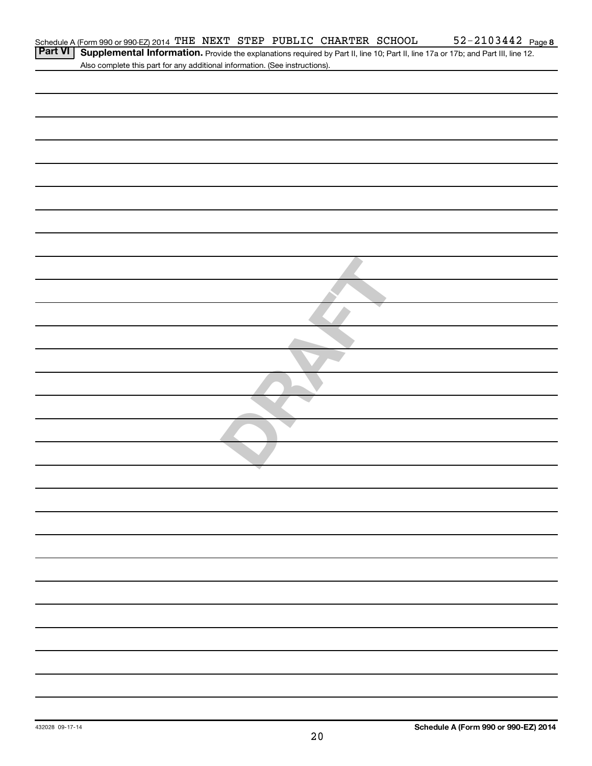Schedule A (Form 990 or 990-EZ) 2014 THE NEXT STEP PUBLIC CHARTER SCHOOL 52-2103442 Page 8

**Part VI** **Supplemental Information.** Provide the explanations required by Part II, line 10; Part II, line 17a or 17b; and Part III, line 12. Also complete this part for any additional information. (See instructions).

DRAFT

432028 09-17-14

**Schedule A (Form 990 or 990-EZ) 2014**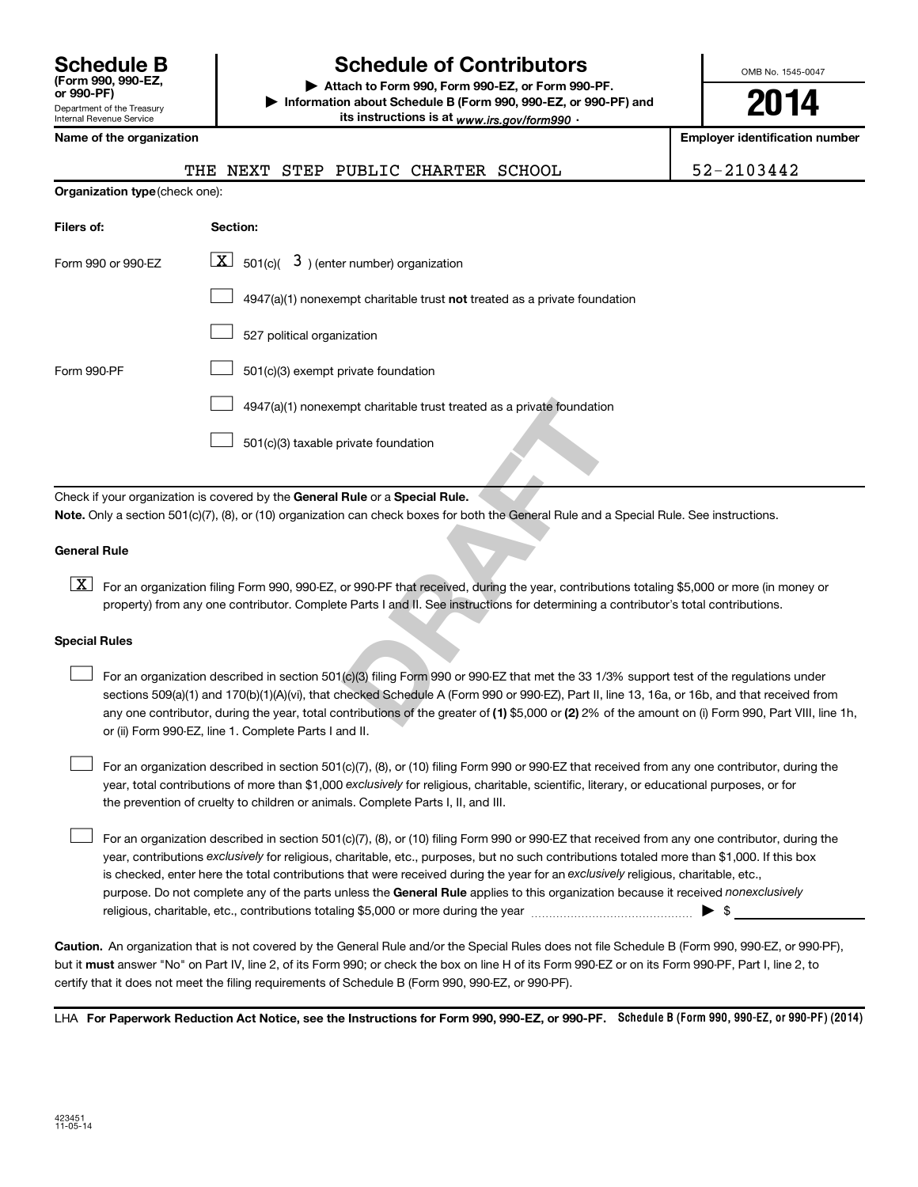# Schedule B

**(Form 990, 990-EZ, or 990-PF)**

Department of the Treasury
Internal Revenue Service

# Schedule of Contributors

▶ **Attach to Form 990, Form 990-EZ, or Form 990-PF.**

▶ **Information about Schedule B (Form 990, 990-EZ, or 990-PF) and its instructions is at** *www.irs.gov/form990* .

OMB No. 1545-0047

**2014**

| **Name of the organization** | **Employer identification number** |
|---|---|
| THE NEXT STEP PUBLIC CHARTER SCHOOL | 52-2103442 |

**Organization type** (check one):

| **Filers of:** | **Section:** |
|---|---|
| Form 990 or 990-EZ | [X] 501(c)( 3 ) (enter number) organization |
| | [ ] 4947(a)(1) nonexempt charitable trust **not** treated as a private foundation |
| | [ ] 527 political organization |
| Form 990-PF | [ ] 501(c)(3) exempt private foundation |
| | [ ] 4947(a)(1) nonexempt charitable trust treated as a private foundation |
| | [ ] 501(c)(3) taxable private foundation |

Check if your organization is covered by the **General Rule** or a **Special Rule.**

**Note.** Only a section 501(c)(7), (8), or (10) organization can check boxes for both the General Rule and a Special Rule. See instructions.

**General Rule**

[X] For an organization filing Form 990, 990-EZ, or 990-PF that received, during the year, contributions totaling $5,000 or more (in money or property) from any one contributor. Complete Parts I and II. See instructions for determining a contributor's total contributions.

**Special Rules**

[ ] For an organization described in section 501(c)(3) filing Form 990 or 990-EZ that met the 33 1/3% support test of the regulations under sections 509(a)(1) and 170(b)(1)(A)(vi), that checked Schedule A (Form 990 or 990-EZ), Part II, line 13, 16a, or 16b, and that received from any one contributor, during the year, total contributions of the greater of **(1)** $5,000 or **(2)** 2% of the amount on (i) Form 990, Part VIII, line 1h, or (ii) Form 990-EZ, line 1. Complete Parts I and II.

[ ] For an organization described in section 501(c)(7), (8), or (10) filing Form 990 or 990-EZ that received from any one contributor, during the year, total contributions of more than $1,000 *exclusively* for religious, charitable, scientific, literary, or educational purposes, or for the prevention of cruelty to children or animals. Complete Parts I, II, and III.

[ ] For an organization described in section 501(c)(7), (8), or (10) filing Form 990 or 990-EZ that received from any one contributor, during the year, contributions *exclusively* for religious, charitable, etc., purposes, but no such contributions totaled more than $1,000. If this box is checked, enter here the total contributions that were received during the year for an *exclusively* religious, charitable, etc., purpose. Do not complete any of the parts unless the **General Rule** applies to this organization because it received *nonexclusively* religious, charitable, etc., contributions totaling $5,000 or more during the year ▶ $

**Caution.** An organization that is not covered by the General Rule and/or the Special Rules does not file Schedule B (Form 990, 990-EZ, or 990-PF), but it **must** answer "No" on Part IV, line 2, of its Form 990; or check the box on line H of its Form 990-EZ or on its Form 990-PF, Part I, line 2, to certify that it does not meet the filing requirements of Schedule B (Form 990, 990-EZ, or 990-PF).

LHA **For Paperwork Reduction Act Notice, see the Instructions for Form 990, 990-EZ, or 990-PF.** **Schedule B (Form 990, 990-EZ, or 990-PF) (2014)**

423451
11-05-14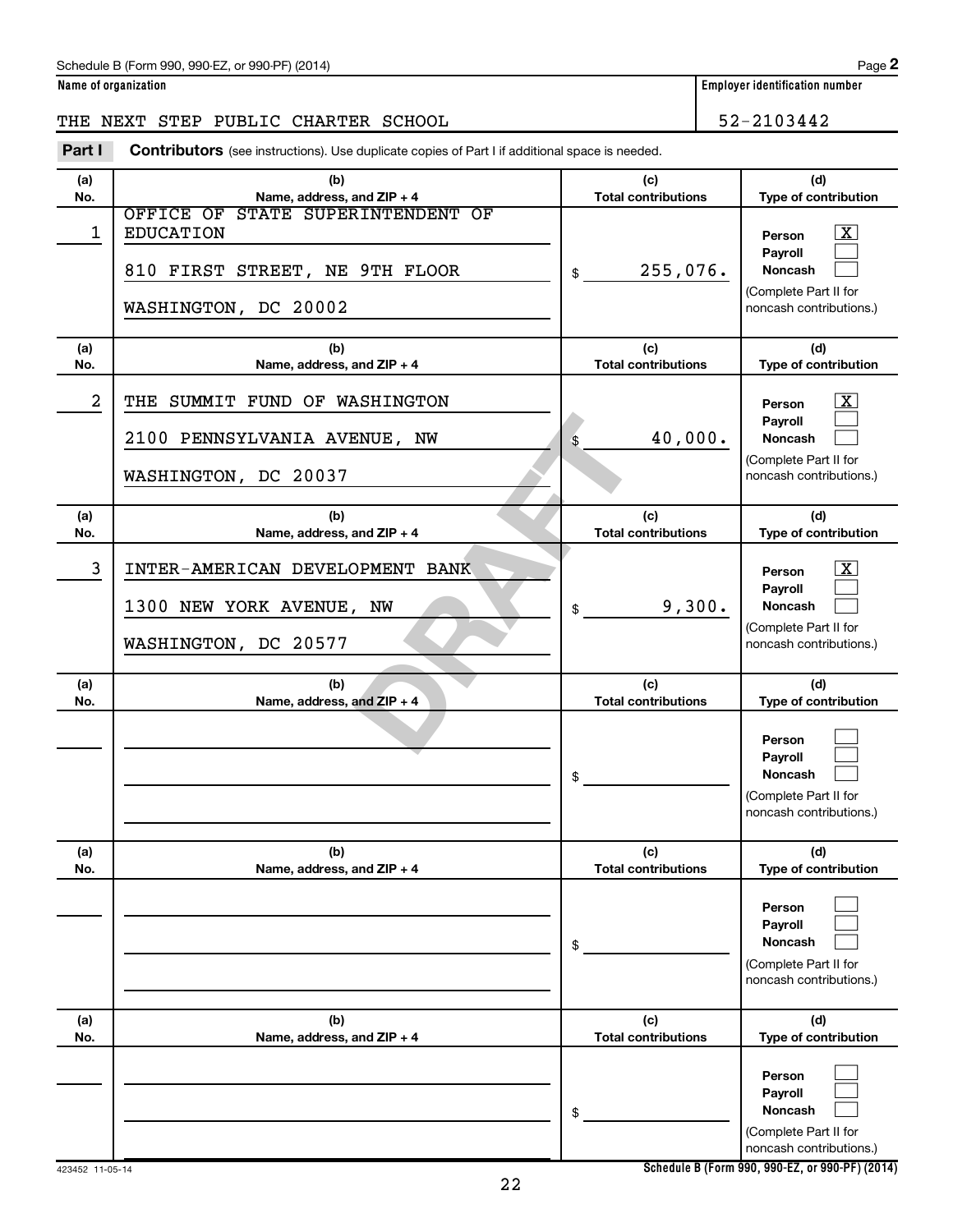Schedule B (Form 990, 990-EZ, or 990-PF) (2014) Page **2**

**Name of organization** | **Employer identification number**

THE NEXT STEP PUBLIC CHARTER SCHOOL | 52-2103442

**Part I** **Contributors** (see instructions). Use duplicate copies of Part I if additional space is needed.

| (a) No. | (b) Name, address, and ZIP + 4 | (c) Total contributions | (d) Type of contribution |
|---|---|---|---|
| 1 | OFFICE OF STATE SUPERINTENDENT OF EDUCATION<br>810 FIRST STREET, NE 9TH FLOOR<br>WASHINGTON, DC 20002 | $ 255,076. | Person [X]<br>Payroll [ ]<br>Noncash [ ]<br>(Complete Part II for noncash contributions.) |
| 2 | THE SUMMIT FUND OF WASHINGTON<br>2100 PENNSYLVANIA AVENUE, NW<br>WASHINGTON, DC 20037 | $ 40,000. | Person [X]<br>Payroll [ ]<br>Noncash [ ]<br>(Complete Part II for noncash contributions.) |
| 3 | INTER-AMERICAN DEVELOPMENT BANK<br>1300 NEW YORK AVENUE, NW<br>WASHINGTON, DC 20577 | $ 9,300. | Person [X]<br>Payroll [ ]<br>Noncash [ ]<br>(Complete Part II for noncash contributions.) |
| | | $ | Person [ ]<br>Payroll [ ]<br>Noncash [ ]<br>(Complete Part II for noncash contributions.) |
| | | $ | Person [ ]<br>Payroll [ ]<br>Noncash [ ]<br>(Complete Part II for noncash contributions.) |
| | | $ | Person [ ]<br>Payroll [ ]<br>Noncash [ ]<br>(Complete Part II for noncash contributions.) |

DRAFT

423452 11-05-14 **Schedule B (Form 990, 990-EZ, or 990-PF) (2014)**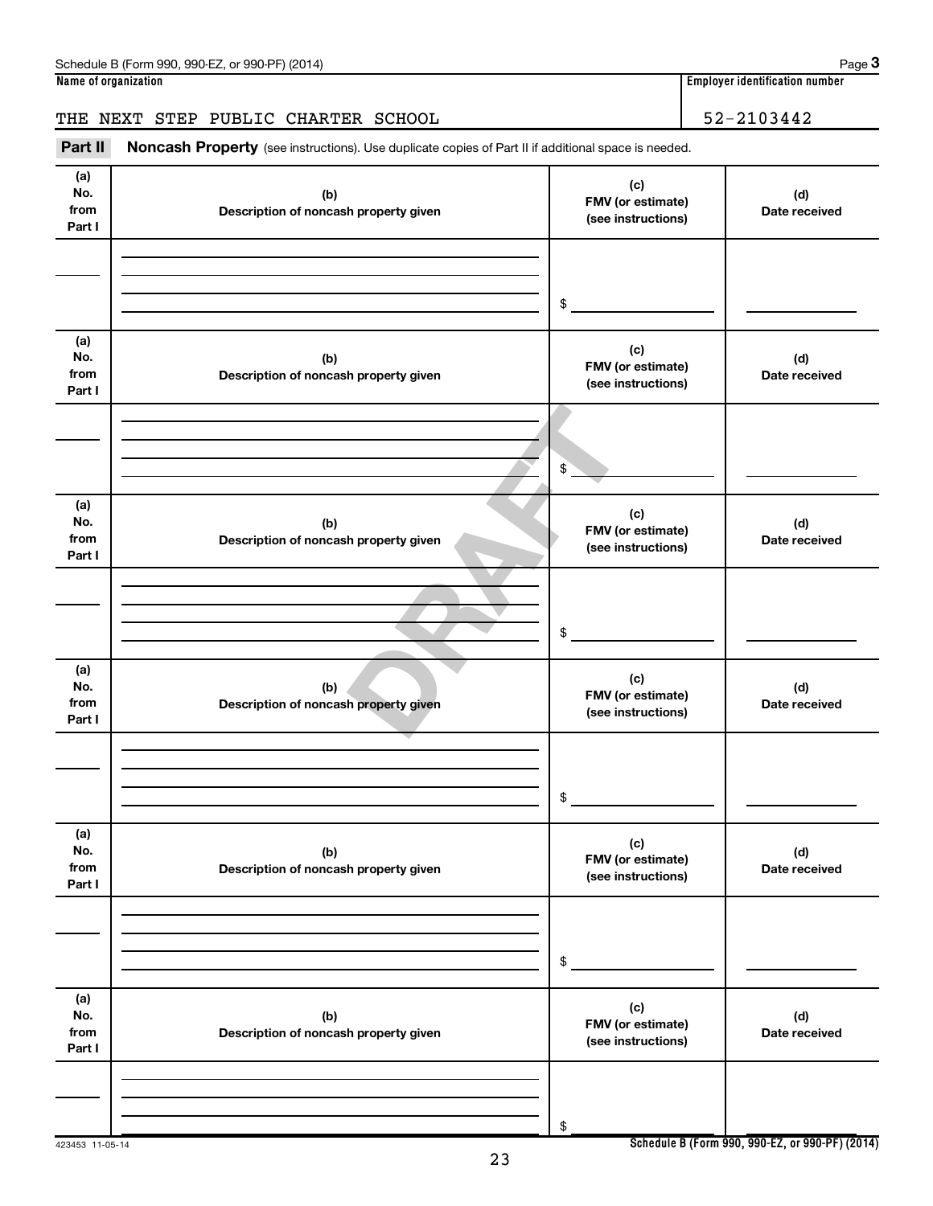Schedule B (Form 990, 990-EZ, or 990-PF) (2014)

**Name of organization**

THE NEXT STEP PUBLIC CHARTER SCHOOL

**Employer identification number**

52-2103442

**Part II** **Noncash Property** (see instructions). Use duplicate copies of Part II if additional space is needed.

| (a) No. from Part I | (b) Description of noncash property given | (c) FMV (or estimate) (see instructions) | (d) Date received |
|---|---|---|---|
| | | $ | |

| (a) No. from Part I | (b) Description of noncash property given | (c) FMV (or estimate) (see instructions) | (d) Date received |
|---|---|---|---|
| | | $ | |

| (a) No. from Part I | (b) Description of noncash property given | (c) FMV (or estimate) (see instructions) | (d) Date received |
|---|---|---|---|
| | | $ | |

| (a) No. from Part I | (b) Description of noncash property given | (c) FMV (or estimate) (see instructions) | (d) Date received |
|---|---|---|---|
| | | $ | |

| (a) No. from Part I | (b) Description of noncash property given | (c) FMV (or estimate) (see instructions) | (d) Date received |
|---|---|---|---|
| | | $ | |

| (a) No. from Part I | (b) Description of noncash property given | (c) FMV (or estimate) (see instructions) | (d) Date received |
|---|---|---|---|
| | | $ | |

DRAFT

423453 11-05-14

**Schedule B (Form 990, 990-EZ, or 990-PF) (2014)**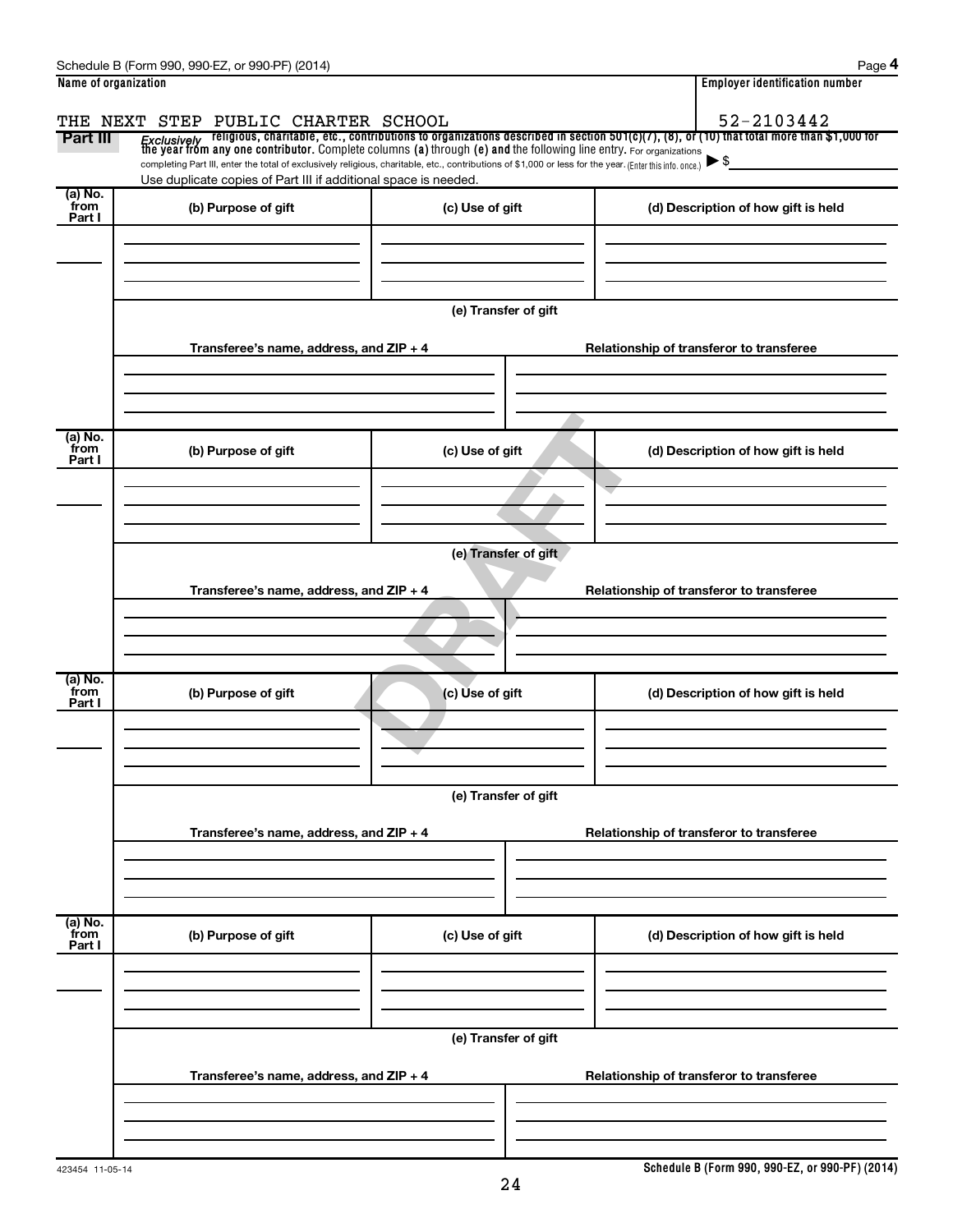Schedule B (Form 990, 990-EZ, or 990-PF) (2014) Page **4**

| Name of organization | Employer identification number |
| --- | --- |
| THE NEXT STEP PUBLIC CHARTER SCHOOL | 52-2103442 |

**Part III** *Exclusively* religious, charitable, etc., contributions to organizations described in section 501(c)(7), (8), or (10) that total more than $1,000 for the year from any one contributor. Complete columns (a) through (e) and the following line entry. For organizations completing Part III, enter the total of exclusively religious, charitable, etc., contributions of $1,000 or less for the year. (Enter this info. once.) ▶ $

Use duplicate copies of Part III if additional space is needed.

| (a) No. from Part I | (b) Purpose of gift | (c) Use of gift | (d) Description of how gift is held |
| --- | --- | --- | --- |
| | | | |

(e) Transfer of gift

| Transferee's name, address, and ZIP + 4 | Relationship of transferor to transferee |
| --- | --- |
| | |

| (a) No. from Part I | (b) Purpose of gift | (c) Use of gift | (d) Description of how gift is held |
| --- | --- | --- | --- |
| | | | |

(e) Transfer of gift

| Transferee's name, address, and ZIP + 4 | Relationship of transferor to transferee |
| --- | --- |
| | |

| (a) No. from Part I | (b) Purpose of gift | (c) Use of gift | (d) Description of how gift is held |
| --- | --- | --- | --- |
| | | | |

(e) Transfer of gift

| Transferee's name, address, and ZIP + 4 | Relationship of transferor to transferee |
| --- | --- |
| | |

| (a) No. from Part I | (b) Purpose of gift | (c) Use of gift | (d) Description of how gift is held |
| --- | --- | --- | --- |
| | | | |

(e) Transfer of gift

| Transferee's name, address, and ZIP + 4 | Relationship of transferor to transferee |
| --- | --- |
| | |

DRAFT

423454 11-05-14 **Schedule B (Form 990, 990-EZ, or 990-PF) (2014)**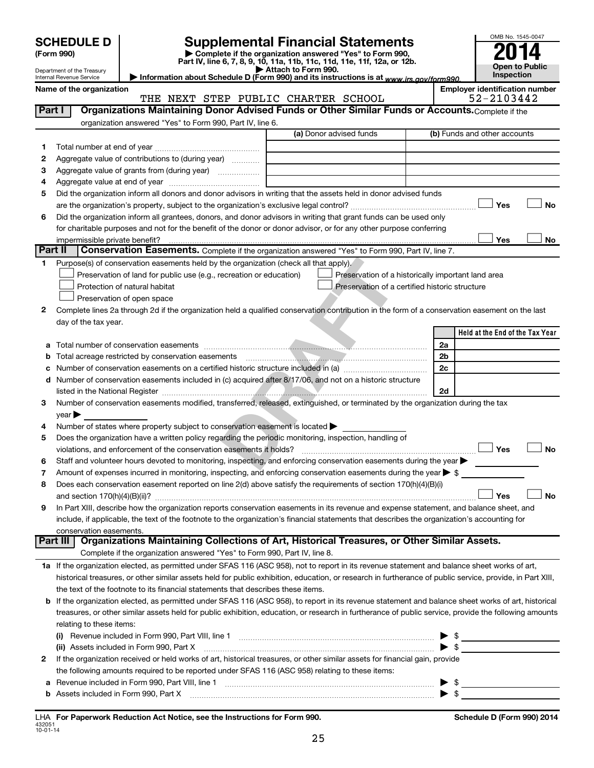**SCHEDULE D**
**(Form 990)**

Department of the Treasury
Internal Revenue Service

# Supplemental Financial Statements

▶ Complete if the organization answered "Yes" to Form 990, Part IV, line 6, 7, 8, 9, 10, 11a, 11b, 11c, 11d, 11e, 11f, 12a, or 12b.
▶ Attach to Form 990.
▶ Information about Schedule D (Form 990) and its instructions is at *www.irs.gov/form990.*

OMB No. 1545-0047
**2014**
**Open to Public Inspection**

**Name of the organization**
THE NEXT STEP PUBLIC CHARTER SCHOOL

**Employer identification number**
52-2103442

## Part I Organizations Maintaining Donor Advised Funds or Other Similar Funds or Accounts.

Complete if the organization answered "Yes" to Form 990, Part IV, line 6.

| | | (a) Donor advised funds | (b) Funds and other accounts |
|---|---|---|---|
| 1 | Total number at end of year | | |
| 2 | Aggregate value of contributions to (during year) | | |
| 3 | Aggregate value of grants from (during year) | | |
| 4 | Aggregate value at end of year | | |

5 Did the organization inform all donors and donor advisors in writing that the assets held in donor advised funds are the organization's property, subject to the organization's exclusive legal control? ☐ Yes ☐ No

6 Did the organization inform all grantees, donors, and donor advisors in writing that grant funds can be used only for charitable purposes and not for the benefit of the donor or donor advisor, or for any other purpose conferring impermissible private benefit? ☐ Yes ☐ No

## Part II Conservation Easements.

Complete if the organization answered "Yes" to Form 990, Part IV, line 7.

1 Purpose(s) of conservation easements held by the organization (check all that apply).
- ☐ Preservation of land for public use (e.g., recreation or education)
- ☐ Preservation of a historically important land area
- ☐ Protection of natural habitat
- ☐ Preservation of a certified historic structure
- ☐ Preservation of open space

2 Complete lines 2a through 2d if the organization held a qualified conservation contribution in the form of a conservation easement on the last day of the tax year.

| | | | Held at the End of the Tax Year |
|---|---|---|---|
| a | Total number of conservation easements | 2a | |
| b | Total acreage restricted by conservation easements | 2b | |
| c | Number of conservation easements on a certified historic structure included in (a) | 2c | |
| d | Number of conservation easements included in (c) acquired after 8/17/06, and not on a historic structure listed in the National Register | 2d | |

3 Number of conservation easements modified, transferred, released, extinguished, or terminated by the organization during the tax year ▶

4 Number of states where property subject to conservation easement is located ▶

5 Does the organization have a written policy regarding the periodic monitoring, inspection, handling of violations, and enforcement of the conservation easements it holds? ☐ Yes ☐ No

6 Staff and volunteer hours devoted to monitoring, inspecting, and enforcing conservation easements during the year ▶

7 Amount of expenses incurred in monitoring, inspecting, and enforcing conservation easements during the year ▶ $

8 Does each conservation easement reported on line 2(d) above satisfy the requirements of section 170(h)(4)(B)(i) and section 170(h)(4)(B)(ii)? ☐ Yes ☐ No

9 In Part XIII, describe how the organization reports conservation easements in its revenue and expense statement, and balance sheet, and include, if applicable, the text of the footnote to the organization's financial statements that describes the organization's accounting for conservation easements.

## Part III Organizations Maintaining Collections of Art, Historical Treasures, or Other Similar Assets.

Complete if the organization answered "Yes" to Form 990, Part IV, line 8.

1a If the organization elected, as permitted under SFAS 116 (ASC 958), not to report in its revenue statement and balance sheet works of art, historical treasures, or other similar assets held for public exhibition, education, or research in furtherance of public service, provide, in Part XIII, the text of the footnote to its financial statements that describes these items.

b If the organization elected, as permitted under SFAS 116 (ASC 958), to report in its revenue statement and balance sheet works of art, historical treasures, or other similar assets held for public exhibition, education, or research in furtherance of public service, provide the following amounts relating to these items:

(i) Revenue included in Form 990, Part VIII, line 1 ▶ $

(ii) Assets included in Form 990, Part X ▶ $

2 If the organization received or held works of art, historical treasures, or other similar assets for financial gain, provide the following amounts required to be reported under SFAS 116 (ASC 958) relating to these items:

a Revenue included in Form 990, Part VIII, line 1 ▶ $

b Assets included in Form 990, Part X ▶ $

LHA **For Paperwork Reduction Act Notice, see the Instructions for Form 990.**
432051
10-01-14

**Schedule D (Form 990) 2014**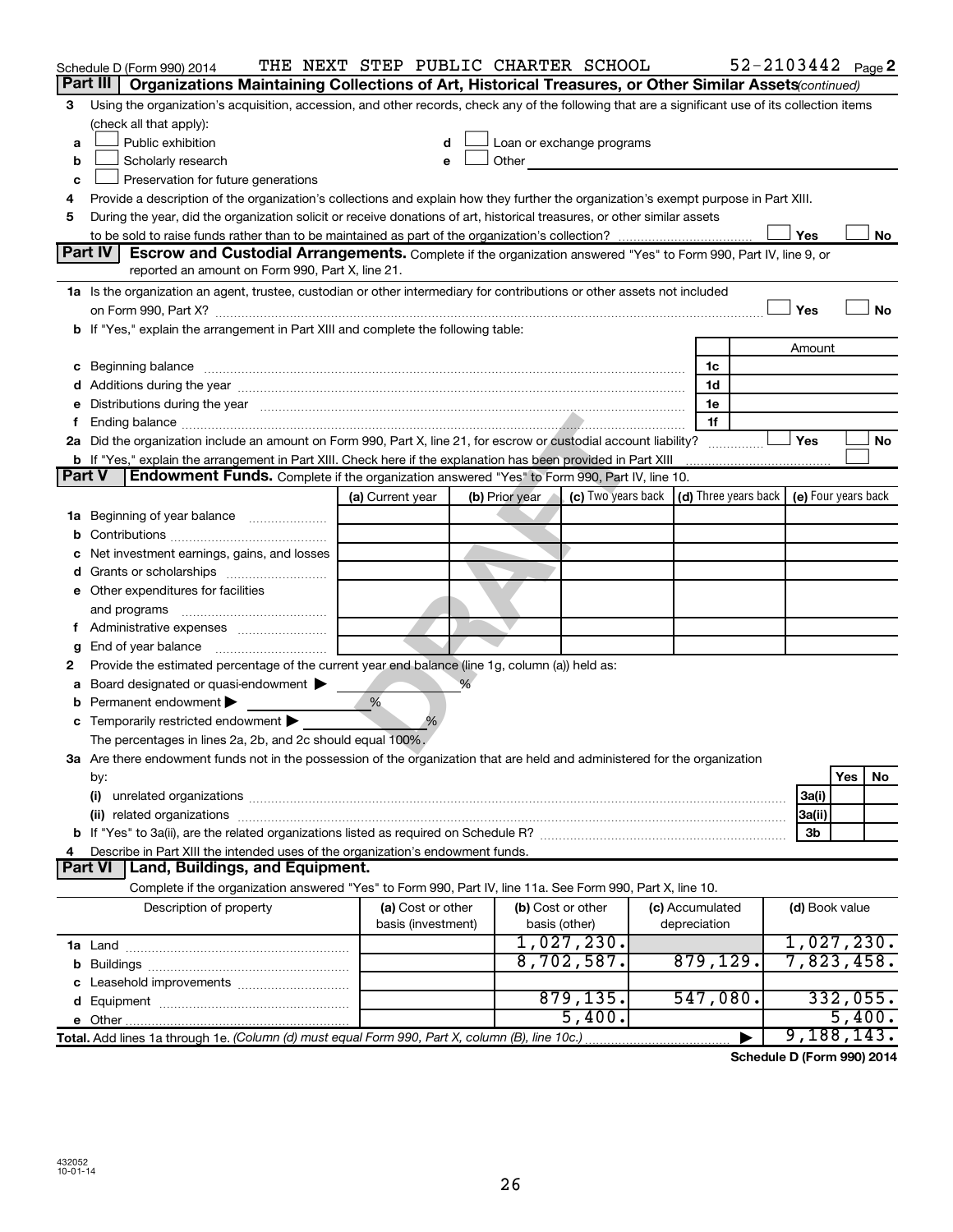Schedule D (Form 990) 2014 THE NEXT STEP PUBLIC CHARTER SCHOOL 52-2103442 Page 2

## Part III Organizations Maintaining Collections of Art, Historical Treasures, or Other Similar Assets *(continued)*

3 Using the organization's acquisition, accession, and other records, check any of the following that are a significant use of its collection items (check all that apply):

- a ☐ Public exhibition
- b ☐ Scholarly research
- c ☐ Preservation for future generations
- d ☐ Loan or exchange programs
- e ☐ Other

4 Provide a description of the organization's collections and explain how they further the organization's exempt purpose in Part XIII.

5 During the year, did the organization solicit or receive donations of art, historical treasures, or other similar assets to be sold to raise funds rather than to be maintained as part of the organization's collection? ☐ Yes ☐ No

## Part IV Escrow and Custodial Arrangements.

Complete if the organization answered "Yes" to Form 990, Part IV, line 9, or reported an amount on Form 990, Part X, line 21.

1a Is the organization an agent, trustee, custodian or other intermediary for contributions or other assets not included on Form 990, Part X? ☐ Yes ☐ No

b If "Yes," explain the arrangement in Part XIII and complete the following table:

| | | Amount |
|---|---|---|
| c Beginning balance | 1c | |
| d Additions during the year | 1d | |
| e Distributions during the year | 1e | |
| f Ending balance | 1f | |

2a Did the organization include an amount on Form 990, Part X, line 21, for escrow or custodial account liability? ☐ Yes ☐ No

b If "Yes," explain the arrangement in Part XIII. Check here if the explanation has been provided in Part XIII ☐

## Part V Endowment Funds.

Complete if the organization answered "Yes" to Form 990, Part IV, line 10.

| | (a) Current year | (b) Prior year | (c) Two years back | (d) Three years back | (e) Four years back |
|---|---|---|---|---|---|
| 1a Beginning of year balance | | | | | |
| b Contributions | | | | | |
| c Net investment earnings, gains, and losses | | | | | |
| d Grants or scholarships | | | | | |
| e Other expenditures for facilities and programs | | | | | |
| f Administrative expenses | | | | | |
| g End of year balance | | | | | |

2 Provide the estimated percentage of the current year end balance (line 1g, column (a)) held as:

- a Board designated or quasi-endowment ▶ %
- b Permanent endowment ▶ %
- c Temporarily restricted endowment ▶ %

The percentages in lines 2a, 2b, and 2c should equal 100%.

3a Are there endowment funds not in the possession of the organization that are held and administered for the organization by:

| | | Yes | No |
|---|---|---|---|
| (i) unrelated organizations | 3a(i) | | |
| (ii) related organizations | 3a(ii) | | |
| b If "Yes" to 3a(ii), are the related organizations listed as required on Schedule R? | 3b | | |

4 Describe in Part XIII the intended uses of the organization's endowment funds.

## Part VI Land, Buildings, and Equipment.

Complete if the organization answered "Yes" to Form 990, Part IV, line 11a. See Form 990, Part X, line 10.

| Description of property | (a) Cost or other basis (investment) | (b) Cost or other basis (other) | (c) Accumulated depreciation | (d) Book value |
|---|---|---|---|---|
| 1a Land | | 1,027,230. | | 1,027,230. |
| b Buildings | | 8,702,587. | 879,129. | 7,823,458. |
| c Leasehold improvements | | | | |
| d Equipment | | 879,135. | 547,080. | 332,055. |
| e Other | | 5,400. | | 5,400. |
| Total. Add lines 1a through 1e. *(Column (d) must equal Form 990, Part X, column (B), line 10c.)* | | | ▶ | 9,188,143. |

Schedule D (Form 990) 2014

432052 10-01-14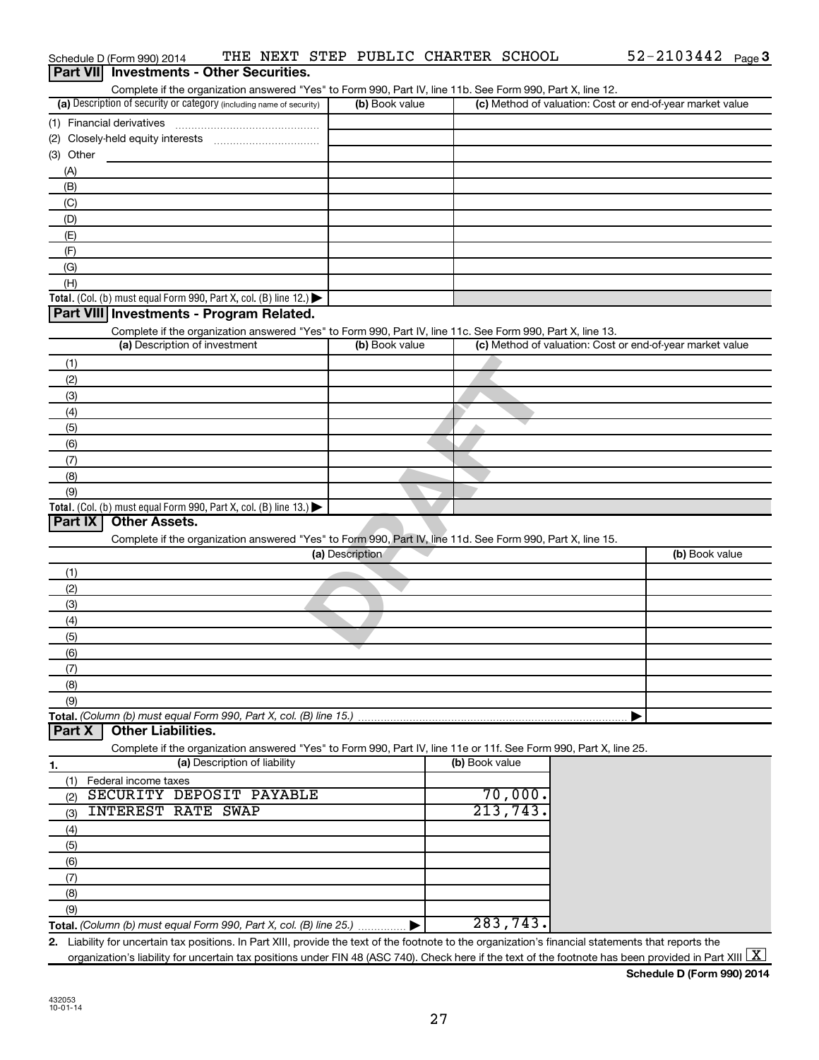Schedule D (Form 990) 2014 THE NEXT STEP PUBLIC CHARTER SCHOOL 52-2103442 Page 3

## Part VII Investments - Other Securities.

Complete if the organization answered "Yes" to Form 990, Part IV, line 11b. See Form 990, Part X, line 12.

| (a) Description of security or category (including name of security) | (b) Book value | (c) Method of valuation: Cost or end-of-year market value |
|---|---|---|
| (1) Financial derivatives | | |
| (2) Closely-held equity interests | | |
| (3) Other | | |
| (A) | | |
| (B) | | |
| (C) | | |
| (D) | | |
| (E) | | |
| (F) | | |
| (G) | | |
| (H) | | |
| **Total.** (Col. (b) must equal Form 990, Part X, col. (B) line 12.) ▶ | | |

## Part VIII Investments - Program Related.

Complete if the organization answered "Yes" to Form 990, Part IV, line 11c. See Form 990, Part X, line 13.

| (a) Description of investment | (b) Book value | (c) Method of valuation: Cost or end-of-year market value |
|---|---|---|
| (1) | | |
| (2) | | |
| (3) | | |
| (4) | | |
| (5) | | |
| (6) | | |
| (7) | | |
| (8) | | |
| (9) | | |
| **Total.** (Col. (b) must equal Form 990, Part X, col. (B) line 13.) ▶ | | |

## Part IX Other Assets.

Complete if the organization answered "Yes" to Form 990, Part IV, line 11d. See Form 990, Part X, line 15.

| (a) Description | (b) Book value |
|---|---|
| (1) | |
| (2) | |
| (3) | |
| (4) | |
| (5) | |
| (6) | |
| (7) | |
| (8) | |
| (9) | |
| **Total.** *(Column (b) must equal Form 990, Part X, col. (B) line 15.)* ▶ | |

## Part X Other Liabilities.

Complete if the organization answered "Yes" to Form 990, Part IV, line 11e or 11f. See Form 990, Part X, line 25.

| 1. (a) Description of liability | (b) Book value |
|---|---|
| (1) Federal income taxes | |
| (2) SECURITY DEPOSIT PAYABLE | 70,000. |
| (3) INTEREST RATE SWAP | 213,743. |
| (4) | |
| (5) | |
| (6) | |
| (7) | |
| (8) | |
| (9) | |
| **Total.** *(Column (b) must equal Form 990, Part X, col. (B) line 25.)* ▶ | 283,743. |

**2.** Liability for uncertain tax positions. In Part XIII, provide the text of the footnote to the organization's financial statements that reports the organization's liability for uncertain tax positions under FIN 48 (ASC 740). Check here if the text of the footnote has been provided in Part XIII [X]

**Schedule D (Form 990) 2014**

432053 10-01-14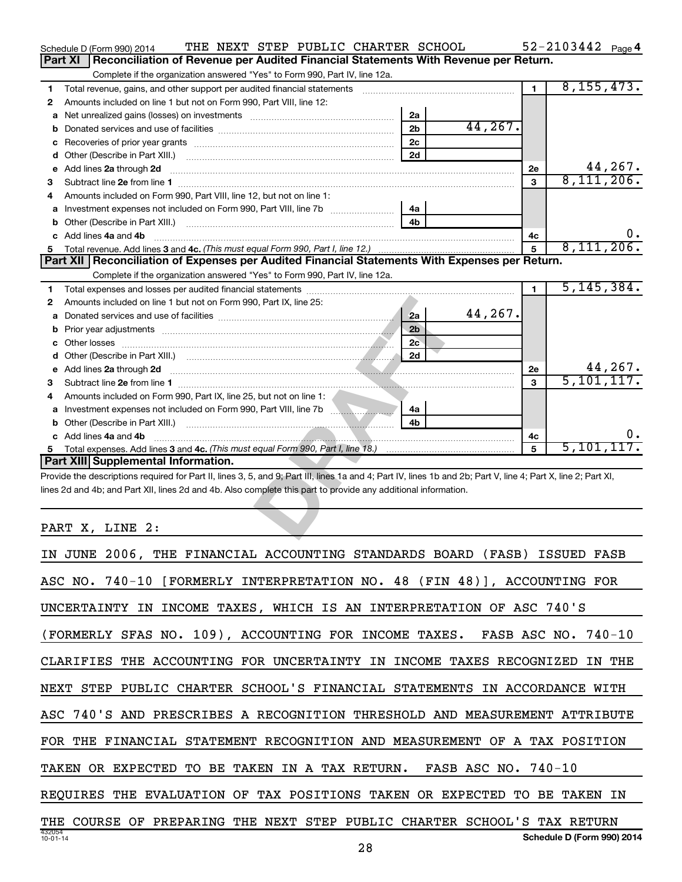Schedule D (Form 990) 2014 THE NEXT STEP PUBLIC CHARTER SCHOOL 52-2103442 Page 4

## Part XI Reconciliation of Revenue per Audited Financial Statements With Revenue per Return.

Complete if the organization answered "Yes" to Form 990, Part IV, line 12a.

| | | | | | |
|---|---|---|---|---|---|
| 1 | Total revenue, gains, and other support per audited financial statements | | | 1 | 8,155,473. |
| 2 | Amounts included on line 1 but not on Form 990, Part VIII, line 12: | | | | |
| a | Net unrealized gains (losses) on investments | 2a | | | |
| b | Donated services and use of facilities | 2b | 44,267. | | |
| c | Recoveries of prior year grants | 2c | | | |
| d | Other (Describe in Part XIII.) | 2d | | | |
| e | Add lines 2a through 2d | | | 2e | 44,267. |
| 3 | Subtract line 2e from line 1 | | | 3 | 8,111,206. |
| 4 | Amounts included on Form 990, Part VIII, line 12, but not on line 1: | | | | |
| a | Investment expenses not included on Form 990, Part VIII, line 7b | 4a | | | |
| b | Other (Describe in Part XIII.) | 4b | | | |
| c | Add lines 4a and 4b | | | 4c | 0. |
| 5 | Total revenue. Add lines 3 and 4c. *(This must equal Form 990, Part I, line 12.)* | | | 5 | 8,111,206. |

## Part XII Reconciliation of Expenses per Audited Financial Statements With Expenses per Return.

Complete if the organization answered "Yes" to Form 990, Part IV, line 12a.

| | | | | | |
|---|---|---|---|---|---|
| 1 | Total expenses and losses per audited financial statements | | | 1 | 5,145,384. |
| 2 | Amounts included on line 1 but not on Form 990, Part IX, line 25: | | | | |
| a | Donated services and use of facilities | 2a | 44,267. | | |
| b | Prior year adjustments | 2b | | | |
| c | Other losses | 2c | | | |
| d | Other (Describe in Part XIII.) | 2d | | | |
| e | Add lines 2a through 2d | | | 2e | 44,267. |
| 3 | Subtract line 2e from line 1 | | | 3 | 5,101,117. |
| 4 | Amounts included on Form 990, Part IX, line 25, but not on line 1: | | | | |
| a | Investment expenses not included on Form 990, Part VIII, line 7b | 4a | | | |
| b | Other (Describe in Part XIII.) | 4b | | | |
| c | Add lines 4a and 4b | | | 4c | 0. |
| 5 | Total expenses. Add lines 3 and 4c. *(This must equal Form 990, Part I, line 18.)* | | | 5 | 5,101,117. |

## Part XIII Supplemental Information.

Provide the descriptions required for Part II, lines 3, 5, and 9; Part III, lines 1a and 4; Part IV, lines 1b and 2b; Part V, line 4; Part X, line 2; Part XI, lines 2d and 4b; and Part XII, lines 2d and 4b. Also complete this part to provide any additional information.

PART X, LINE 2:

IN JUNE 2006, THE FINANCIAL ACCOUNTING STANDARDS BOARD (FASB) ISSUED FASB ASC NO. 740-10 [FORMERLY INTERPRETATION NO. 48 (FIN 48)], ACCOUNTING FOR UNCERTAINTY IN INCOME TAXES, WHICH IS AN INTERPRETATION OF ASC 740'S (FORMERLY SFAS NO. 109), ACCOUNTING FOR INCOME TAXES. FASB ASC NO. 740-10 CLARIFIES THE ACCOUNTING FOR UNCERTAINTY IN INCOME TAXES RECOGNIZED IN THE NEXT STEP PUBLIC CHARTER SCHOOL'S FINANCIAL STATEMENTS IN ACCORDANCE WITH ASC 740'S AND PRESCRIBES A RECOGNITION THRESHOLD AND MEASUREMENT ATTRIBUTE FOR THE FINANCIAL STATEMENT RECOGNITION AND MEASUREMENT OF A TAX POSITION TAKEN OR EXPECTED TO BE TAKEN IN A TAX RETURN. FASB ASC NO. 740-10 REQUIRES THE EVALUATION OF TAX POSITIONS TAKEN OR EXPECTED TO BE TAKEN IN THE COURSE OF PREPARING THE NEXT STEP PUBLIC CHARTER SCHOOL'S TAX RETURN

432054 10-01-14 Schedule D (Form 990) 2014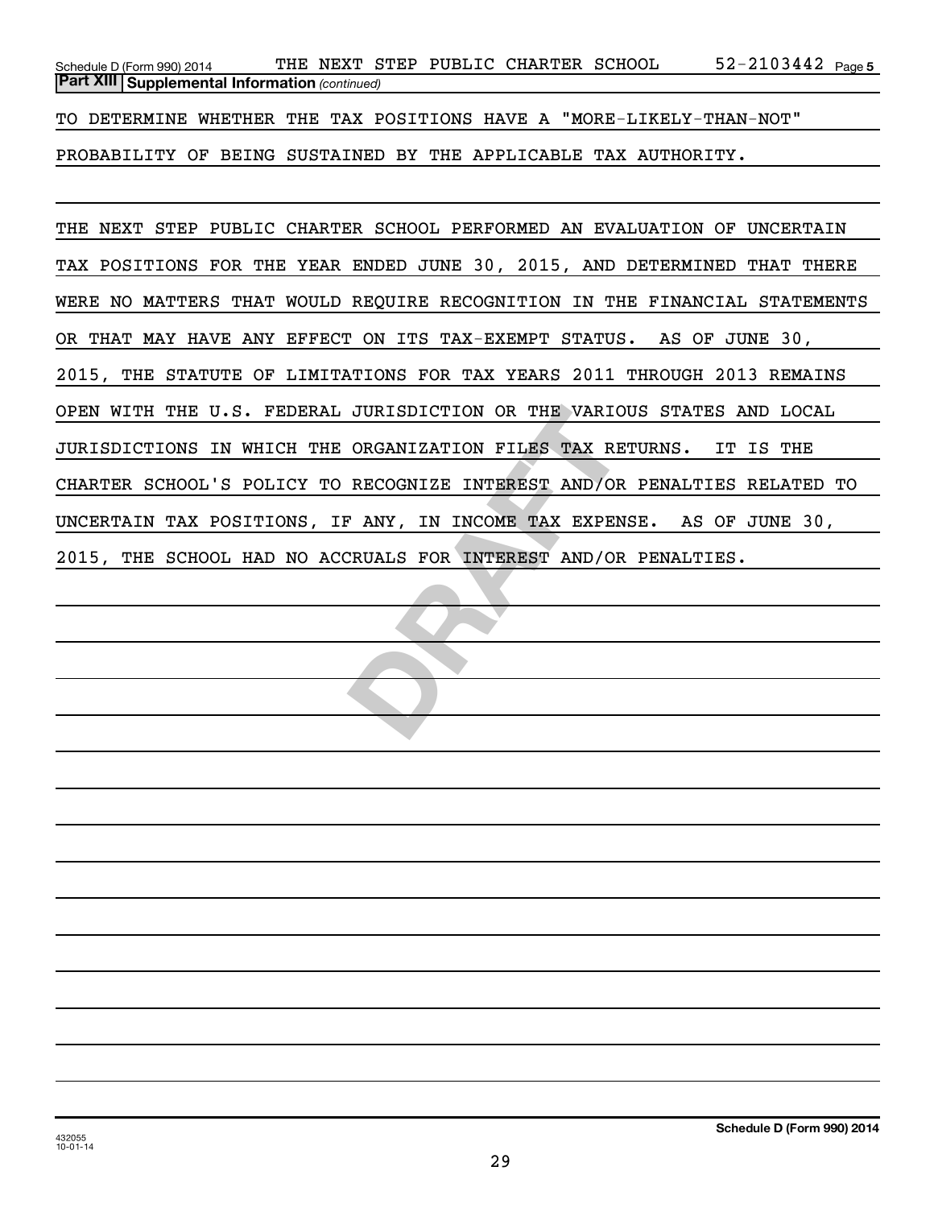Schedule D (Form 990) 2014 THE NEXT STEP PUBLIC CHARTER SCHOOL 52-2103442 Page 5

**Part XIII Supplemental Information** *(continued)*

TO DETERMINE WHETHER THE TAX POSITIONS HAVE A "MORE-LIKELY-THAN-NOT" PROBABILITY OF BEING SUSTAINED BY THE APPLICABLE TAX AUTHORITY.

THE NEXT STEP PUBLIC CHARTER SCHOOL PERFORMED AN EVALUATION OF UNCERTAIN TAX POSITIONS FOR THE YEAR ENDED JUNE 30, 2015, AND DETERMINED THAT THERE WERE NO MATTERS THAT WOULD REQUIRE RECOGNITION IN THE FINANCIAL STATEMENTS OR THAT MAY HAVE ANY EFFECT ON ITS TAX-EXEMPT STATUS. AS OF JUNE 30, 2015, THE STATUTE OF LIMITATIONS FOR TAX YEARS 2011 THROUGH 2013 REMAINS OPEN WITH THE U.S. FEDERAL JURISDICTION OR THE VARIOUS STATES AND LOCAL JURISDICTIONS IN WHICH THE ORGANIZATION FILES TAX RETURNS. IT IS THE CHARTER SCHOOL'S POLICY TO RECOGNIZE INTEREST AND/OR PENALTIES RELATED TO UNCERTAIN TAX POSITIONS, IF ANY, IN INCOME TAX EXPENSE. AS OF JUNE 30, 2015, THE SCHOOL HAD NO ACCRUALS FOR INTEREST AND/OR PENALTIES.

DRAFT

432055 10-01-14

**Schedule D (Form 990) 2014**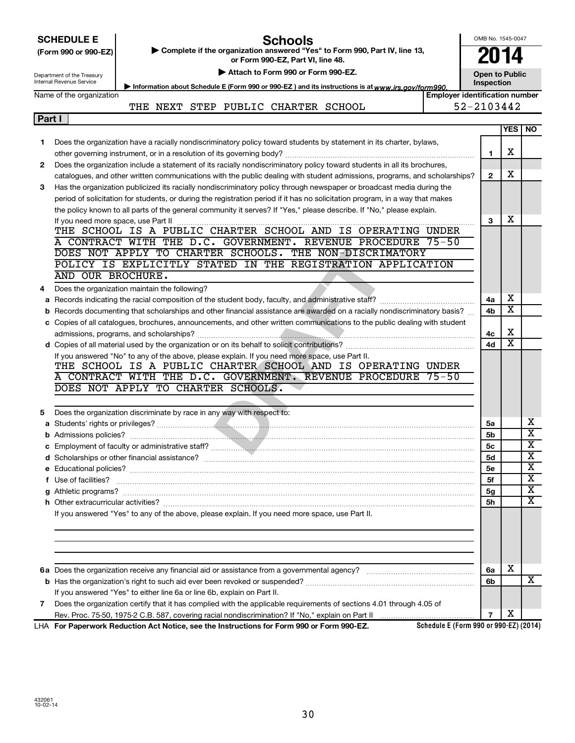**SCHEDULE E**
**(Form 990 or 990-EZ)**

Department of the Treasury
Internal Revenue Service

# Schools

▶ Complete if the organization answered "Yes" to Form 990, Part IV, line 13, or Form 990-EZ, Part VI, line 48.

▶ Attach to Form 990 or Form 990-EZ.

▶ Information about Schedule E (Form 990 or 990-EZ) and its instructions is at www.irs.gov/form990.

OMB No. 1545-0047

**2014**

**Open to Public Inspection**

| Name of the organization | Employer identification number |
|---|---|
| THE NEXT STEP PUBLIC CHARTER SCHOOL | 52-2103442 |

**Part I**

| | | | YES | NO |
|---|---|---|---|---|
| 1 | Does the organization have a racially nondiscriminatory policy toward students by statement in its charter, bylaws, other governing instrument, or in a resolution of its governing body? | 1 | X | |
| 2 | Does the organization include a statement of its racially nondiscriminatory policy toward students in all its brochures, catalogues, and other written communications with the public dealing with student admissions, programs, and scholarships? | 2 | X | |
| 3 | Has the organization publicized its racially nondiscriminatory policy through newspaper or broadcast media during the period of solicitation for students, or during the registration period if it has no solicitation program, in a way that makes the policy known to all parts of the general community it serves? If "Yes," please describe. If "No," please explain. If you need more space, use Part II | 3 | X | |
| | THE SCHOOL IS A PUBLIC CHARTER SCHOOL AND IS OPERATING UNDER A CONTRACT WITH THE D.C. GOVERNMENT. REVENUE PROCEDURE 75-50 DOES NOT APPLY TO CHARTER SCHOOLS. THE NON-DISCRIMATORY POLICY IS EXPLICITLY STATED IN THE REGISTRATION APPLICATION AND OUR BROCHURE. | | | |
| 4 | Does the organization maintain the following? | | | |
| a | Records indicating the racial composition of the student body, faculty, and administrative staff? | 4a | X | |
| b | Records documenting that scholarships and other financial assistance are awarded on a racially nondiscriminatory basis? | 4b | X | |
| c | Copies of all catalogues, brochures, announcements, and other written communications to the public dealing with student admissions, programs, and scholarships? | 4c | X | |
| d | Copies of all material used by the organization or on its behalf to solicit contributions? | 4d | X | |
| | If you answered "No" to any of the above, please explain. If you need more space, use Part II. | | | |
| | THE SCHOOL IS A PUBLIC CHARTER SCHOOL AND IS OPERATING UNDER A CONTRACT WITH THE D.C. GOVERNMENT. REVENUE PROCEDURE 75-50 DOES NOT APPLY TO CHARTER SCHOOLS. | | | |
| 5 | Does the organization discriminate by race in any way with respect to: | | | |
| a | Students' rights or privileges? | 5a | | X |
| b | Admissions policies? | 5b | | X |
| c | Employment of faculty or administrative staff? | 5c | | X |
| d | Scholarships or other financial assistance? | 5d | | X |
| e | Educational policies? | 5e | | X |
| f | Use of facilities? | 5f | | X |
| g | Athletic programs? | 5g | | X |
| h | Other extracurricular activities? | 5h | | X |
| | If you answered "Yes" to any of the above, please explain. If you need more space, use Part II. | | | |
| 6a | Does the organization receive any financial aid or assistance from a governmental agency? | 6a | X | |
| b | Has the organization's right to such aid ever been revoked or suspended? | 6b | | X |
| | If you answered "Yes" to either line 6a or line 6b, explain on Part II. | | | |
| 7 | Does the organization certify that it has complied with the applicable requirements of sections 4.01 through 4.05 of Rev. Proc. 75-50, 1975-2 C.B. 587, covering racial nondiscrimination? If "No," explain on Part II | 7 | X | |

LHA **For Paperwork Reduction Act Notice, see the Instructions for Form 990 or Form 990-EZ.** **Schedule E (Form 990 or 990-EZ) (2014)**

432061
10-02-14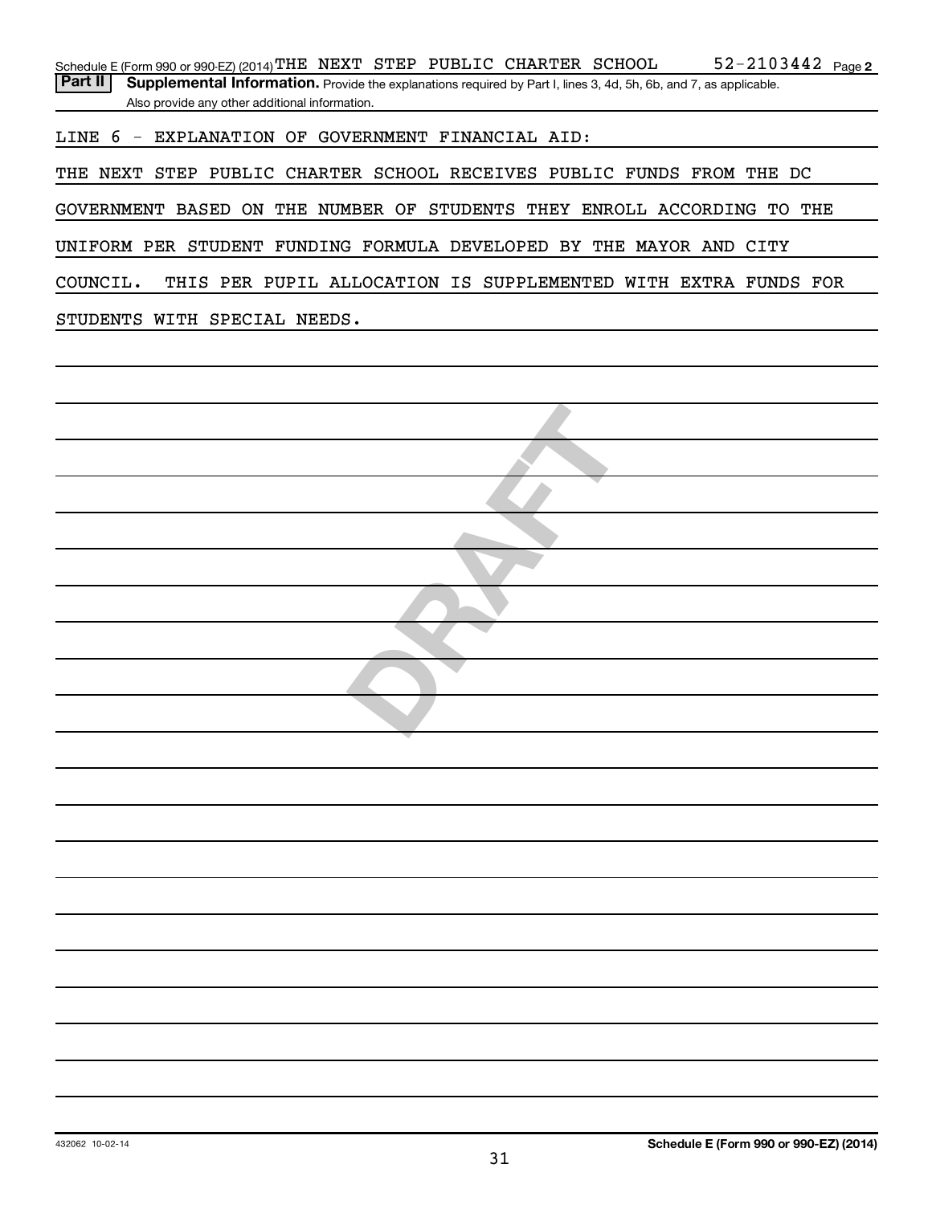Schedule E (Form 990 or 990-EZ) (2014) THE NEXT STEP PUBLIC CHARTER SCHOOL 52-2103442 Page 2

**Part II** **Supplemental Information.** Provide the explanations required by Part I, lines 3, 4d, 5h, 6b, and 7, as applicable. Also provide any other additional information.

LINE 6 - EXPLANATION OF GOVERNMENT FINANCIAL AID:

THE NEXT STEP PUBLIC CHARTER SCHOOL RECEIVES PUBLIC FUNDS FROM THE DC GOVERNMENT BASED ON THE NUMBER OF STUDENTS THEY ENROLL ACCORDING TO THE UNIFORM PER STUDENT FUNDING FORMULA DEVELOPED BY THE MAYOR AND CITY COUNCIL. THIS PER PUPIL ALLOCATION IS SUPPLEMENTED WITH EXTRA FUNDS FOR STUDENTS WITH SPECIAL NEEDS.

DRAFT

432062 10-02-14

**Schedule E (Form 990 or 990-EZ) (2014)**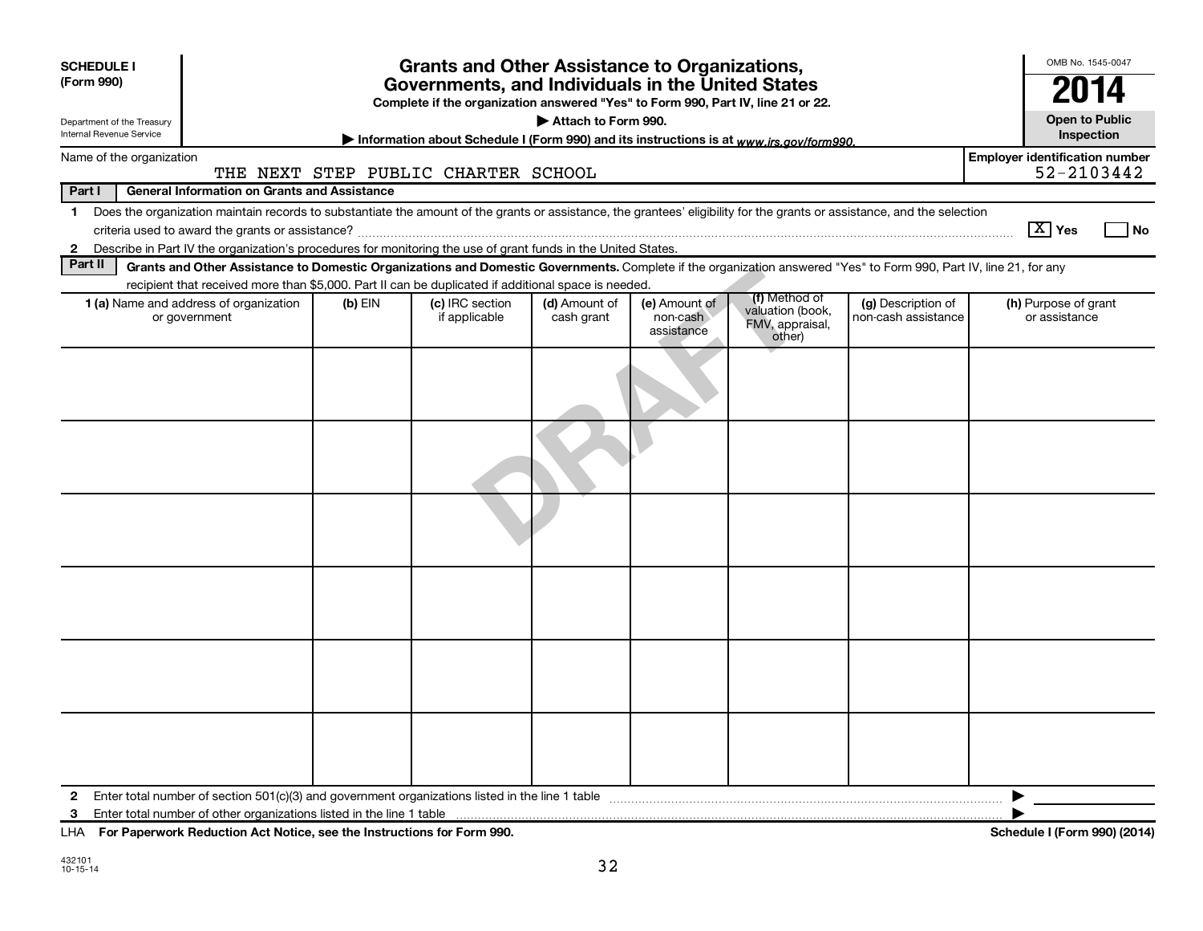**SCHEDULE I (Form 990)**

Department of the Treasury
Internal Revenue Service

# Grants and Other Assistance to Organizations, Governments, and Individuals in the United States

**Complete if the organization answered "Yes" to Form 990, Part IV, line 21 or 22.**

**▶ Attach to Form 990.**

**▶ Information about Schedule I (Form 990) and its instructions is at *www.irs.gov/form990.***

OMB No. 1545-0047

**2014**

**Open to Public Inspection**

Name of the organization: THE NEXT STEP PUBLIC CHARTER SCHOOL

Employer identification number: 52-2103442

DRAFT

**Part I — General Information on Grants and Assistance**

1 Does the organization maintain records to substantiate the amount of the grants or assistance, the grantees' eligibility for the grants or assistance, and the selection criteria used to award the grants or assistance? [X] Yes [ ] No

2 Describe in Part IV the organization's procedures for monitoring the use of grant funds in the United States.

**Part II — Grants and Other Assistance to Domestic Organizations and Domestic Governments.** Complete if the organization answered "Yes" to Form 990, Part IV, line 21, for any recipient that received more than $5,000. Part II can be duplicated if additional space is needed.

| 1 (a) Name and address of organization or government | (b) EIN | (c) IRC section if applicable | (d) Amount of cash grant | (e) Amount of non-cash assistance | (f) Method of valuation (book, FMV, appraisal, other) | (g) Description of non-cash assistance | (h) Purpose of grant or assistance |
|---|---|---|---|---|---|---|---|
| | | | | | | | |
| | | | | | | | |
| | | | | | | | |
| | | | | | | | |
| | | | | | | | |
| | | | | | | | |

2 Enter total number of section 501(c)(3) and government organizations listed in the line 1 table ▶

3 Enter total number of other organizations listed in the line 1 table ▶

LHA **For Paperwork Reduction Act Notice, see the Instructions for Form 990.** **Schedule I (Form 990) (2014)**

432101
10-15-14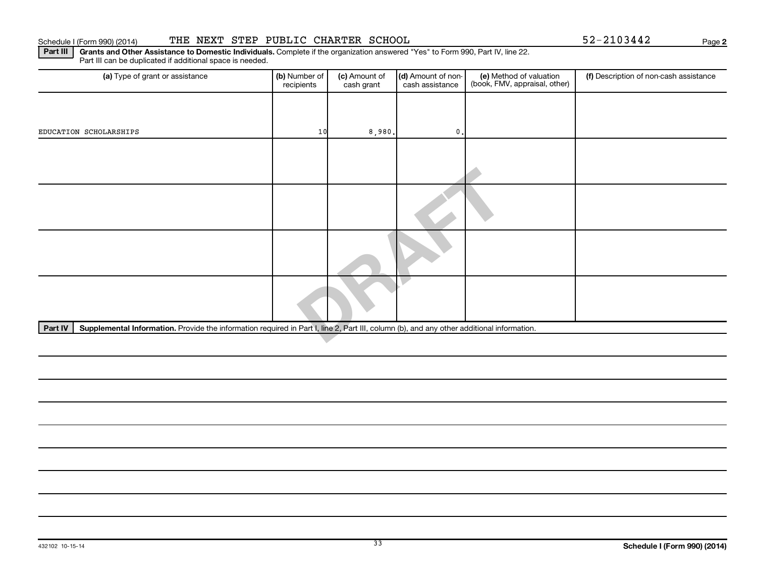Schedule I (Form 990) (2014) THE NEXT STEP PUBLIC CHARTER SCHOOL 52-2103442 Page **2**

**Part III** **Grants and Other Assistance to Domestic Individuals.** Complete if the organization answered "Yes" to Form 990, Part IV, line 22. Part III can be duplicated if additional space is needed.

| (a) Type of grant or assistance | (b) Number of recipients | (c) Amount of cash grant | (d) Amount of non-cash assistance | (e) Method of valuation (book, FMV, appraisal, other) | (f) Description of non-cash assistance |
|---|---|---|---|---|---|
| EDUCATION SCHOLARSHIPS | 10 | 8,980. | 0. | | |
| | | | | | |
| | | | | | |
| | | | | | |
| | | | | | |

**Part IV** **Supplemental Information.** Provide the information required in Part I, line 2, Part III, column (b), and any other additional information.

DRAFT

432102 10-15-14 **Schedule I (Form 990) (2014)**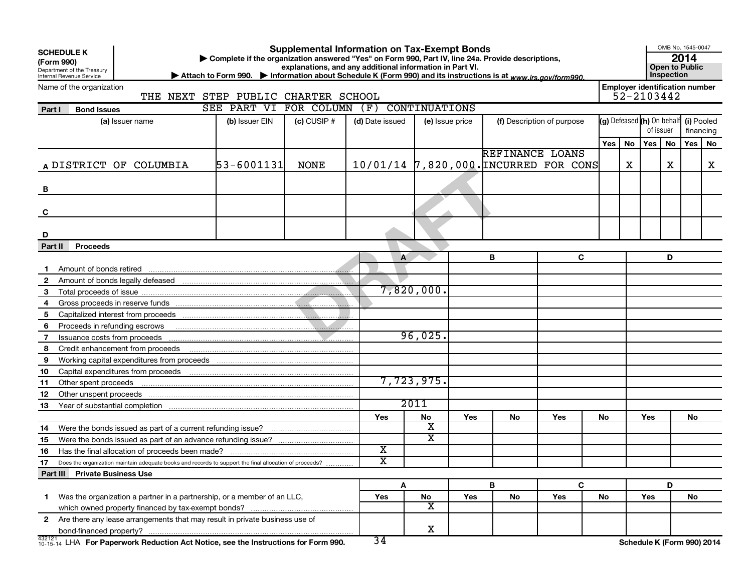**SCHEDULE K (Form 990)**
Department of the Treasury
Internal Revenue Service

# Supplemental Information on Tax-Exempt Bonds

▶ Complete if the organization answered "Yes" on Form 990, Part IV, line 24a. Provide descriptions, explanations, and any additional information in Part VI.
▶ Attach to Form 990. ▶ Information about Schedule K (Form 990) and its instructions is at www.irs.gov/form990.

OMB No. 1545-0047
**2014**
**Open to Public Inspection**

Name of the organization: THE NEXT STEP PUBLIC CHARTER SCHOOL
Employer identification number: 52-2103442

SEE PART VI FOR COLUMN (F) CONTINUATIONS

## Part I Bond Issues

| | (a) Issuer name | (b) Issuer EIN | (c) CUSIP # | (d) Date issued | (e) Issue price | (f) Description of purpose | (g) Defeased Yes | (g) Defeased No | (h) On behalf of issuer Yes | (h) On behalf of issuer No | (i) Pooled financing Yes | (i) Pooled financing No |
|---|---|---|---|---|---|---|---|---|---|---|---|---|
| A | DISTRICT OF COLUMBIA | 53-6001131 | NONE | 10/01/14 | 7,820,000. | REFINANCE LOANS INCURRED FOR CONS | | X | | X | | X |
| B | | | | | | | | | | | | |
| C | | | | | | | | | | | | |
| D | | | | | | | | | | | | |

## Part II Proceeds

| | | A | B | C | D |
|---|---|---|---|---|---|
| 1 | Amount of bonds retired | | | | |
| 2 | Amount of bonds legally defeased | | | | |
| 3 | Total proceeds of issue | 7,820,000. | | | |
| 4 | Gross proceeds in reserve funds | | | | |
| 5 | Capitalized interest from proceeds | | | | |
| 6 | Proceeds in refunding escrows | | | | |
| 7 | Issuance costs from proceeds | 96,025. | | | |
| 8 | Credit enhancement from proceeds | | | | |
| 9 | Working capital expenditures from proceeds | | | | |
| 10 | Capital expenditures from proceeds | | | | |
| 11 | Other spent proceeds | 7,723,975. | | | |
| 12 | Other unspent proceeds | | | | |
| 13 | Year of substantial completion | 2011 | | | |

| | | A Yes | A No | B Yes | B No | C Yes | C No | D Yes | D No |
|---|---|---|---|---|---|---|---|---|---|
| 14 | Were the bonds issued as part of a current refunding issue? | | X | | | | | | |
| 15 | Were the bonds issued as part of an advance refunding issue? | | X | | | | | | |
| 16 | Has the final allocation of proceeds been made? | X | | | | | | | |
| 17 | Does the organization maintain adequate books and records to support the final allocation of proceeds? | X | | | | | | | |

## Part III Private Business Use

| | | A Yes | A No | B Yes | B No | C Yes | C No | D Yes | D No |
|---|---|---|---|---|---|---|---|---|---|
| 1 | Was the organization a partner in a partnership, or a member of an LLC, which owned property financed by tax-exempt bonds? | | X | | | | | | |
| 2 | Are there any lease arrangements that may result in private business use of bond-financed property? | | X | | | | | | |

432121 10-15-14 LHA **For Paperwork Reduction Act Notice, see the Instructions for Form 990.** **Schedule K (Form 990) 2014**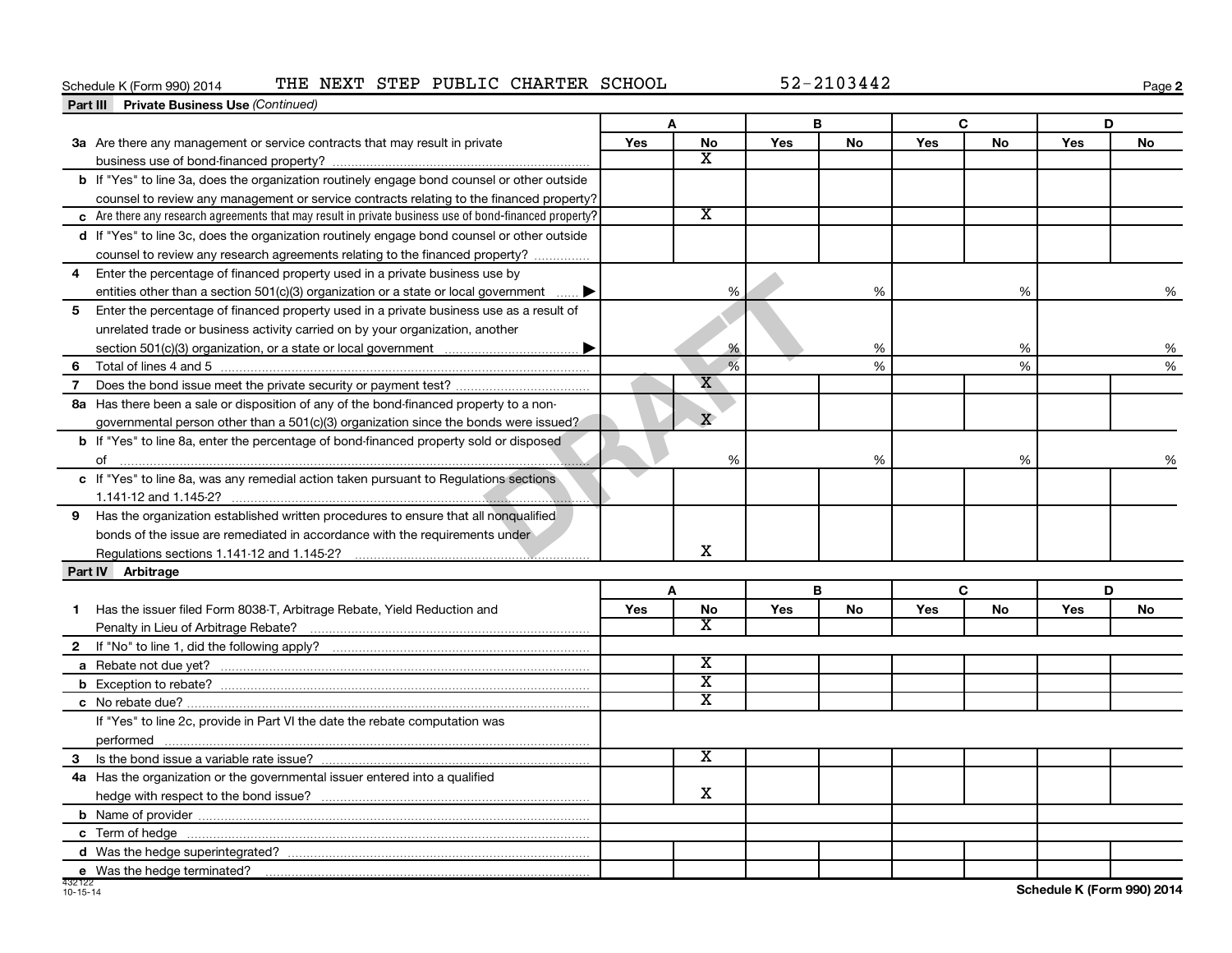Schedule K (Form 990) 2014 THE NEXT STEP PUBLIC CHARTER SCHOOL 52-2103442 Page 2

**Part III Private Business Use** *(Continued)*

| | A | | B | | C | | D | |
|---|---|---|---|---|---|---|---|---|
| | Yes | No | Yes | No | Yes | No | Yes | No |
| **3a** Are there any management or service contracts that may result in private business use of bond-financed property? | | X | | | | | | |
| **b** If "Yes" to line 3a, does the organization routinely engage bond counsel or other outside counsel to review any management or service contracts relating to the financed property? | | | | | | | | |
| **c** Are there any research agreements that may result in private business use of bond-financed property? | | X | | | | | | |
| **d** If "Yes" to line 3c, does the organization routinely engage bond counsel or other outside counsel to review any research agreements relating to the financed property? | | | | | | | | |
| **4** Enter the percentage of financed property used in a private business use by entities other than a section 501(c)(3) organization or a state or local government ▶ | | % | | % | | % | | % |
| **5** Enter the percentage of financed property used in a private business use as a result of unrelated trade or business activity carried on by your organization, another section 501(c)(3) organization, or a state or local government ▶ | | % | | % | | % | | % |
| **6** Total of lines 4 and 5 | | % | | % | | % | | % |
| **7** Does the bond issue meet the private security or payment test? | | X | | | | | | |
| **8a** Has there been a sale or disposition of any of the bond-financed property to a non-governmental person other than a 501(c)(3) organization since the bonds were issued? | | X | | | | | | |
| **b** If "Yes" to line 8a, enter the percentage of bond-financed property sold or disposed of | | % | | % | | % | | % |
| **c** If "Yes" to line 8a, was any remedial action taken pursuant to Regulations sections 1.141-12 and 1.145-2? | | | | | | | | |
| **9** Has the organization established written procedures to ensure that all nonqualified bonds of the issue are remediated in accordance with the requirements under Regulations sections 1.141-12 and 1.145-2? | | X | | | | | | |

**Part IV Arbitrage**

| | A | | B | | C | | D | |
|---|---|---|---|---|---|---|---|---|
| | Yes | No | Yes | No | Yes | No | Yes | No |
| **1** Has the issuer filed Form 8038-T, Arbitrage Rebate, Yield Reduction and Penalty in Lieu of Arbitrage Rebate? | | X | | | | | | |
| **2** If "No" to line 1, did the following apply? | | | | | | | | |
| **a** Rebate not due yet? | | X | | | | | | |
| **b** Exception to rebate? | | X | | | | | | |
| **c** No rebate due? | | X | | | | | | |
| If "Yes" to line 2c, provide in Part VI the date the rebate computation was performed | | | | | | | | |
| **3** Is the bond issue a variable rate issue? | | X | | | | | | |
| **4a** Has the organization or the governmental issuer entered into a qualified hedge with respect to the bond issue? | | X | | | | | | |
| **b** Name of provider | | | | | | | | |
| **c** Term of hedge | | | | | | | | |
| **d** Was the hedge superintegrated? | | | | | | | | |
| **e** Was the hedge terminated? | | | | | | | | |

432122 10-15-14

Schedule K (Form 990) 2014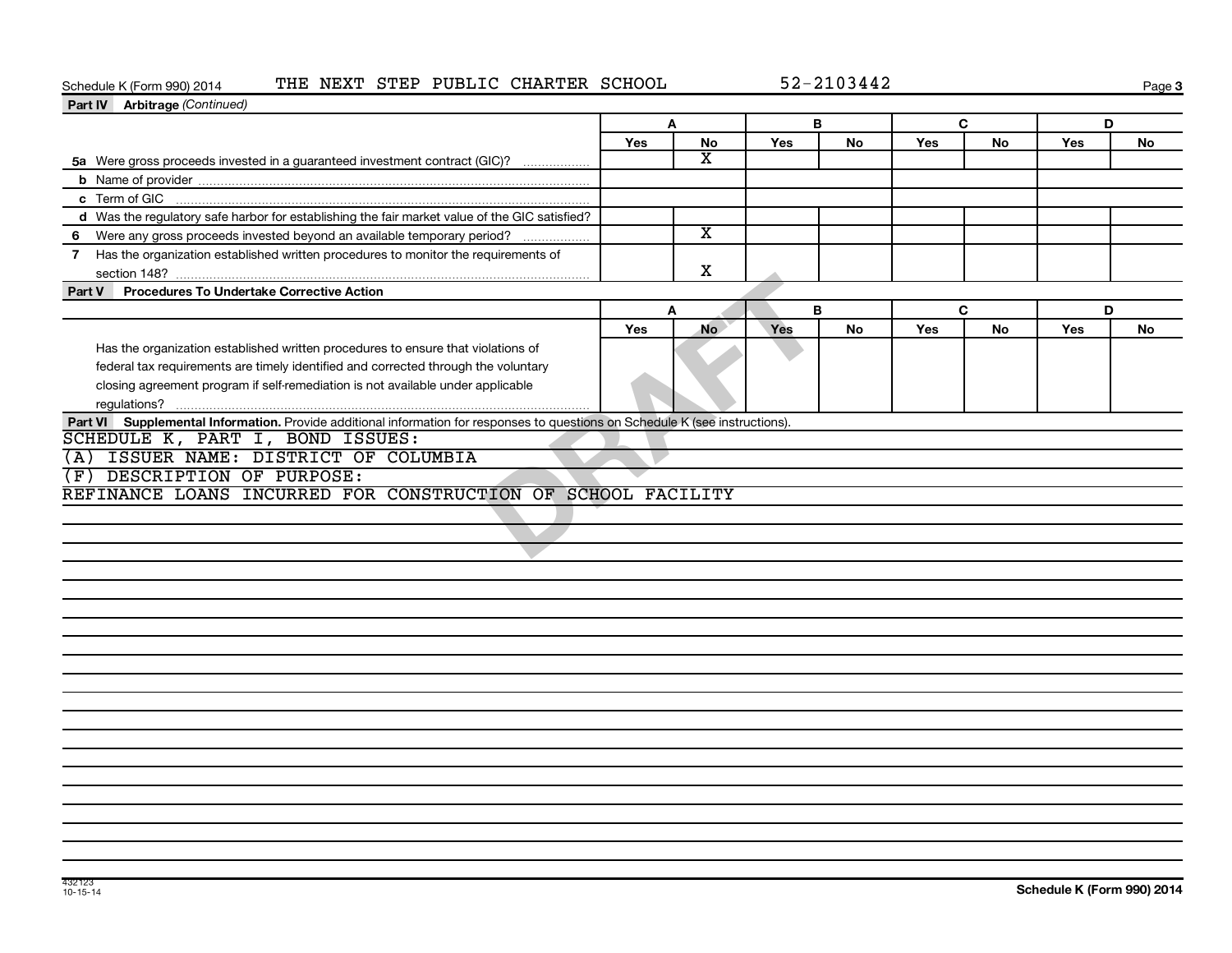Schedule K (Form 990) 2014 THE NEXT STEP PUBLIC CHARTER SCHOOL 52-2103442

**Part IV Arbitrage** *(Continued)*

| | A | | B | | C | | D | |
|---|---|---|---|---|---|---|---|---|
| | Yes | No | Yes | No | Yes | No | Yes | No |
| **5a** Were gross proceeds invested in a guaranteed investment contract (GIC)? | | X | | | | | | |
| **b** Name of provider | | | | | | | | |
| **c** Term of GIC | | | | | | | | |
| **d** Was the regulatory safe harbor for establishing the fair market value of the GIC satisfied? | | | | | | | | |
| **6** Were any gross proceeds invested beyond an available temporary period? | | X | | | | | | |
| **7** Has the organization established written procedures to monitor the requirements of section 148? | | X | | | | | | |

**Part V Procedures To Undertake Corrective Action**

| | A | | B | | C | | D | |
|---|---|---|---|---|---|---|---|---|
| | Yes | No | Yes | No | Yes | No | Yes | No |
| Has the organization established written procedures to ensure that violations of federal tax requirements are timely identified and corrected through the voluntary closing agreement program if self-remediation is not available under applicable regulations? | | | | | | | | |

**Part VI Supplemental Information.** Provide additional information for responses to questions on Schedule K (see instructions).

SCHEDULE K, PART I, BOND ISSUES:

(A) ISSUER NAME: DISTRICT OF COLUMBIA

(F) DESCRIPTION OF PURPOSE:

REFINANCE LOANS INCURRED FOR CONSTRUCTION OF SCHOOL FACILITY

DRAFT

432123 10-15-14

Schedule K (Form 990) 2014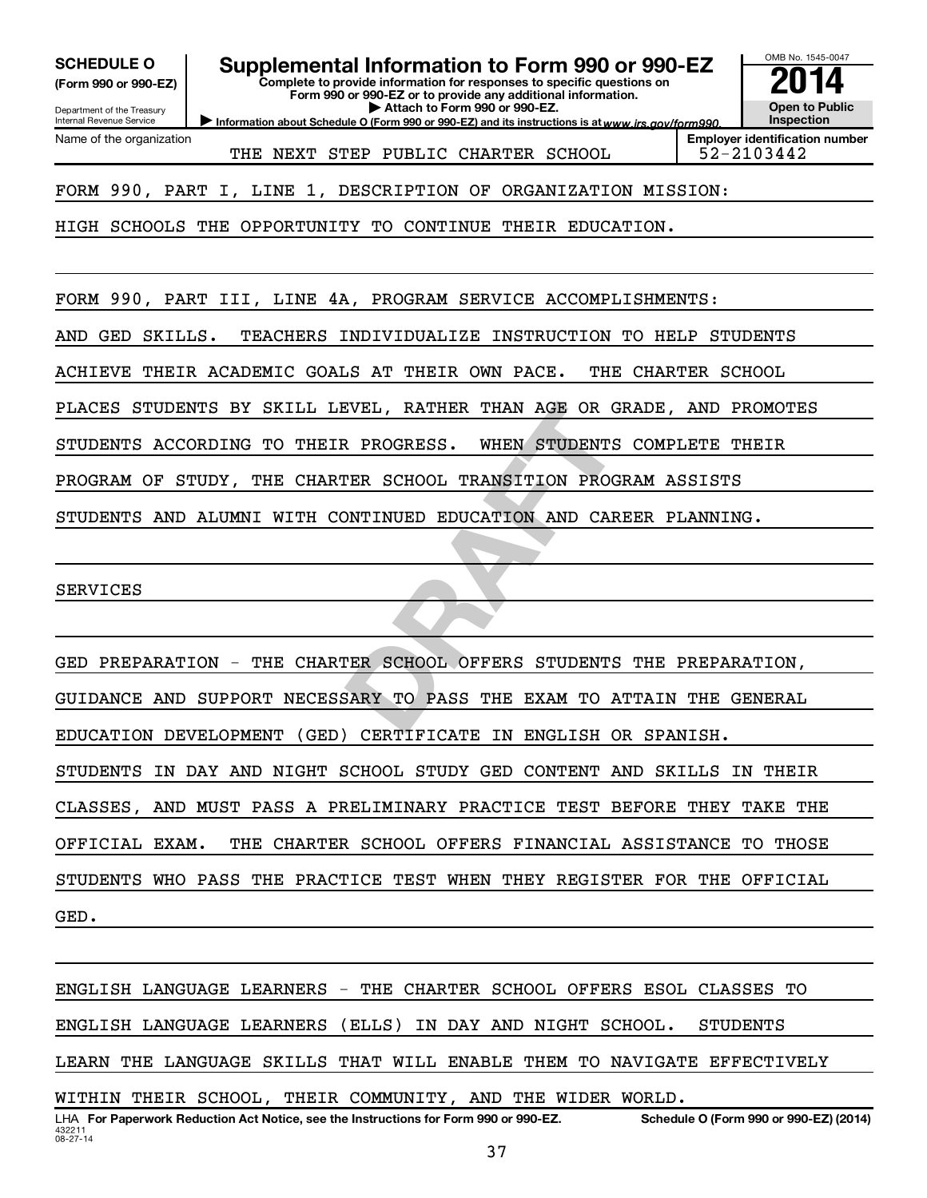**SCHEDULE O** (Form 990 or 990-EZ)

Department of the Treasury
Internal Revenue Service

# Supplemental Information to Form 990 or 990-EZ

**Complete to provide information for responses to specific questions on Form 990 or 990-EZ or to provide any additional information.**
▶ **Attach to Form 990 or 990-EZ.**
▶ **Information about Schedule O (Form 990 or 990-EZ) and its instructions is at** *www.irs.gov/form990.*

OMB No. 1545-0047
**2014**
**Open to Public Inspection**

Name of the organization: THE NEXT STEP PUBLIC CHARTER SCHOOL
Employer identification number: 52-2103442

FORM 990, PART I, LINE 1, DESCRIPTION OF ORGANIZATION MISSION:

HIGH SCHOOLS THE OPPORTUNITY TO CONTINUE THEIR EDUCATION.

FORM 990, PART III, LINE 4A, PROGRAM SERVICE ACCOMPLISHMENTS:

AND GED SKILLS. TEACHERS INDIVIDUALIZE INSTRUCTION TO HELP STUDENTS ACHIEVE THEIR ACADEMIC GOALS AT THEIR OWN PACE. THE CHARTER SCHOOL PLACES STUDENTS BY SKILL LEVEL, RATHER THAN AGE OR GRADE, AND PROMOTES STUDENTS ACCORDING TO THEIR PROGRESS. WHEN STUDENTS COMPLETE THEIR PROGRAM OF STUDY, THE CHARTER SCHOOL TRANSITION PROGRAM ASSISTS STUDENTS AND ALUMNI WITH CONTINUED EDUCATION AND CAREER PLANNING.

SERVICES

GED PREPARATION - THE CHARTER SCHOOL OFFERS STUDENTS THE PREPARATION, GUIDANCE AND SUPPORT NECESSARY TO PASS THE EXAM TO ATTAIN THE GENERAL EDUCATION DEVELOPMENT (GED) CERTIFICATE IN ENGLISH OR SPANISH. STUDENTS IN DAY AND NIGHT SCHOOL STUDY GED CONTENT AND SKILLS IN THEIR CLASSES, AND MUST PASS A PRELIMINARY PRACTICE TEST BEFORE THEY TAKE THE OFFICIAL EXAM. THE CHARTER SCHOOL OFFERS FINANCIAL ASSISTANCE TO THOSE STUDENTS WHO PASS THE PRACTICE TEST WHEN THEY REGISTER FOR THE OFFICIAL GED.

ENGLISH LANGUAGE LEARNERS - THE CHARTER SCHOOL OFFERS ESOL CLASSES TO ENGLISH LANGUAGE LEARNERS (ELLS) IN DAY AND NIGHT SCHOOL. STUDENTS LEARN THE LANGUAGE SKILLS THAT WILL ENABLE THEM TO NAVIGATE EFFECTIVELY WITHIN THEIR SCHOOL, THEIR COMMUNITY, AND THE WIDER WORLD.

LHA **For Paperwork Reduction Act Notice, see the Instructions for Form 990 or 990-EZ.** **Schedule O (Form 990 or 990-EZ) (2014)**
432211
08-27-14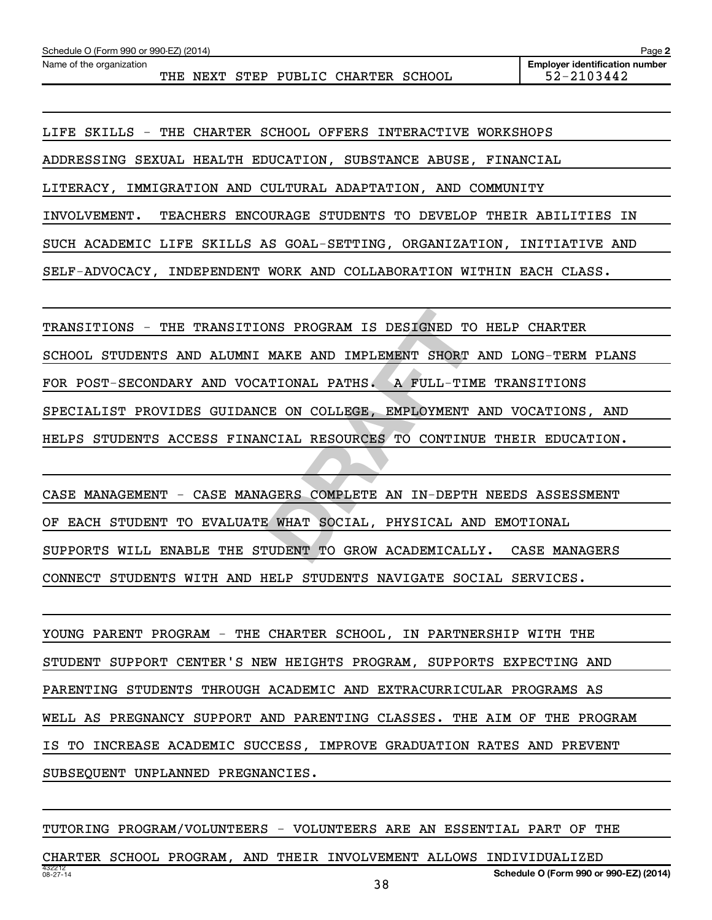Schedule O (Form 990 or 990-EZ) (2014)

Name of the organization: THE NEXT STEP PUBLIC CHARTER SCHOOL

Employer identification number: 52-2103442

LIFE SKILLS - THE CHARTER SCHOOL OFFERS INTERACTIVE WORKSHOPS ADDRESSING SEXUAL HEALTH EDUCATION, SUBSTANCE ABUSE, FINANCIAL LITERACY, IMMIGRATION AND CULTURAL ADAPTATION, AND COMMUNITY INVOLVEMENT. TEACHERS ENCOURAGE STUDENTS TO DEVELOP THEIR ABILITIES IN SUCH ACADEMIC LIFE SKILLS AS GOAL-SETTING, ORGANIZATION, INITIATIVE AND SELF-ADVOCACY, INDEPENDENT WORK AND COLLABORATION WITHIN EACH CLASS.

TRANSITIONS - THE TRANSITIONS PROGRAM IS DESIGNED TO HELP CHARTER SCHOOL STUDENTS AND ALUMNI MAKE AND IMPLEMENT SHORT AND LONG-TERM PLANS FOR POST-SECONDARY AND VOCATIONAL PATHS. A FULL-TIME TRANSITIONS SPECIALIST PROVIDES GUIDANCE ON COLLEGE, EMPLOYMENT AND VOCATIONS, AND HELPS STUDENTS ACCESS FINANCIAL RESOURCES TO CONTINUE THEIR EDUCATION.

CASE MANAGEMENT - CASE MANAGERS COMPLETE AN IN-DEPTH NEEDS ASSESSMENT OF EACH STUDENT TO EVALUATE WHAT SOCIAL, PHYSICAL AND EMOTIONAL SUPPORTS WILL ENABLE THE STUDENT TO GROW ACADEMICALLY. CASE MANAGERS CONNECT STUDENTS WITH AND HELP STUDENTS NAVIGATE SOCIAL SERVICES.

YOUNG PARENT PROGRAM - THE CHARTER SCHOOL, IN PARTNERSHIP WITH THE STUDENT SUPPORT CENTER'S NEW HEIGHTS PROGRAM, SUPPORTS EXPECTING AND PARENTING STUDENTS THROUGH ACADEMIC AND EXTRACURRICULAR PROGRAMS AS WELL AS PREGNANCY SUPPORT AND PARENTING CLASSES. THE AIM OF THE PROGRAM IS TO INCREASE ACADEMIC SUCCESS, IMPROVE GRADUATION RATES AND PREVENT SUBSEQUENT UNPLANNED PREGNANCIES.

TUTORING PROGRAM/VOLUNTEERS - VOLUNTEERS ARE AN ESSENTIAL PART OF THE CHARTER SCHOOL PROGRAM, AND THEIR INVOLVEMENT ALLOWS INDIVIDUALIZED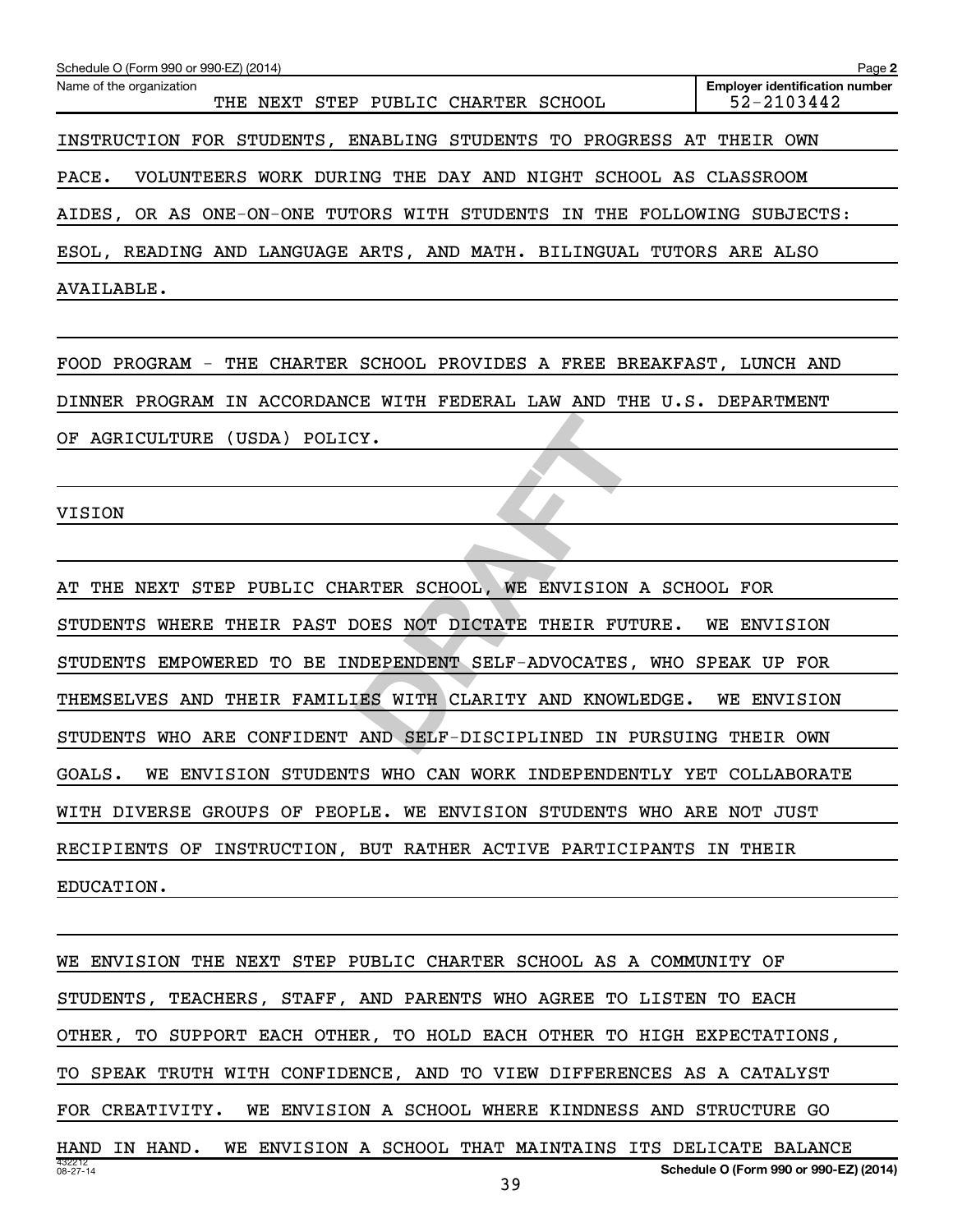Schedule O (Form 990 or 990-EZ) (2014)

Name of the organization: THE NEXT STEP PUBLIC CHARTER SCHOOL

Employer identification number: 52-2103442

INSTRUCTION FOR STUDENTS, ENABLING STUDENTS TO PROGRESS AT THEIR OWN PACE. VOLUNTEERS WORK DURING THE DAY AND NIGHT SCHOOL AS CLASSROOM AIDES, OR AS ONE-ON-ONE TUTORS WITH STUDENTS IN THE FOLLOWING SUBJECTS: ESOL, READING AND LANGUAGE ARTS, AND MATH. BILINGUAL TUTORS ARE ALSO AVAILABLE.

FOOD PROGRAM - THE CHARTER SCHOOL PROVIDES A FREE BREAKFAST, LUNCH AND DINNER PROGRAM IN ACCORDANCE WITH FEDERAL LAW AND THE U.S. DEPARTMENT OF AGRICULTURE (USDA) POLICY.

VISION

AT THE NEXT STEP PUBLIC CHARTER SCHOOL, WE ENVISION A SCHOOL FOR STUDENTS WHERE THEIR PAST DOES NOT DICTATE THEIR FUTURE. WE ENVISION STUDENTS EMPOWERED TO BE INDEPENDENT SELF-ADVOCATES, WHO SPEAK UP FOR THEMSELVES AND THEIR FAMILIES WITH CLARITY AND KNOWLEDGE. WE ENVISION STUDENTS WHO ARE CONFIDENT AND SELF-DISCIPLINED IN PURSUING THEIR OWN GOALS. WE ENVISION STUDENTS WHO CAN WORK INDEPENDENTLY YET COLLABORATE WITH DIVERSE GROUPS OF PEOPLE. WE ENVISION STUDENTS WHO ARE NOT JUST RECIPIENTS OF INSTRUCTION, BUT RATHER ACTIVE PARTICIPANTS IN THEIR EDUCATION.

WE ENVISION THE NEXT STEP PUBLIC CHARTER SCHOOL AS A COMMUNITY OF STUDENTS, TEACHERS, STAFF, AND PARENTS WHO AGREE TO LISTEN TO EACH OTHER, TO SUPPORT EACH OTHER, TO HOLD EACH OTHER TO HIGH EXPECTATIONS, TO SPEAK TRUTH WITH CONFIDENCE, AND TO VIEW DIFFERENCES AS A CATALYST FOR CREATIVITY. WE ENVISION A SCHOOL WHERE KINDNESS AND STRUCTURE GO HAND IN HAND. WE ENVISION A SCHOOL THAT MAINTAINS ITS DELICATE BALANCE

Schedule O (Form 990 or 990-EZ) (2014)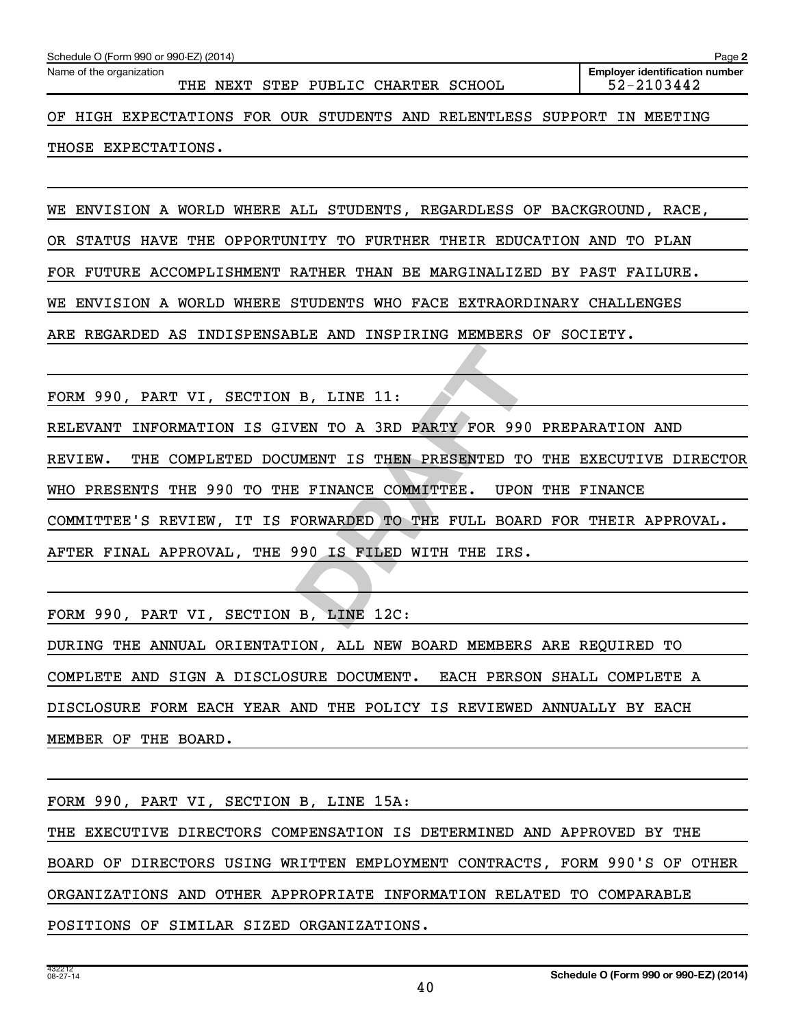Schedule O (Form 990 or 990-EZ) (2014) Page **2**

Name of the organization: THE NEXT STEP PUBLIC CHARTER SCHOOL

**Employer identification number**: 52-2103442

OF HIGH EXPECTATIONS FOR OUR STUDENTS AND RELENTLESS SUPPORT IN MEETING THOSE EXPECTATIONS.

WE ENVISION A WORLD WHERE ALL STUDENTS, REGARDLESS OF BACKGROUND, RACE, OR STATUS HAVE THE OPPORTUNITY TO FURTHER THEIR EDUCATION AND TO PLAN FOR FUTURE ACCOMPLISHMENT RATHER THAN BE MARGINALIZED BY PAST FAILURE. WE ENVISION A WORLD WHERE STUDENTS WHO FACE EXTRAORDINARY CHALLENGES ARE REGARDED AS INDISPENSABLE AND INSPIRING MEMBERS OF SOCIETY.

FORM 990, PART VI, SECTION B, LINE 11:

RELEVANT INFORMATION IS GIVEN TO A 3RD PARTY FOR 990 PREPARATION AND REVIEW. THE COMPLETED DOCUMENT IS THEN PRESENTED TO THE EXECUTIVE DIRECTOR WHO PRESENTS THE 990 TO THE FINANCE COMMITTEE. UPON THE FINANCE COMMITTEE'S REVIEW, IT IS FORWARDED TO THE FULL BOARD FOR THEIR APPROVAL. AFTER FINAL APPROVAL, THE 990 IS FILED WITH THE IRS.

FORM 990, PART VI, SECTION B, LINE 12C:

DURING THE ANNUAL ORIENTATION, ALL NEW BOARD MEMBERS ARE REQUIRED TO COMPLETE AND SIGN A DISCLOSURE DOCUMENT. EACH PERSON SHALL COMPLETE A DISCLOSURE FORM EACH YEAR AND THE POLICY IS REVIEWED ANNUALLY BY EACH MEMBER OF THE BOARD.

FORM 990, PART VI, SECTION B, LINE 15A:

THE EXECUTIVE DIRECTORS COMPENSATION IS DETERMINED AND APPROVED BY THE BOARD OF DIRECTORS USING WRITTEN EMPLOYMENT CONTRACTS, FORM 990'S OF OTHER ORGANIZATIONS AND OTHER APPROPRIATE INFORMATION RELATED TO COMPARABLE POSITIONS OF SIMILAR SIZED ORGANIZATIONS.

432212 08-27-14 **Schedule O (Form 990 or 990-EZ) (2014)**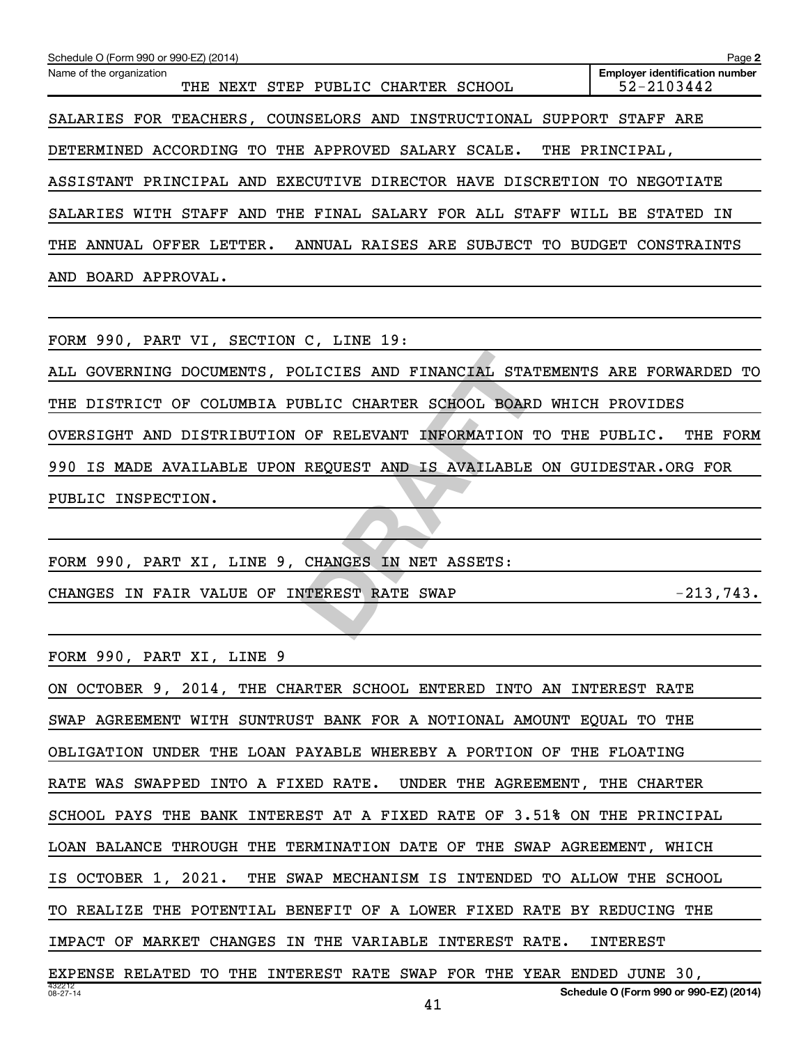Schedule O (Form 990 or 990-EZ) (2014)

Name of the organization: THE NEXT STEP PUBLIC CHARTER SCHOOL

Employer identification number: 52-2103442

SALARIES FOR TEACHERS, COUNSELORS AND INSTRUCTIONAL SUPPORT STAFF ARE DETERMINED ACCORDING TO THE APPROVED SALARY SCALE. THE PRINCIPAL, ASSISTANT PRINCIPAL AND EXECUTIVE DIRECTOR HAVE DISCRETION TO NEGOTIATE SALARIES WITH STAFF AND THE FINAL SALARY FOR ALL STAFF WILL BE STATED IN THE ANNUAL OFFER LETTER. ANNUAL RAISES ARE SUBJECT TO BUDGET CONSTRAINTS AND BOARD APPROVAL.

FORM 990, PART VI, SECTION C, LINE 19:

ALL GOVERNING DOCUMENTS, POLICIES AND FINANCIAL STATEMENTS ARE FORWARDED TO THE DISTRICT OF COLUMBIA PUBLIC CHARTER SCHOOL BOARD WHICH PROVIDES OVERSIGHT AND DISTRIBUTION OF RELEVANT INFORMATION TO THE PUBLIC. THE FORM 990 IS MADE AVAILABLE UPON REQUEST AND IS AVAILABLE ON GUIDESTAR.ORG FOR PUBLIC INSPECTION.

FORM 990, PART XI, LINE 9, CHANGES IN NET ASSETS:

| | |
|---|---|
| CHANGES IN FAIR VALUE OF INTEREST RATE SWAP | -213,743. |

FORM 990, PART XI, LINE 9

ON OCTOBER 9, 2014, THE CHARTER SCHOOL ENTERED INTO AN INTEREST RATE SWAP AGREEMENT WITH SUNTRUST BANK FOR A NOTIONAL AMOUNT EQUAL TO THE OBLIGATION UNDER THE LOAN PAYABLE WHEREBY A PORTION OF THE FLOATING RATE WAS SWAPPED INTO A FIXED RATE. UNDER THE AGREEMENT, THE CHARTER SCHOOL PAYS THE BANK INTEREST AT A FIXED RATE OF 3.51% ON THE PRINCIPAL LOAN BALANCE THROUGH THE TERMINATION DATE OF THE SWAP AGREEMENT, WHICH IS OCTOBER 1, 2021. THE SWAP MECHANISM IS INTENDED TO ALLOW THE SCHOOL TO REALIZE THE POTENTIAL BENEFIT OF A LOWER FIXED RATE BY REDUCING THE IMPACT OF MARKET CHANGES IN THE VARIABLE INTEREST RATE. INTEREST EXPENSE RELATED TO THE INTEREST RATE SWAP FOR THE YEAR ENDED JUNE 30,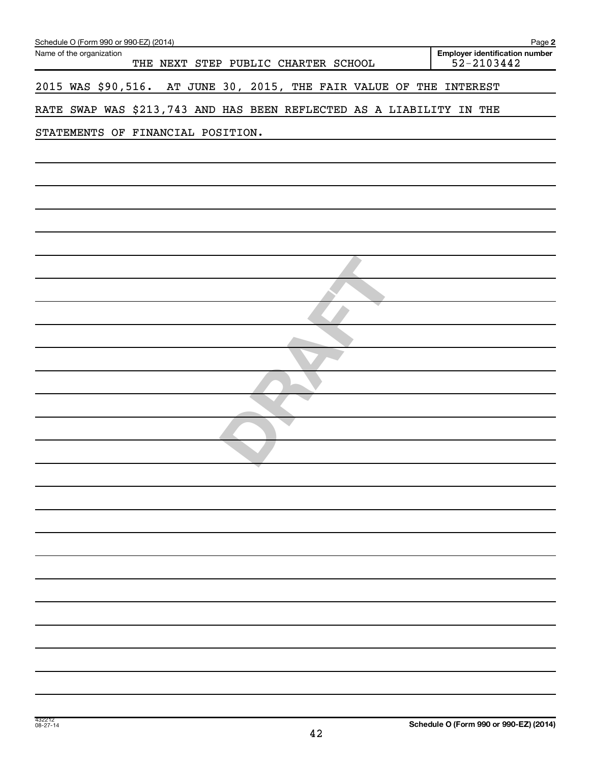Schedule O (Form 990 or 990-EZ) (2014) Page **2**

Name of the organization: THE NEXT STEP PUBLIC CHARTER SCHOOL

**Employer identification number** 52-2103442

2015 WAS $90,516. AT JUNE 30, 2015, THE FAIR VALUE OF THE INTEREST RATE SWAP WAS $213,743 AND HAS BEEN REFLECTED AS A LIABILITY IN THE STATEMENTS OF FINANCIAL POSITION.

DRAFT

432212 08-27-14

**Schedule O (Form 990 or 990-EZ) (2014)**